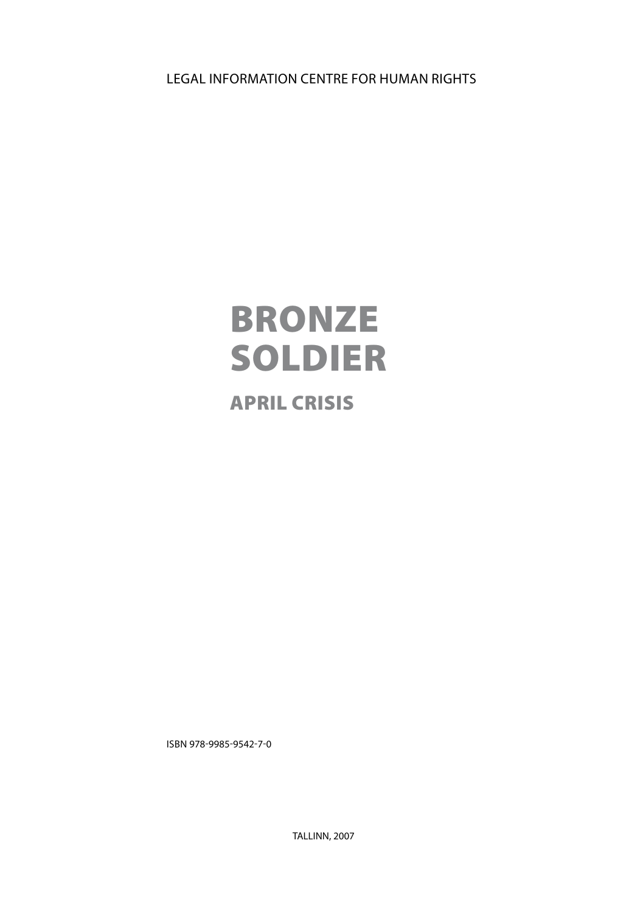LEGAL INFORMATION CENTRE FOR HUMAN RIGHTS

# BRONZE SOLDIER

## APRIL CRISIS

ISBN 978-9985-9542-7-0

TALLINN, 2007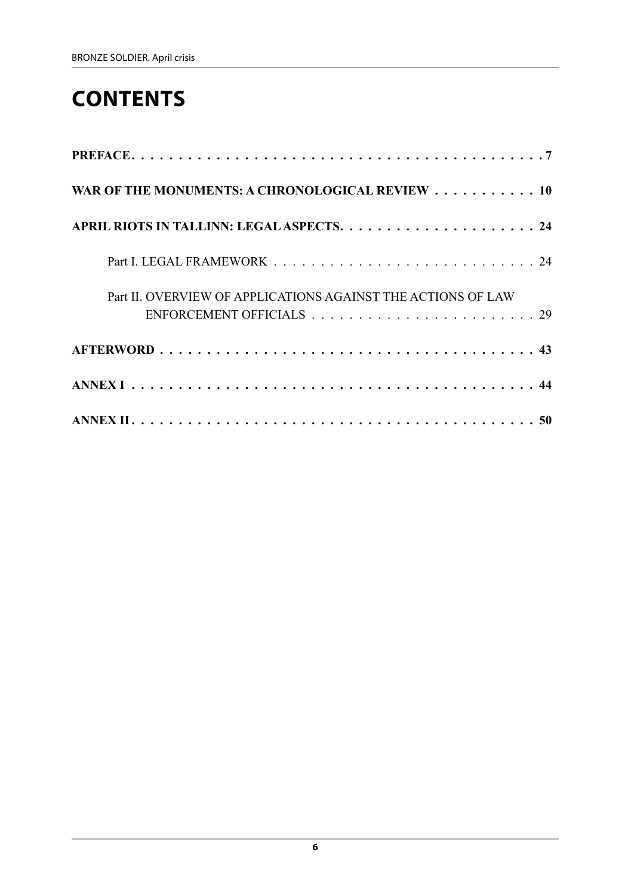# CONTENTS

**PREFACE . . . 7**

**WAR OF THE MONUMENTS: A CHRONOLOGICAL REVIEW . . . 10**

**APRIL RIOTS IN TALLINN: LEGAL ASPECTS . . . 24**

- Part I. LEGAL FRAMEWORK . . . 24
- Part II. OVERVIEW OF APPLICATIONS AGAINST THE ACTIONS OF LAW ENFORCEMENT OFFICIALS . . . 29

**AFTERWORD . . . 43**

**ANNEX I . . . 44**

**ANNEX II . . . 50**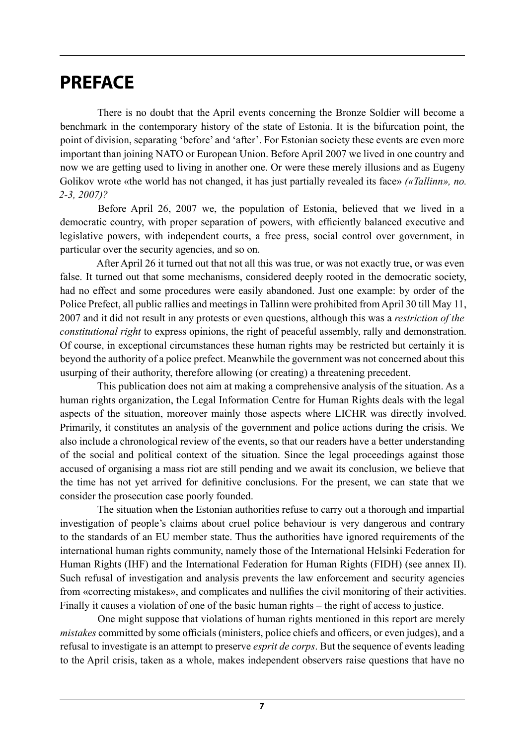# PREFACE

There is no doubt that the April events concerning the Bronze Soldier will become a benchmark in the contemporary history of the state of Estonia. It is the bifurcation point, the point of division, separating 'before' and 'after'. For Estonian society these events are even more important than joining NATO or European Union. Before April 2007 we lived in one country and now we are getting used to living in another one. Or were these merely illusions and as Eugeny Golikov wrote «the world has not changed, it has just partially revealed its face» *(«Tallinn», no. 2-3, 2007)?*

Before April 26, 2007 we, the population of Estonia, believed that we lived in a democratic country, with proper separation of powers, with efficiently balanced executive and legislative powers, with independent courts, a free press, social control over government, in particular over the security agencies, and so on.

After April 26 it turned out that not all this was true, or was not exactly true, or was even false. It turned out that some mechanisms, considered deeply rooted in the democratic society, had no effect and some procedures were easily abandoned. Just one example: by order of the Police Prefect, all public rallies and meetings in Tallinn were prohibited from April 30 till May 11, 2007 and it did not result in any protests or even questions, although this was a *restriction of the constitutional right* to express opinions, the right of peaceful assembly, rally and demonstration. Of course, in exceptional circumstances these human rights may be restricted but certainly it is beyond the authority of a police prefect. Meanwhile the government was not concerned about this usurping of their authority, therefore allowing (or creating) a threatening precedent.

This publication does not aim at making a comprehensive analysis of the situation. As a human rights organization, the Legal Information Centre for Human Rights deals with the legal aspects of the situation, moreover mainly those aspects where LICHR was directly involved. Primarily, it constitutes an analysis of the government and police actions during the crisis. We also include a chronological review of the events, so that our readers have a better understanding of the social and political context of the situation. Since the legal proceedings against those accused of organising a mass riot are still pending and we await its conclusion, we believe that the time has not yet arrived for definitive conclusions. For the present, we can state that we consider the prosecution case poorly founded.

The situation when the Estonian authorities refuse to carry out a thorough and impartial investigation of people's claims about cruel police behaviour is very dangerous and contrary to the standards of an EU member state. Thus the authorities have ignored requirements of the international human rights community, namely those of the International Helsinki Federation for Human Rights (IHF) and the International Federation for Human Rights (FIDH) (see annex II). Such refusal of investigation and analysis prevents the law enforcement and security agencies from «correcting mistakes», and complicates and nullifies the civil monitoring of their activities. Finally it causes a violation of one of the basic human rights – the right of access to justice.

One might suppose that violations of human rights mentioned in this report are merely *mistakes* committed by some officials (ministers, police chiefs and officers, or even judges), and a refusal to investigate is an attempt to preserve *esprit de corps*. But the sequence of events leading to the April crisis, taken as a whole, makes independent observers raise questions that have no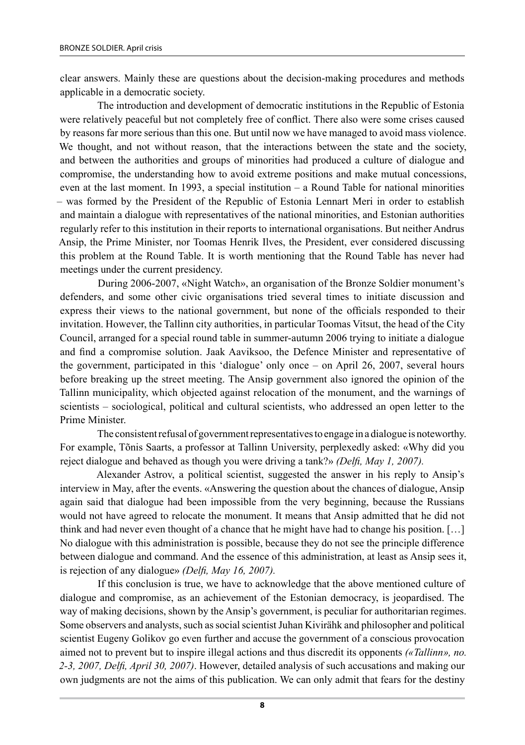clear answers. Mainly these are questions about the decision-making procedures and methods applicable in a democratic society.

The introduction and development of democratic institutions in the Republic of Estonia were relatively peaceful but not completely free of conflict. There also were some crises caused by reasons far more serious than this one. But until now we have managed to avoid mass violence. We thought, and not without reason, that the interactions between the state and the society, and between the authorities and groups of minorities had produced a culture of dialogue and compromise, the understanding how to avoid extreme positions and make mutual concessions, even at the last moment. In 1993, a special institution – a Round Table for national minorities – was formed by the President of the Republic of Estonia Lennart Meri in order to establish and maintain a dialogue with representatives of the national minorities, and Estonian authorities regularly refer to this institution in their reports to international organisations. But neither Andrus Ansip, the Prime Minister, nor Toomas Henrik Ilves, the President, ever considered discussing this problem at the Round Table. It is worth mentioning that the Round Table has never had meetings under the current presidency.

During 2006-2007, «Night Watch», an organisation of the Bronze Soldier monument's defenders, and some other civic organisations tried several times to initiate discussion and express their views to the national government, but none of the officials responded to their invitation. However, the Tallinn city authorities, in particular Toomas Vitsut, the head of the City Council, arranged for a special round table in summer-autumn 2006 trying to initiate a dialogue and find a compromise solution. Jaak Aaviksoo, the Defence Minister and representative of the government, participated in this 'dialogue' only once – on April 26, 2007, several hours before breaking up the street meeting. The Ansip government also ignored the opinion of the Tallinn municipality, which objected against relocation of the monument, and the warnings of scientists – sociological, political and cultural scientists, who addressed an open letter to the Prime Minister.

The consistent refusal of government representatives to engage in a dialogue is noteworthy. For example, Tõnis Saarts, a professor at Tallinn University, perplexedly asked: «Why did you reject dialogue and behaved as though you were driving a tank?» *(Delfi, May 1, 2007).*

Alexander Astrov, a political scientist, suggested the answer in his reply to Ansip's interview in May, after the events. «Answering the question about the chances of dialogue, Ansip again said that dialogue had been impossible from the very beginning, because the Russians would not have agreed to relocate the monument. It means that Ansip admitted that he did not think and had never even thought of a chance that he might have had to change his position. […] No dialogue with this administration is possible, because they do not see the principle difference between dialogue and command. And the essence of this administration, at least as Ansip sees it, is rejection of any dialogue» *(Delfi, May 16, 2007).*

If this conclusion is true, we have to acknowledge that the above mentioned culture of dialogue and compromise, as an achievement of the Estonian democracy, is jeopardised. The way of making decisions, shown by the Ansip's government, is peculiar for authoritarian regimes. Some observers and analysts, such as social scientist Juhan Kivirähk and philosopher and political scientist Eugeny Golikov go even further and accuse the government of a conscious provocation aimed not to prevent but to inspire illegal actions and thus discredit its opponents *(«Tallinn», no. 2-3, 2007, Delfi, April 30, 2007)*. However, detailed analysis of such accusations and making our own judgments are not the aims of this publication. We can only admit that fears for the destiny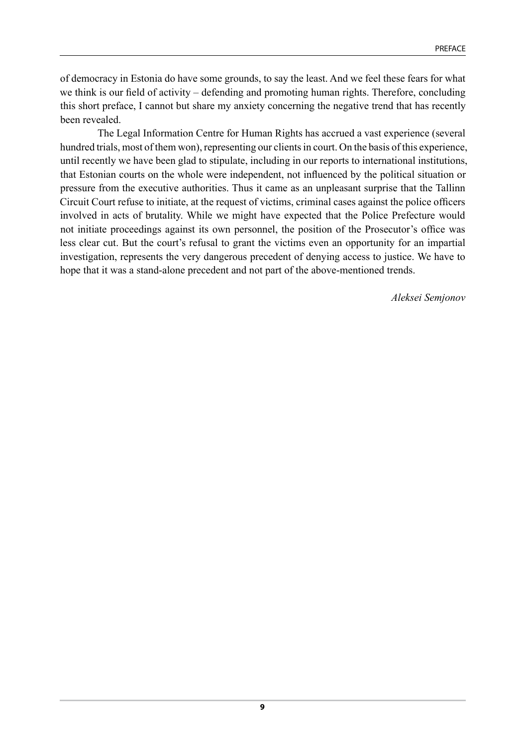of democracy in Estonia do have some grounds, to say the least. And we feel these fears for what we think is our field of activity – defending and promoting human rights. Therefore, concluding this short preface, I cannot but share my anxiety concerning the negative trend that has recently been revealed.

The Legal Information Centre for Human Rights has accrued a vast experience (several hundred trials, most of them won), representing our clients in court. On the basis of this experience, until recently we have been glad to stipulate, including in our reports to international institutions, that Estonian courts on the whole were independent, not influenced by the political situation or pressure from the executive authorities. Thus it came as an unpleasant surprise that the Tallinn Circuit Court refuse to initiate, at the request of victims, criminal cases against the police officers involved in acts of brutality. While we might have expected that the Police Prefecture would not initiate proceedings against its own personnel, the position of the Prosecutor's office was less clear cut. But the court's refusal to grant the victims even an opportunity for an impartial investigation, represents the very dangerous precedent of denying access to justice. We have to hope that it was a stand-alone precedent and not part of the above-mentioned trends.

*Aleksei Semjonov*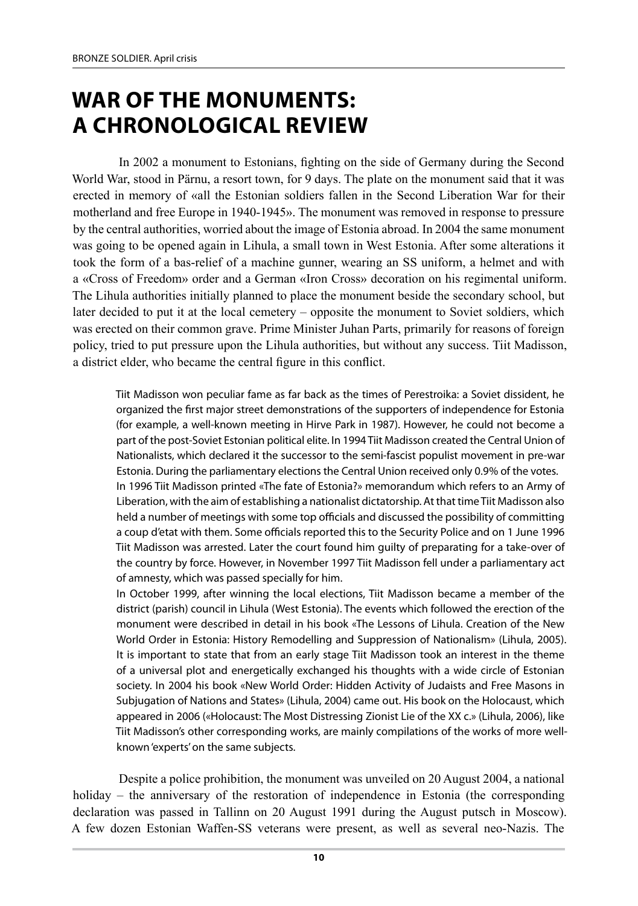# WAR OF THE MONUMENTS: A CHRONOLOGICAL REVIEW

In 2002 a monument to Estonians, fighting on the side of Germany during the Second World War, stood in Pärnu, a resort town, for 9 days. The plate on the monument said that it was erected in memory of «all the Estonian soldiers fallen in the Second Liberation War for their motherland and free Europe in 1940-1945». The monument was removed in response to pressure by the central authorities, worried about the image of Estonia abroad. In 2004 the same monument was going to be opened again in Lihula, a small town in West Estonia. After some alterations it took the form of a bas-relief of a machine gunner, wearing an SS uniform, a helmet and with a «Cross of Freedom» order and a German «Iron Cross» decoration on his regimental uniform. The Lihula authorities initially planned to place the monument beside the secondary school, but later decided to put it at the local cemetery – opposite the monument to Soviet soldiers, which was erected on their common grave. Prime Minister Juhan Parts, primarily for reasons of foreign policy, tried to put pressure upon the Lihula authorities, but without any success. Tiit Madisson, a district elder, who became the central figure in this conflict.

> Tiit Madisson won peculiar fame as far back as the times of Perestroika: a Soviet dissident, he organized the first major street demonstrations of the supporters of independence for Estonia (for example, a well-known meeting in Hirve Park in 1987). However, he could not become a part of the post-Soviet Estonian political elite. In 1994 Tiit Madisson created the Central Union of Nationalists, which declared it the successor to the semi-fascist populist movement in pre-war Estonia. During the parliamentary elections the Central Union received only 0.9% of the votes.
>
> In 1996 Tiit Madisson printed «The fate of Estonia?» memorandum which refers to an Army of Liberation, with the aim of establishing a nationalist dictatorship. At that time Tiit Madisson also held a number of meetings with some top officials and discussed the possibility of committing a coup d'etat with them. Some officials reported this to the Security Police and on 1 June 1996 Tiit Madisson was arrested. Later the court found him guilty of preparating for a take-over of the country by force. However, in November 1997 Tiit Madisson fell under a parliamentary act of amnesty, which was passed specially for him.
>
> In October 1999, after winning the local elections, Tiit Madisson became a member of the district (parish) council in Lihula (West Estonia). The events which followed the erection of the monument were described in detail in his book «The Lessons of Lihula. Creation of the New World Order in Estonia: History Remodelling and Suppression of Nationalism» (Lihula, 2005). It is important to state that from an early stage Tiit Madisson took an interest in the theme of a universal plot and energetically exchanged his thoughts with a wide circle of Estonian society. In 2004 his book «New World Order: Hidden Activity of Judaists and Free Masons in Subjugation of Nations and States» (Lihula, 2004) came out. His book on the Holocaust, which appeared in 2006 («Holocaust: The Most Distressing Zionist Lie of the XX c.» (Lihula, 2006), like Tiit Madisson's other corresponding works, are mainly compilations of the works of more well-known 'experts' on the same subjects.

Despite a police prohibition, the monument was unveiled on 20 August 2004, a national holiday – the anniversary of the restoration of independence in Estonia (the corresponding declaration was passed in Tallinn on 20 August 1991 during the August putsch in Moscow). A few dozen Estonian Waffen-SS veterans were present, as well as several neo-Nazis. The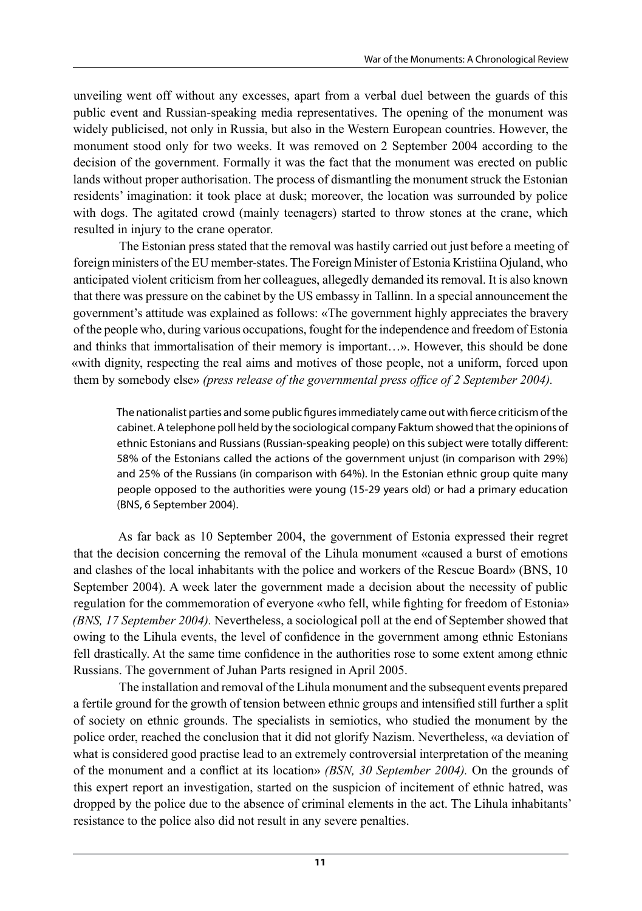unveiling went off without any excesses, apart from a verbal duel between the guards of this public event and Russian-speaking media representatives. The opening of the monument was widely publicised, not only in Russia, but also in the Western European countries. However, the monument stood only for two weeks. It was removed on 2 September 2004 according to the decision of the government. Formally it was the fact that the monument was erected on public lands without proper authorisation. The process of dismantling the monument struck the Estonian residents' imagination: it took place at dusk; moreover, the location was surrounded by police with dogs. The agitated crowd (mainly teenagers) started to throw stones at the crane, which resulted in injury to the crane operator.

The Estonian press stated that the removal was hastily carried out just before a meeting of foreign ministers of the EU member-states. The Foreign Minister of Estonia Kristiina Ojuland, who anticipated violent criticism from her colleagues, allegedly demanded its removal. It is also known that there was pressure on the cabinet by the US embassy in Tallinn. In a special announcement the government's attitude was explained as follows: «The government highly appreciates the bravery of the people who, during various occupations, fought for the independence and freedom of Estonia and thinks that immortalisation of their memory is important…». However, this should be done «with dignity, respecting the real aims and motives of those people, not a uniform, forced upon them by somebody else» *(press release of the governmental press office of 2 September 2004).*

> The nationalist parties and some public figures immediately came out with fierce criticism of the cabinet. A telephone poll held by the sociological company Faktum showed that the opinions of ethnic Estonians and Russians (Russian-speaking people) on this subject were totally different: 58% of the Estonians called the actions of the government unjust (in comparison with 29%) and 25% of the Russians (in comparison with 64%). In the Estonian ethnic group quite many people opposed to the authorities were young (15-29 years old) or had a primary education (BNS, 6 September 2004).

As far back as 10 September 2004, the government of Estonia expressed their regret that the decision concerning the removal of the Lihula monument «caused a burst of emotions and clashes of the local inhabitants with the police and workers of the Rescue Board» (BNS, 10 September 2004). A week later the government made a decision about the necessity of public regulation for the commemoration of everyone «who fell, while fighting for freedom of Estonia» *(BNS, 17 September 2004).* Nevertheless, a sociological poll at the end of September showed that owing to the Lihula events, the level of confidence in the government among ethnic Estonians fell drastically. At the same time confidence in the authorities rose to some extent among ethnic Russians. The government of Juhan Parts resigned in April 2005.

The installation and removal of the Lihula monument and the subsequent events prepared a fertile ground for the growth of tension between ethnic groups and intensified still further a split of society on ethnic grounds. The specialists in semiotics, who studied the monument by the police order, reached the conclusion that it did not glorify Nazism. Nevertheless, «a deviation of what is considered good practise lead to an extremely controversial interpretation of the meaning of the monument and a conflict at its location» *(BSN, 30 September 2004).* On the grounds of this expert report an investigation, started on the suspicion of incitement of ethnic hatred, was dropped by the police due to the absence of criminal elements in the act. The Lihula inhabitants' resistance to the police also did not result in any severe penalties.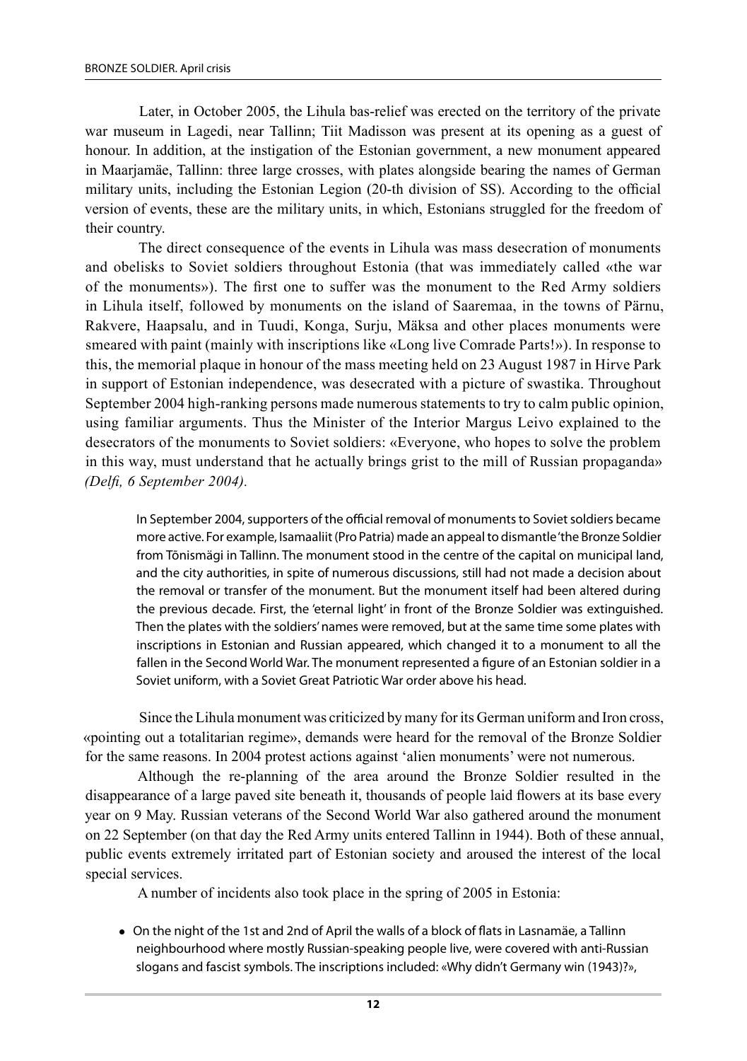Later, in October 2005, the Lihula bas-relief was erected on the territory of the private war museum in Lagedi, near Tallinn; Tiit Madisson was present at its opening as a guest of honour. In addition, at the instigation of the Estonian government, a new monument appeared in Maarjamäe, Tallinn: three large crosses, with plates alongside bearing the names of German military units, including the Estonian Legion (20-th division of SS). According to the official version of events, these are the military units, in which, Estonians struggled for the freedom of their country.

The direct consequence of the events in Lihula was mass desecration of monuments and obelisks to Soviet soldiers throughout Estonia (that was immediately called «the war of the monuments»). The first one to suffer was the monument to the Red Army soldiers in Lihula itself, followed by monuments on the island of Saaremaa, in the towns of Pärnu, Rakvere, Haapsalu, and in Tuudi, Konga, Surju, Mäksa and other places monuments were smeared with paint (mainly with inscriptions like «Long live Comrade Parts!»). In response to this, the memorial plaque in honour of the mass meeting held on 23 August 1987 in Hirve Park in support of Estonian independence, was desecrated with a picture of swastika. Throughout September 2004 high-ranking persons made numerous statements to try to calm public opinion, using familiar arguments. Thus the Minister of the Interior Margus Leivo explained to the desecrators of the monuments to Soviet soldiers: «Everyone, who hopes to solve the problem in this way, must understand that he actually brings grist to the mill of Russian propaganda» *(Delfi, 6 September 2004).*

> In September 2004, supporters of the official removal of monuments to Soviet soldiers became more active. For example, Isamaaliit (Pro Patria) made an appeal to dismantle 'the Bronze Soldier from Tõnismägi in Tallinn. The monument stood in the centre of the capital on municipal land, and the city authorities, in spite of numerous discussions, still had not made a decision about the removal or transfer of the monument. But the monument itself had been altered during the previous decade. First, the 'eternal light' in front of the Bronze Soldier was extinguished. Then the plates with the soldiers' names were removed, but at the same time some plates with inscriptions in Estonian and Russian appeared, which changed it to a monument to all the fallen in the Second World War. The monument represented a figure of an Estonian soldier in a Soviet uniform, with a Soviet Great Patriotic War order above his head.

Since the Lihula monument was criticized by many for its German uniform and Iron cross, «pointing out a totalitarian regime», demands were heard for the removal of the Bronze Soldier for the same reasons. In 2004 protest actions against 'alien monuments' were not numerous.

Although the re-planning of the area around the Bronze Soldier resulted in the disappearance of a large paved site beneath it, thousands of people laid flowers at its base every year on 9 May. Russian veterans of the Second World War also gathered around the monument on 22 September (on that day the Red Army units entered Tallinn in 1944). Both of these annual, public events extremely irritated part of Estonian society and aroused the interest of the local special services.

A number of incidents also took place in the spring of 2005 in Estonia:

- On the night of the 1st and 2nd of April the walls of a block of flats in Lasnamäe, a Tallinn neighbourhood where mostly Russian-speaking people live, were covered with anti-Russian slogans and fascist symbols. The inscriptions included: «Why didn't Germany win (1943)?»,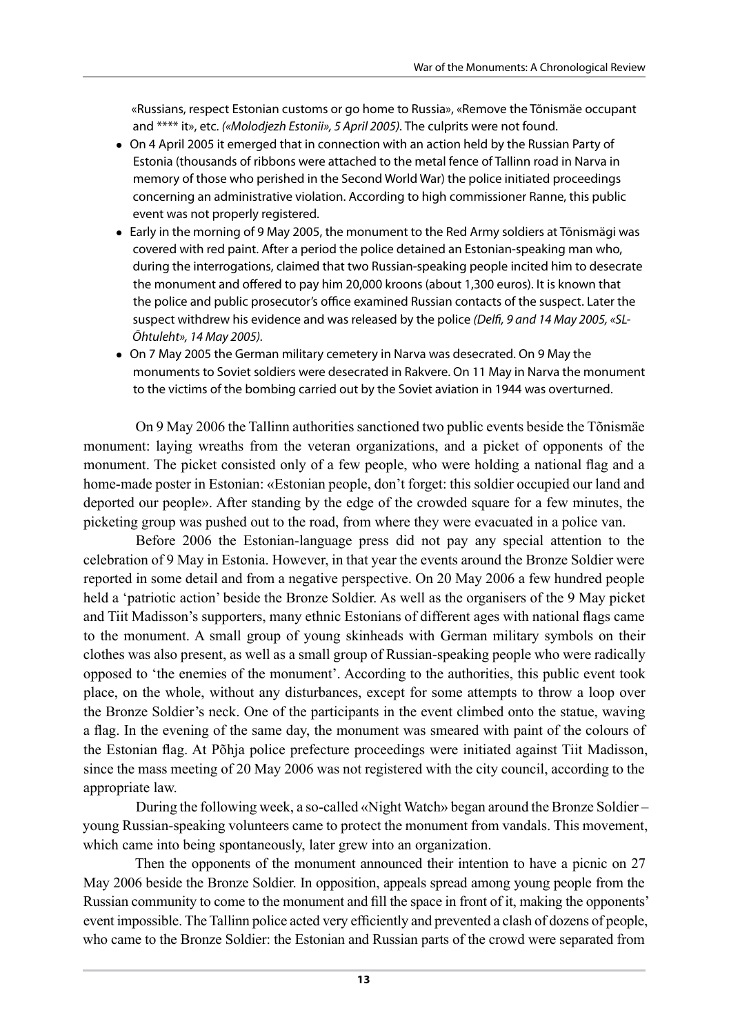«Russians, respect Estonian customs or go home to Russia», «Remove the Tõnismäe occupant and **** it», etc. *(«Molodjezh Estonii», 5 April 2005)*. The culprits were not found.

- On 4 April 2005 it emerged that in connection with an action held by the Russian Party of Estonia (thousands of ribbons were attached to the metal fence of Tallinn road in Narva in memory of those who perished in the Second World War) the police initiated proceedings concerning an administrative violation. According to high commissioner Ranne, this public event was not properly registered.
- Early in the morning of 9 May 2005, the monument to the Red Army soldiers at Tõnismägi was covered with red paint. After a period the police detained an Estonian-speaking man who, during the interrogations, claimed that two Russian-speaking people incited him to desecrate the monument and offered to pay him 20,000 kroons (about 1,300 euros). It is known that the police and public prosecutor's office examined Russian contacts of the suspect. Later the suspect withdrew his evidence and was released by the police *(Delfi, 9 and 14 May 2005, «SL-Õhtuleht», 14 May 2005)*.
- On 7 May 2005 the German military cemetery in Narva was desecrated. On 9 May the monuments to Soviet soldiers were desecrated in Rakvere. On 11 May in Narva the monument to the victims of the bombing carried out by the Soviet aviation in 1944 was overturned.

On 9 May 2006 the Tallinn authorities sanctioned two public events beside the Tõnismäe monument: laying wreaths from the veteran organizations, and a picket of opponents of the monument. The picket consisted only of a few people, who were holding a national flag and a home-made poster in Estonian: «Estonian people, don't forget: this soldier occupied our land and deported our people». After standing by the edge of the crowded square for a few minutes, the picketing group was pushed out to the road, from where they were evacuated in a police van.

Before 2006 the Estonian-language press did not pay any special attention to the celebration of 9 May in Estonia. However, in that year the events around the Bronze Soldier were reported in some detail and from a negative perspective. On 20 May 2006 a few hundred people held a 'patriotic action' beside the Bronze Soldier. As well as the organisers of the 9 May picket and Tiit Madisson's supporters, many ethnic Estonians of different ages with national flags came to the monument. A small group of young skinheads with German military symbols on their clothes was also present, as well as a small group of Russian-speaking people who were radically opposed to 'the enemies of the monument'. According to the authorities, this public event took place, on the whole, without any disturbances, except for some attempts to throw a loop over the Bronze Soldier's neck. One of the participants in the event climbed onto the statue, waving a flag. In the evening of the same day, the monument was smeared with paint of the colours of the Estonian flag. At Põhja police prefecture proceedings were initiated against Tiit Madisson, since the mass meeting of 20 May 2006 was not registered with the city council, according to the appropriate law.

During the following week, a so-called «Night Watch» began around the Bronze Soldier – young Russian-speaking volunteers came to protect the monument from vandals. This movement, which came into being spontaneously, later grew into an organization.

Then the opponents of the monument announced their intention to have a picnic on 27 May 2006 beside the Bronze Soldier. In opposition, appeals spread among young people from the Russian community to come to the monument and fill the space in front of it, making the opponents' event impossible. The Tallinn police acted very efficiently and prevented a clash of dozens of people, who came to the Bronze Soldier: the Estonian and Russian parts of the crowd were separated from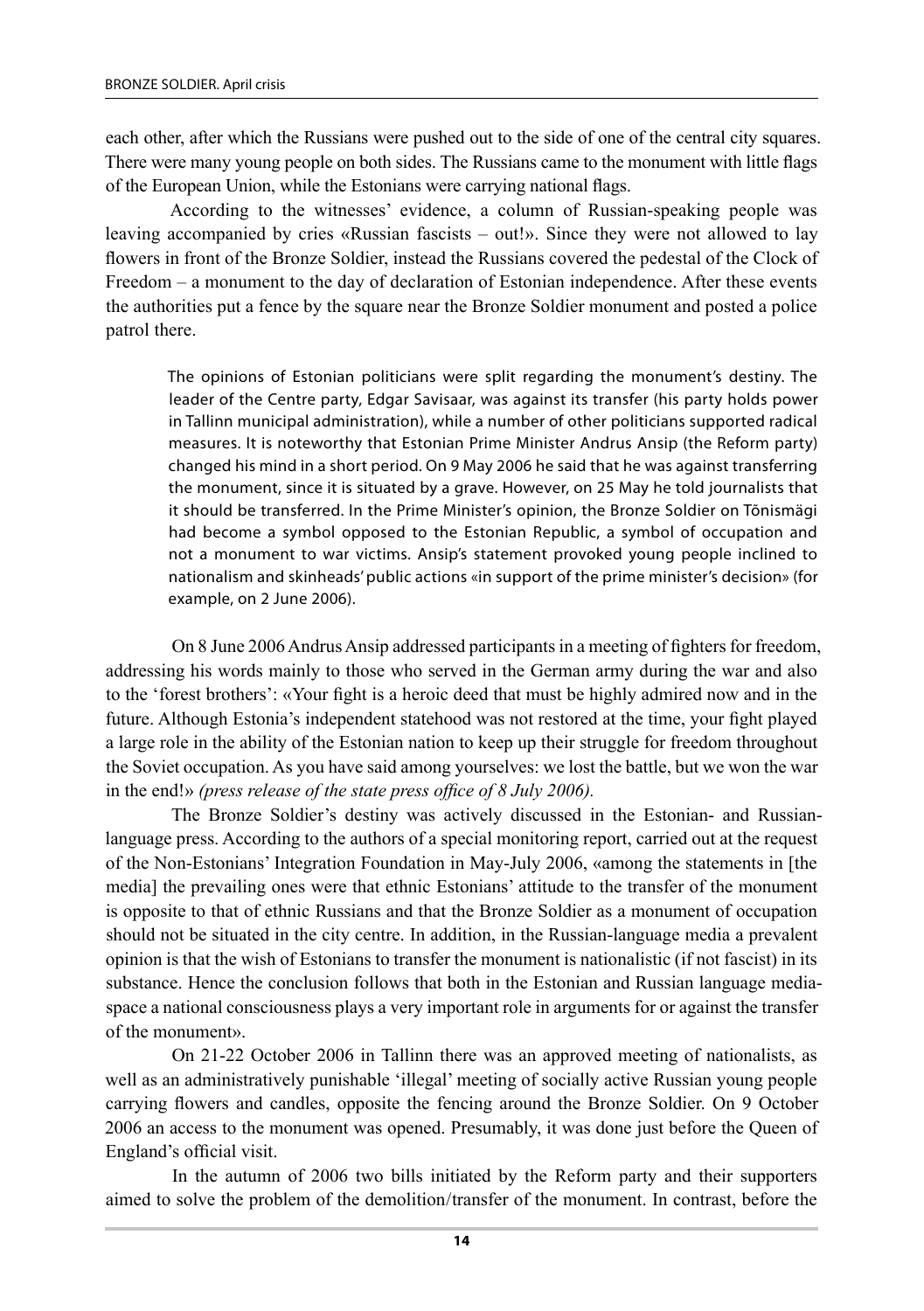each other, after which the Russians were pushed out to the side of one of the central city squares. There were many young people on both sides. The Russians came to the monument with little flags of the European Union, while the Estonians were carrying national flags.

According to the witnesses' evidence, a column of Russian-speaking people was leaving accompanied by cries «Russian fascists – out!». Since they were not allowed to lay flowers in front of the Bronze Soldier, instead the Russians covered the pedestal of the Clock of Freedom – a monument to the day of declaration of Estonian independence. After these events the authorities put a fence by the square near the Bronze Soldier monument and posted a police patrol there.

> The opinions of Estonian politicians were split regarding the monument's destiny. The leader of the Centre party, Edgar Savisaar, was against its transfer (his party holds power in Tallinn municipal administration), while a number of other politicians supported radical measures. It is noteworthy that Estonian Prime Minister Andrus Ansip (the Reform party) changed his mind in a short period. On 9 May 2006 he said that he was against transferring the monument, since it is situated by a grave. However, on 25 May he told journalists that it should be transferred. In the Prime Minister's opinion, the Bronze Soldier on Tõnismägi had become a symbol opposed to the Estonian Republic, a symbol of occupation and not a monument to war victims. Ansip's statement provoked young people inclined to nationalism and skinheads' public actions «in support of the prime minister's decision» (for example, on 2 June 2006).

On 8 June 2006 Andrus Ansip addressed participants in a meeting of fighters for freedom, addressing his words mainly to those who served in the German army during the war and also to the 'forest brothers': «Your fight is a heroic deed that must be highly admired now and in the future. Although Estonia's independent statehood was not restored at the time, your fight played a large role in the ability of the Estonian nation to keep up their struggle for freedom throughout the Soviet occupation. As you have said among yourselves: we lost the battle, but we won the war in the end!» *(press release of the state press office of 8 July 2006).*

The Bronze Soldier's destiny was actively discussed in the Estonian- and Russian-language press. According to the authors of a special monitoring report, carried out at the request of the Non-Estonians' Integration Foundation in May-July 2006, «among the statements in [the media] the prevailing ones were that ethnic Estonians' attitude to the transfer of the monument is opposite to that of ethnic Russians and that the Bronze Soldier as a monument of occupation should not be situated in the city centre. In addition, in the Russian-language media a prevalent opinion is that the wish of Estonians to transfer the monument is nationalistic (if not fascist) in its substance. Hence the conclusion follows that both in the Estonian and Russian language media-space a national consciousness plays a very important role in arguments for or against the transfer of the monument».

On 21-22 October 2006 in Tallinn there was an approved meeting of nationalists, as well as an administratively punishable 'illegal' meeting of socially active Russian young people carrying flowers and candles, opposite the fencing around the Bronze Soldier. On 9 October 2006 an access to the monument was opened. Presumably, it was done just before the Queen of England's official visit.

In the autumn of 2006 two bills initiated by the Reform party and their supporters aimed to solve the problem of the demolition/transfer of the monument. In contrast, before the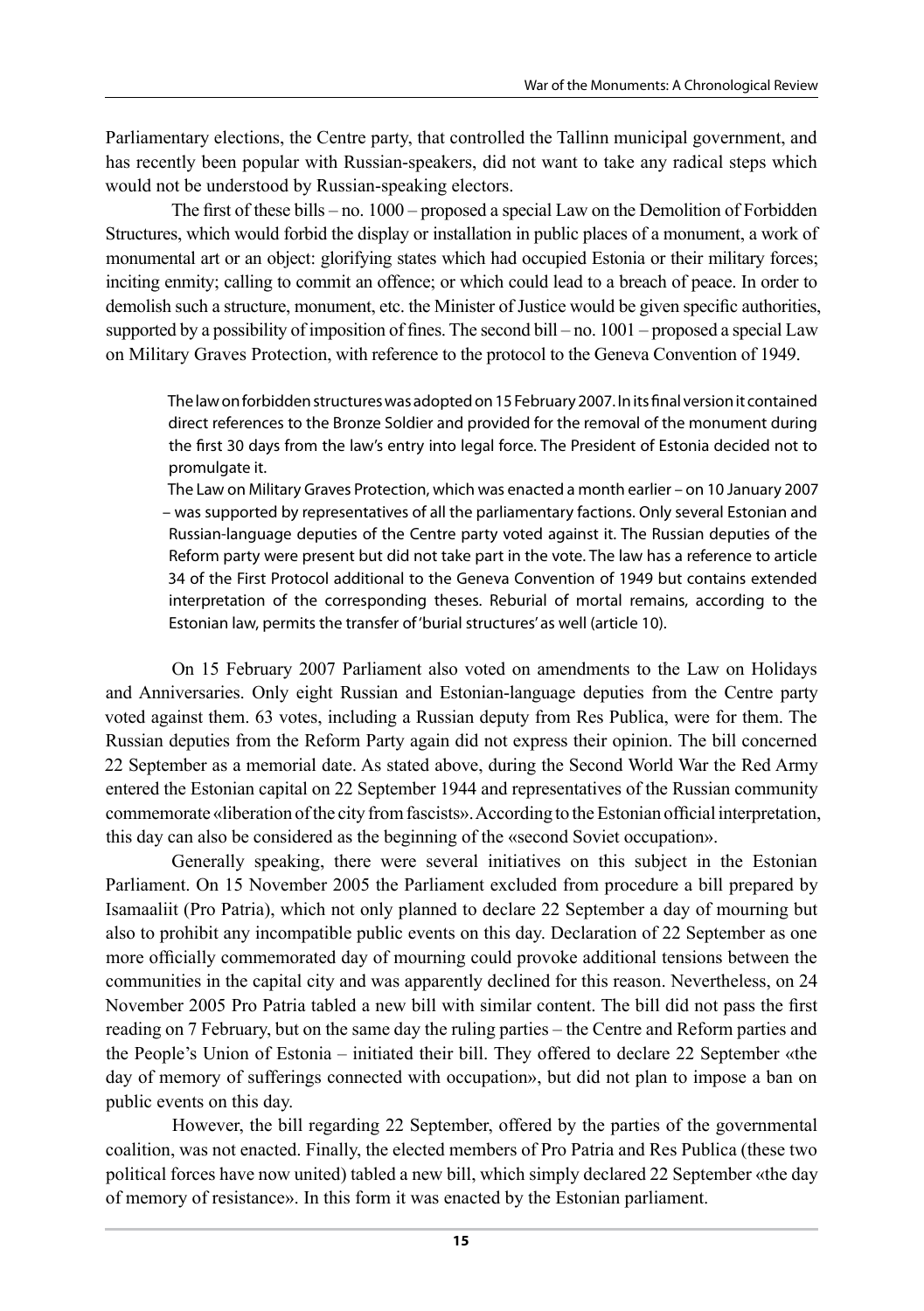Parliamentary elections, the Centre party, that controlled the Tallinn municipal government, and has recently been popular with Russian-speakers, did not want to take any radical steps which would not be understood by Russian-speaking electors.

The first of these bills – no. 1000 – proposed a special Law on the Demolition of Forbidden Structures, which would forbid the display or installation in public places of a monument, a work of monumental art or an object: glorifying states which had occupied Estonia or their military forces; inciting enmity; calling to commit an offence; or which could lead to a breach of peace. In order to demolish such a structure, monument, etc. the Minister of Justice would be given specific authorities, supported by a possibility of imposition of fines. The second bill – no. 1001 – proposed a special Law on Military Graves Protection, with reference to the protocol to the Geneva Convention of 1949.

> The law on forbidden structures was adopted on 15 February 2007. In its final version it contained direct references to the Bronze Soldier and provided for the removal of the monument during the first 30 days from the law's entry into legal force. The President of Estonia decided not to promulgate it.
>
> The Law on Military Graves Protection, which was enacted a month earlier – on 10 January 2007 – was supported by representatives of all the parliamentary factions. Only several Estonian and Russian-language deputies of the Centre party voted against it. The Russian deputies of the Reform party were present but did not take part in the vote. The law has a reference to article 34 of the First Protocol additional to the Geneva Convention of 1949 but contains extended interpretation of the corresponding theses. Reburial of mortal remains, according to the Estonian law, permits the transfer of 'burial structures' as well (article 10).

On 15 February 2007 Parliament also voted on amendments to the Law on Holidays and Anniversaries. Only eight Russian and Estonian-language deputies from the Centre party voted against them. 63 votes, including a Russian deputy from Res Publica, were for them. The Russian deputies from the Reform Party again did not express their opinion. The bill concerned 22 September as a memorial date. As stated above, during the Second World War the Red Army entered the Estonian capital on 22 September 1944 and representatives of the Russian community commemorate «liberation of the city from fascists». According to the Estonian official interpretation, this day can also be considered as the beginning of the «second Soviet occupation».

Generally speaking, there were several initiatives on this subject in the Estonian Parliament. On 15 November 2005 the Parliament excluded from procedure a bill prepared by Isamaaliit (Pro Patria), which not only planned to declare 22 September a day of mourning but also to prohibit any incompatible public events on this day. Declaration of 22 September as one more officially commemorated day of mourning could provoke additional tensions between the communities in the capital city and was apparently declined for this reason. Nevertheless, on 24 November 2005 Pro Patria tabled a new bill with similar content. The bill did not pass the first reading on 7 February, but on the same day the ruling parties – the Centre and Reform parties and the People's Union of Estonia – initiated their bill. They offered to declare 22 September «the day of memory of sufferings connected with occupation», but did not plan to impose a ban on public events on this day.

However, the bill regarding 22 September, offered by the parties of the governmental coalition, was not enacted. Finally, the elected members of Pro Patria and Res Publica (these two political forces have now united) tabled a new bill, which simply declared 22 September «the day of memory of resistance». In this form it was enacted by the Estonian parliament.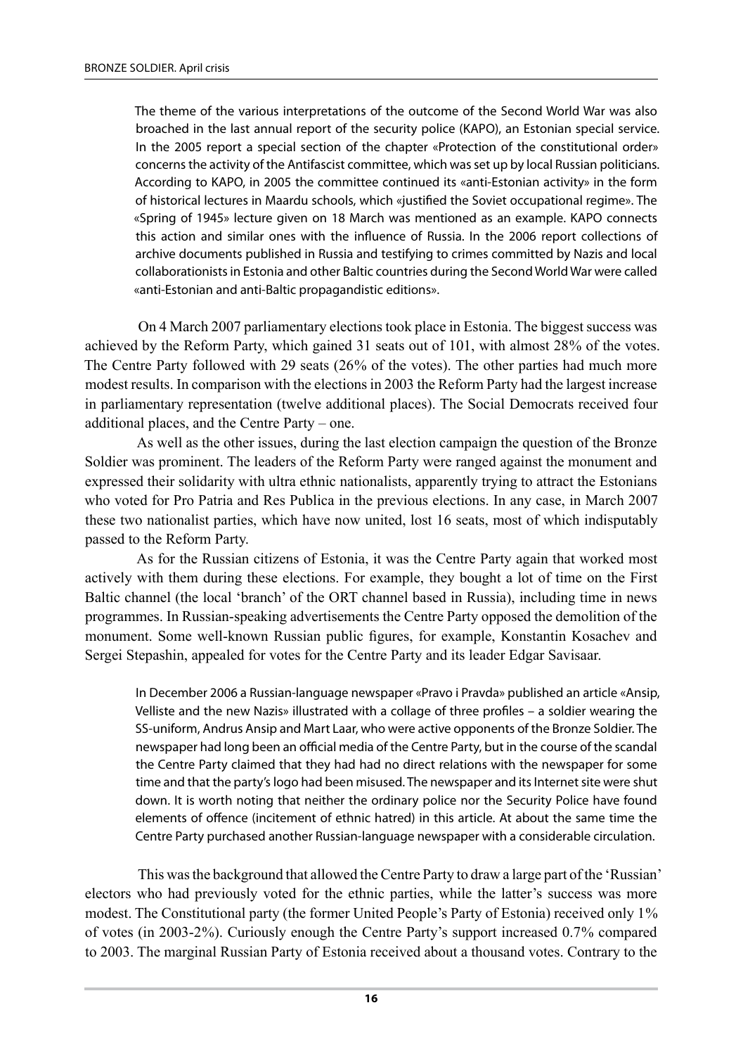> The theme of the various interpretations of the outcome of the Second World War was also broached in the last annual report of the security police (KAPO), an Estonian special service. In the 2005 report a special section of the chapter «Protection of the constitutional order» concerns the activity of the Antifascist committee, which was set up by local Russian politicians. According to KAPO, in 2005 the committee continued its «anti-Estonian activity» in the form of historical lectures in Maardu schools, which «justified the Soviet occupational regime». The «Spring of 1945» lecture given on 18 March was mentioned as an example. KAPO connects this action and similar ones with the influence of Russia. In the 2006 report collections of archive documents published in Russia and testifying to crimes committed by Nazis and local collaborationists in Estonia and other Baltic countries during the Second World War were called «anti-Estonian and anti-Baltic propagandistic editions».

On 4 March 2007 parliamentary elections took place in Estonia. The biggest success was achieved by the Reform Party, which gained 31 seats out of 101, with almost 28% of the votes. The Centre Party followed with 29 seats (26% of the votes). The other parties had much more modest results. In comparison with the elections in 2003 the Reform Party had the largest increase in parliamentary representation (twelve additional places). The Social Democrats received four additional places, and the Centre Party – one.

As well as the other issues, during the last election campaign the question of the Bronze Soldier was prominent. The leaders of the Reform Party were ranged against the monument and expressed their solidarity with ultra ethnic nationalists, apparently trying to attract the Estonians who voted for Pro Patria and Res Publica in the previous elections. In any case, in March 2007 these two nationalist parties, which have now united, lost 16 seats, most of which indisputably passed to the Reform Party.

As for the Russian citizens of Estonia, it was the Centre Party again that worked most actively with them during these elections. For example, they bought a lot of time on the First Baltic channel (the local 'branch' of the ORT channel based in Russia), including time in news programmes. In Russian-speaking advertisements the Centre Party opposed the demolition of the monument. Some well-known Russian public figures, for example, Konstantin Kosachev and Sergei Stepashin, appealed for votes for the Centre Party and its leader Edgar Savisaar.

> In December 2006 a Russian-language newspaper «Pravo i Pravda» published an article «Ansip, Velliste and the new Nazis» illustrated with a collage of three profiles – a soldier wearing the SS-uniform, Andrus Ansip and Mart Laar, who were active opponents of the Bronze Soldier. The newspaper had long been an official media of the Centre Party, but in the course of the scandal the Centre Party claimed that they had had no direct relations with the newspaper for some time and that the party's logo had been misused. The newspaper and its Internet site were shut down. It is worth noting that neither the ordinary police nor the Security Police have found elements of offence (incitement of ethnic hatred) in this article. At about the same time the Centre Party purchased another Russian-language newspaper with a considerable circulation.

This was the background that allowed the Centre Party to draw a large part of the 'Russian' electors who had previously voted for the ethnic parties, while the latter's success was more modest. The Constitutional party (the former United People's Party of Estonia) received only 1% of votes (in 2003-2%). Curiously enough the Centre Party's support increased 0.7% compared to 2003. The marginal Russian Party of Estonia received about a thousand votes. Contrary to the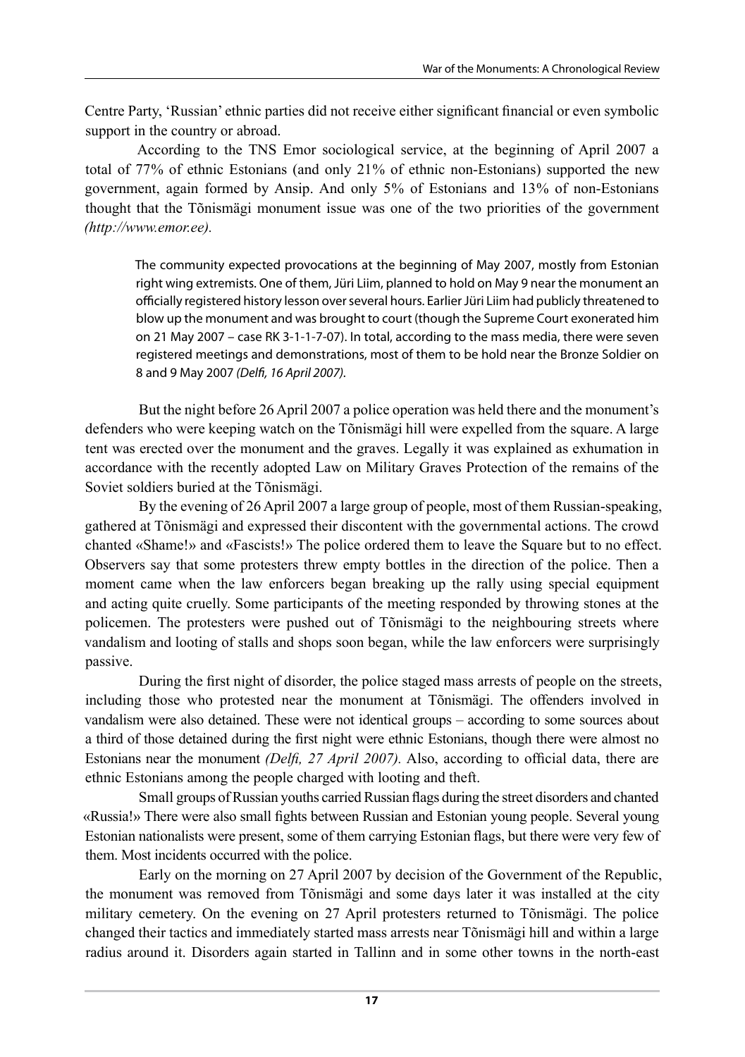Centre Party, 'Russian' ethnic parties did not receive either significant financial or even symbolic support in the country or abroad.

According to the TNS Emor sociological service, at the beginning of April 2007 a total of 77% of ethnic Estonians (and only 21% of ethnic non-Estonians) supported the new government, again formed by Ansip. And only 5% of Estonians and 13% of non-Estonians thought that the Tõnismägi monument issue was one of the two priorities of the government *(http://www.emor.ee)*.

> The community expected provocations at the beginning of May 2007, mostly from Estonian right wing extremists. One of them, Jüri Liim, planned to hold on May 9 near the monument an officially registered history lesson over several hours. Earlier Jüri Liim had publicly threatened to blow up the monument and was brought to court (though the Supreme Court exonerated him on 21 May 2007 – case RK 3-1-1-7-07). In total, according to the mass media, there were seven registered meetings and demonstrations, most of them to be hold near the Bronze Soldier on 8 and 9 May 2007 *(Delfi, 16 April 2007)*.

But the night before 26 April 2007 a police operation was held there and the monument's defenders who were keeping watch on the Tõnismägi hill were expelled from the square. A large tent was erected over the monument and the graves. Legally it was explained as exhumation in accordance with the recently adopted Law on Military Graves Protection of the remains of the Soviet soldiers buried at the Tõnismägi.

By the evening of 26 April 2007 a large group of people, most of them Russian-speaking, gathered at Tõnismägi and expressed their discontent with the governmental actions. The crowd chanted «Shame!» and «Fascists!» The police ordered them to leave the Square but to no effect. Observers say that some protesters threw empty bottles in the direction of the police. Then a moment came when the law enforcers began breaking up the rally using special equipment and acting quite cruelly. Some participants of the meeting responded by throwing stones at the policemen. The protesters were pushed out of Tõnismägi to the neighbouring streets where vandalism and looting of stalls and shops soon began, while the law enforcers were surprisingly passive.

During the first night of disorder, the police staged mass arrests of people on the streets, including those who protested near the monument at Tõnismägi. The offenders involved in vandalism were also detained. These were not identical groups – according to some sources about a third of those detained during the first night were ethnic Estonians, though there were almost no Estonians near the monument *(Delfi, 27 April 2007)*. Also, according to official data, there are ethnic Estonians among the people charged with looting and theft.

Small groups of Russian youths carried Russian flags during the street disorders and chanted «Russia!» There were also small fights between Russian and Estonian young people. Several young Estonian nationalists were present, some of them carrying Estonian flags, but there were very few of them. Most incidents occurred with the police.

Early on the morning on 27 April 2007 by decision of the Government of the Republic, the monument was removed from Tõnismägi and some days later it was installed at the city military cemetery. On the evening on 27 April protesters returned to Tõnismägi. The police changed their tactics and immediately started mass arrests near Tõnismägi hill and within a large radius around it. Disorders again started in Tallinn and in some other towns in the north-east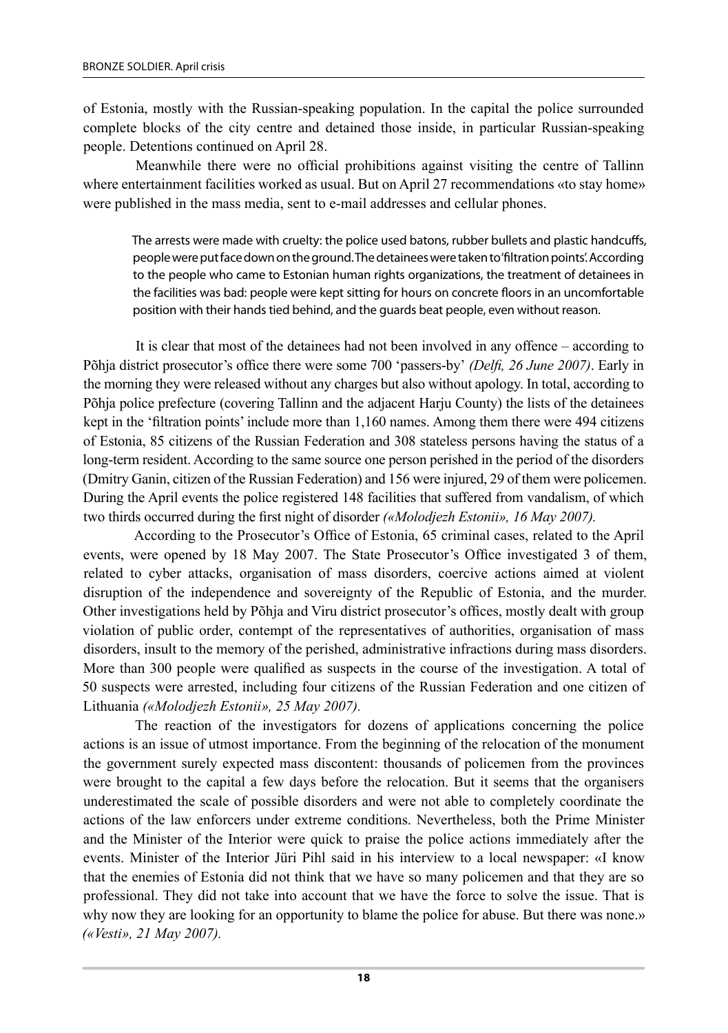of Estonia, mostly with the Russian-speaking population. In the capital the police surrounded complete blocks of the city centre and detained those inside, in particular Russian-speaking people. Detentions continued on April 28.

Meanwhile there were no official prohibitions against visiting the centre of Tallinn where entertainment facilities worked as usual. But on April 27 recommendations «to stay home» were published in the mass media, sent to e-mail addresses and cellular phones.

> The arrests were made with cruelty: the police used batons, rubber bullets and plastic handcuffs, people were put face down on the ground. The detainees were taken to 'filtration points'. According to the people who came to Estonian human rights organizations, the treatment of detainees in the facilities was bad: people were kept sitting for hours on concrete floors in an uncomfortable position with their hands tied behind, and the guards beat people, even without reason.

It is clear that most of the detainees had not been involved in any offence – according to Põhja district prosecutor's office there were some 700 'passers-by' *(Delfi, 26 June 2007)*. Early in the morning they were released without any charges but also without apology. In total, according to Põhja police prefecture (covering Tallinn and the adjacent Harju County) the lists of the detainees kept in the 'filtration points' include more than 1,160 names. Among them there were 494 citizens of Estonia, 85 citizens of the Russian Federation and 308 stateless persons having the status of a long-term resident. According to the same source one person perished in the period of the disorders (Dmitry Ganin, citizen of the Russian Federation) and 156 were injured, 29 of them were policemen. During the April events the police registered 148 facilities that suffered from vandalism, of which two thirds occurred during the first night of disorder *(«Molodjezh Estonii», 16 May 2007).*

According to the Prosecutor's Office of Estonia, 65 criminal cases, related to the April events, were opened by 18 May 2007. The State Prosecutor's Office investigated 3 of them, related to cyber attacks, organisation of mass disorders, coercive actions aimed at violent disruption of the independence and sovereignty of the Republic of Estonia, and the murder. Other investigations held by Põhja and Viru district prosecutor's offices, mostly dealt with group violation of public order, contempt of the representatives of authorities, organisation of mass disorders, insult to the memory of the perished, administrative infractions during mass disorders. More than 300 people were qualified as suspects in the course of the investigation. A total of 50 suspects were arrested, including four citizens of the Russian Federation and one citizen of Lithuania *(«Molodjezh Estonii», 25 May 2007).*

The reaction of the investigators for dozens of applications concerning the police actions is an issue of utmost importance. From the beginning of the relocation of the monument the government surely expected mass discontent: thousands of policemen from the provinces were brought to the capital a few days before the relocation. But it seems that the organisers underestimated the scale of possible disorders and were not able to completely coordinate the actions of the law enforcers under extreme conditions. Nevertheless, both the Prime Minister and the Minister of the Interior were quick to praise the police actions immediately after the events. Minister of the Interior Jüri Pihl said in his interview to a local newspaper: «I know that the enemies of Estonia did not think that we have so many policemen and that they are so professional. They did not take into account that we have the force to solve the issue. That is why now they are looking for an opportunity to blame the police for abuse. But there was none.» *(«Vesti», 21 May 2007).*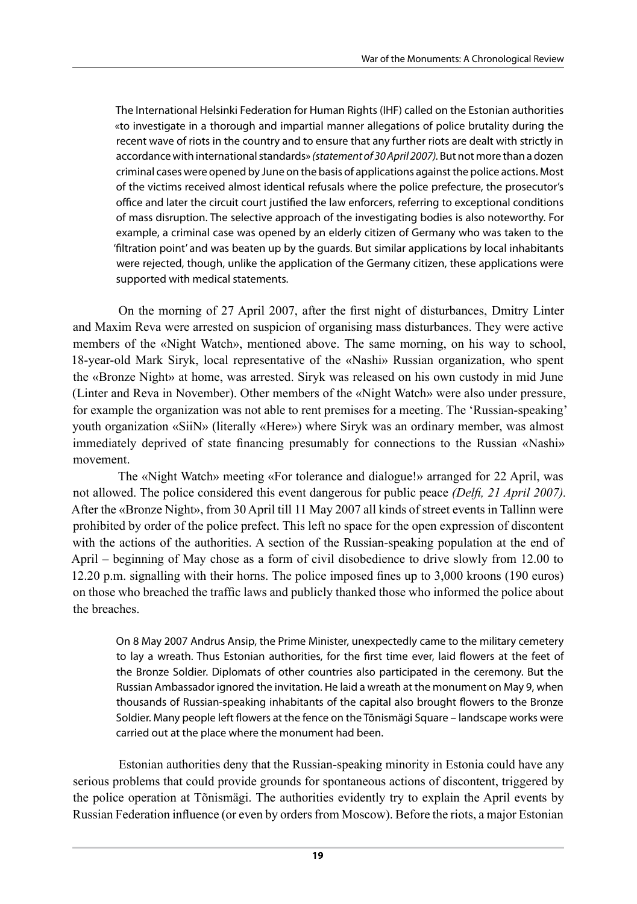The International Helsinki Federation for Human Rights (IHF) called on the Estonian authorities «to investigate in a thorough and impartial manner allegations of police brutality during the recent wave of riots in the country and to ensure that any further riots are dealt with strictly in accordance with international standards» *(statement of 30 April 2007).* But not more than a dozen criminal cases were opened by June on the basis of applications against the police actions. Most of the victims received almost identical refusals where the police prefecture, the prosecutor's office and later the circuit court justified the law enforcers, referring to exceptional conditions of mass disruption. The selective approach of the investigating bodies is also noteworthy. For example, a criminal case was opened by an elderly citizen of Germany who was taken to the 'filtration point' and was beaten up by the guards. But similar applications by local inhabitants were rejected, though, unlike the application of the Germany citizen, these applications were supported with medical statements.

On the morning of 27 April 2007, after the first night of disturbances, Dmitry Linter and Maxim Reva were arrested on suspicion of organising mass disturbances. They were active members of the «Night Watch», mentioned above. The same morning, on his way to school, 18-year-old Mark Siryk, local representative of the «Nashi» Russian organization, who spent the «Bronze Night» at home, was arrested. Siryk was released on his own custody in mid June (Linter and Reva in November). Other members of the «Night Watch» were also under pressure, for example the organization was not able to rent premises for a meeting. The 'Russian-speaking' youth organization «SiiN» (literally «Here») where Siryk was an ordinary member, was almost immediately deprived of state financing presumably for connections to the Russian «Nashi» movement.

The «Night Watch» meeting «For tolerance and dialogue!» arranged for 22 April, was not allowed. The police considered this event dangerous for public peace *(Delfi, 21 April 2007).* After the «Bronze Night», from 30 April till 11 May 2007 all kinds of street events in Tallinn were prohibited by order of the police prefect. This left no space for the open expression of discontent with the actions of the authorities. A section of the Russian-speaking population at the end of April – beginning of May chose as a form of civil disobedience to drive slowly from 12.00 to 12.20 p.m. signalling with their horns. The police imposed fines up to 3,000 kroons (190 euros) on those who breached the traffic laws and publicly thanked those who informed the police about the breaches.

On 8 May 2007 Andrus Ansip, the Prime Minister, unexpectedly came to the military cemetery to lay a wreath. Thus Estonian authorities, for the first time ever, laid flowers at the feet of the Bronze Soldier. Diplomats of other countries also participated in the ceremony. But the Russian Ambassador ignored the invitation. He laid a wreath at the monument on May 9, when thousands of Russian-speaking inhabitants of the capital also brought flowers to the Bronze Soldier. Many people left flowers at the fence on the Tõnismägi Square – landscape works were carried out at the place where the monument had been.

Estonian authorities deny that the Russian-speaking minority in Estonia could have any serious problems that could provide grounds for spontaneous actions of discontent, triggered by the police operation at Tõnismägi. The authorities evidently try to explain the April events by Russian Federation influence (or even by orders from Moscow). Before the riots, a major Estonian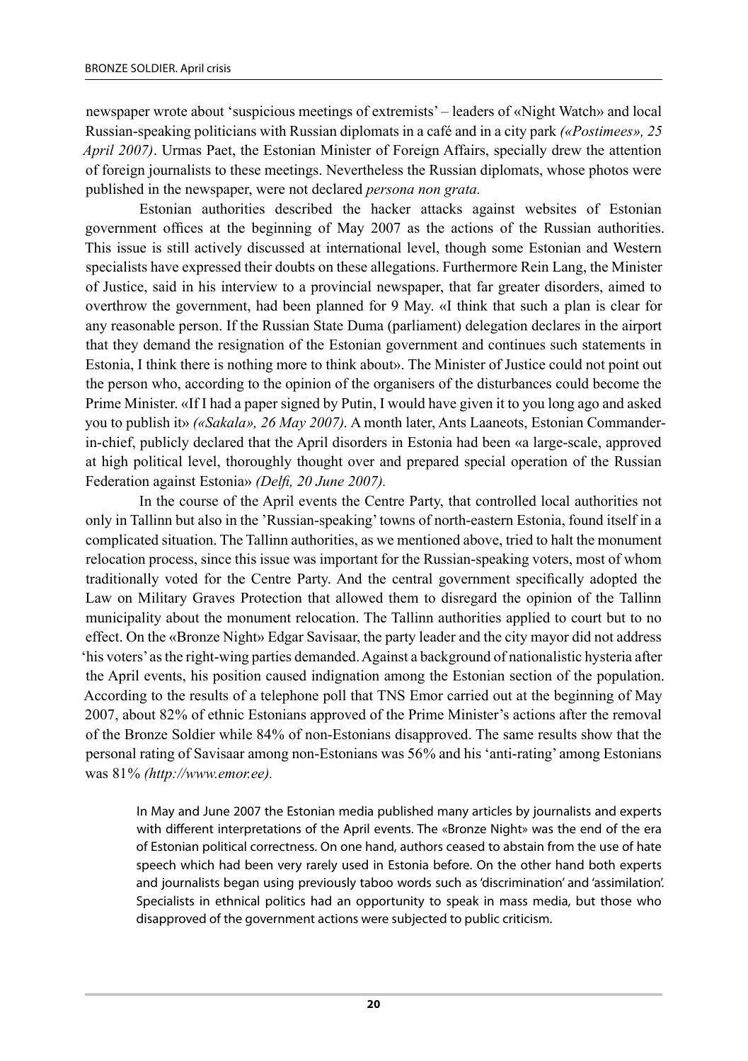newspaper wrote about 'suspicious meetings of extremists' – leaders of «Night Watch» and local Russian-speaking politicians with Russian diplomats in a café and in a city park *(«Postimees», 25 April 2007)*. Urmas Paet, the Estonian Minister of Foreign Affairs, specially drew the attention of foreign journalists to these meetings. Nevertheless the Russian diplomats, whose photos were published in the newspaper, were not declared *persona non grata.*

Estonian authorities described the hacker attacks against websites of Estonian government offices at the beginning of May 2007 as the actions of the Russian authorities. This issue is still actively discussed at international level, though some Estonian and Western specialists have expressed their doubts on these allegations. Furthermore Rein Lang, the Minister of Justice, said in his interview to a provincial newspaper, that far greater disorders, aimed to overthrow the government, had been planned for 9 May. «I think that such a plan is clear for any reasonable person. If the Russian State Duma (parliament) delegation declares in the airport that they demand the resignation of the Estonian government and continues such statements in Estonia, I think there is nothing more to think about». The Minister of Justice could not point out the person who, according to the opinion of the organisers of the disturbances could become the Prime Minister. «If I had a paper signed by Putin, I would have given it to you long ago and asked you to publish it» *(«Sakala», 26 May 2007)*. A month later, Ants Laaneots, Estonian Commander-in-chief, publicly declared that the April disorders in Estonia had been «a large-scale, approved at high political level, thoroughly thought over and prepared special operation of the Russian Federation against Estonia» *(Delfi, 20 June 2007).*

In the course of the April events the Centre Party, that controlled local authorities not only in Tallinn but also in the 'Russian-speaking' towns of north-eastern Estonia, found itself in a complicated situation. The Tallinn authorities, as we mentioned above, tried to halt the monument relocation process, since this issue was important for the Russian-speaking voters, most of whom traditionally voted for the Centre Party. And the central government specifically adopted the Law on Military Graves Protection that allowed them to disregard the opinion of the Tallinn municipality about the monument relocation. The Tallinn authorities applied to court but to no effect. On the «Bronze Night» Edgar Savisaar, the party leader and the city mayor did not address 'his voters' as the right-wing parties demanded. Against a background of nationalistic hysteria after the April events, his position caused indignation among the Estonian section of the population. According to the results of a telephone poll that TNS Emor carried out at the beginning of May 2007, about 82% of ethnic Estonians approved of the Prime Minister's actions after the removal of the Bronze Soldier while 84% of non-Estonians disapproved. The same results show that the personal rating of Savisaar among non-Estonians was 56% and his 'anti-rating' among Estonians was 81% *(http://www.emor.ee).*

> In May and June 2007 the Estonian media published many articles by journalists and experts with different interpretations of the April events. The «Bronze Night» was the end of the era of Estonian political correctness. On one hand, authors ceased to abstain from the use of hate speech which had been very rarely used in Estonia before. On the other hand both experts and journalists began using previously taboo words such as 'discrimination' and 'assimilation'. Specialists in ethnical politics had an opportunity to speak in mass media, but those who disapproved of the government actions were subjected to public criticism.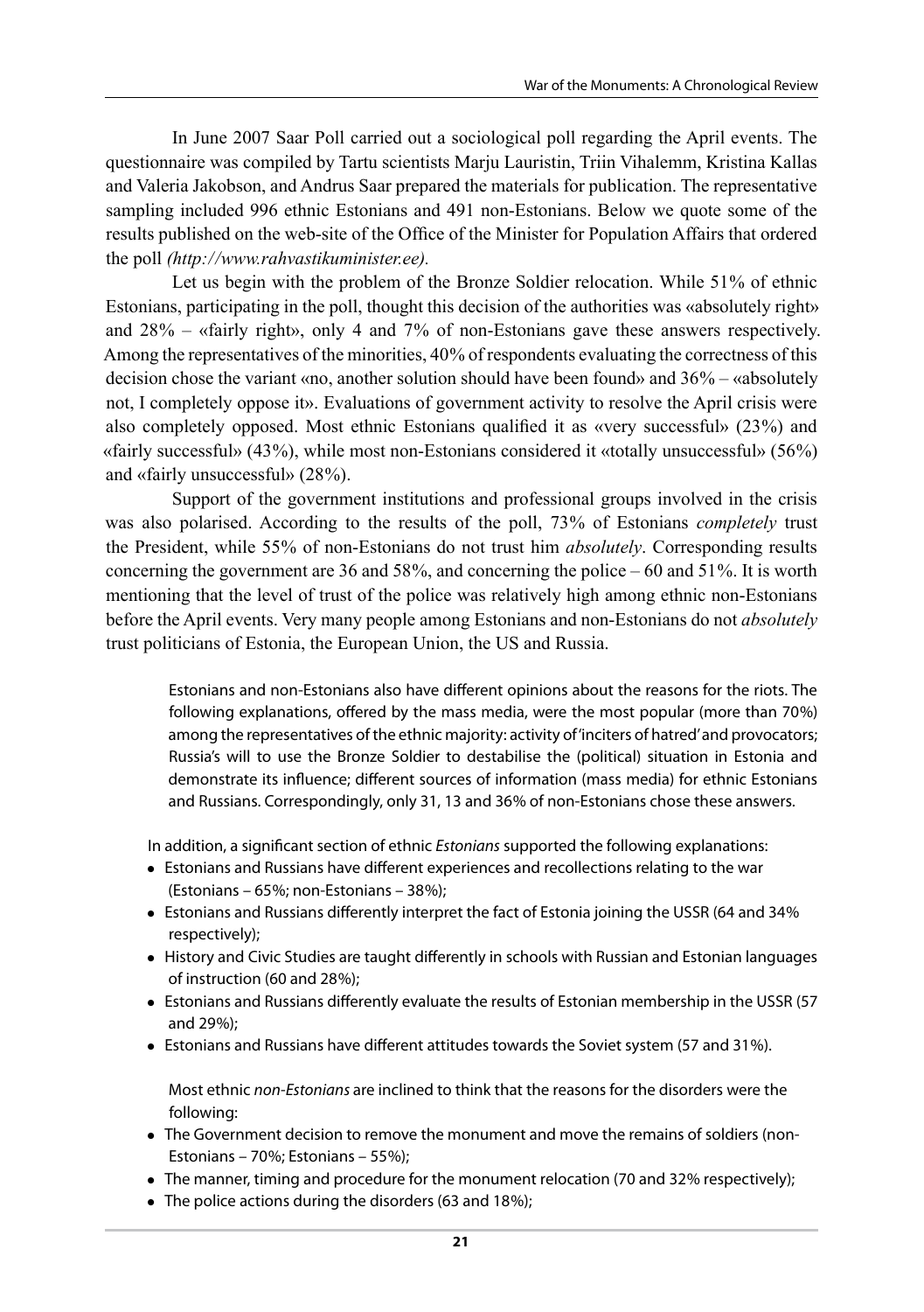In June 2007 Saar Poll carried out a sociological poll regarding the April events. The questionnaire was compiled by Tartu scientists Marju Lauristin, Triin Vihalemm, Kristina Kallas and Valeria Jakobson, and Andrus Saar prepared the materials for publication. The representative sampling included 996 ethnic Estonians and 491 non-Estonians. Below we quote some of the results published on the web-site of the Office of the Minister for Population Affairs that ordered the poll *(http://www.rahvastikuminister.ee).*

Let us begin with the problem of the Bronze Soldier relocation. While 51% of ethnic Estonians, participating in the poll, thought this decision of the authorities was «absolutely right» and 28% – «fairly right», only 4 and 7% of non-Estonians gave these answers respectively. Among the representatives of the minorities, 40% of respondents evaluating the correctness of this decision chose the variant «no, another solution should have been found» and 36% – «absolutely not, I completely oppose it». Evaluations of government activity to resolve the April crisis were also completely opposed. Most ethnic Estonians qualified it as «very successful» (23%) and «fairly successful» (43%), while most non-Estonians considered it «totally unsuccessful» (56%) and «fairly unsuccessful» (28%).

Support of the government institutions and professional groups involved in the crisis was also polarised. According to the results of the poll, 73% of Estonians *completely* trust the President, while 55% of non-Estonians do not trust him *absolutely*. Corresponding results concerning the government are 36 and 58%, and concerning the police – 60 and 51%. It is worth mentioning that the level of trust of the police was relatively high among ethnic non-Estonians before the April events. Very many people among Estonians and non-Estonians do not *absolutely* trust politicians of Estonia, the European Union, the US and Russia.

> Estonians and non-Estonians also have different opinions about the reasons for the riots. The following explanations, offered by the mass media, were the most popular (more than 70%) among the representatives of the ethnic majority: activity of 'inciters of hatred' and provocators; Russia's will to use the Bronze Soldier to destabilise the (political) situation in Estonia and demonstrate its influence; different sources of information (mass media) for ethnic Estonians and Russians. Correspondingly, only 31, 13 and 36% of non-Estonians chose these answers.
>
> In addition, a significant section of ethnic *Estonians* supported the following explanations:
>
> - Estonians and Russians have different experiences and recollections relating to the war (Estonians – 65%; non-Estonians – 38%);
> - Estonians and Russians differently interpret the fact of Estonia joining the USSR (64 and 34% respectively);
> - History and Civic Studies are taught differently in schools with Russian and Estonian languages of instruction (60 and 28%);
> - Estonians and Russians differently evaluate the results of Estonian membership in the USSR (57 and 29%);
> - Estonians and Russians have different attitudes towards the Soviet system (57 and 31%).
>
> Most ethnic *non-Estonians* are inclined to think that the reasons for the disorders were the following:
>
> - The Government decision to remove the monument and move the remains of soldiers (non-Estonians – 70%; Estonians – 55%);
> - The manner, timing and procedure for the monument relocation (70 and 32% respectively);
> - The police actions during the disorders (63 and 18%);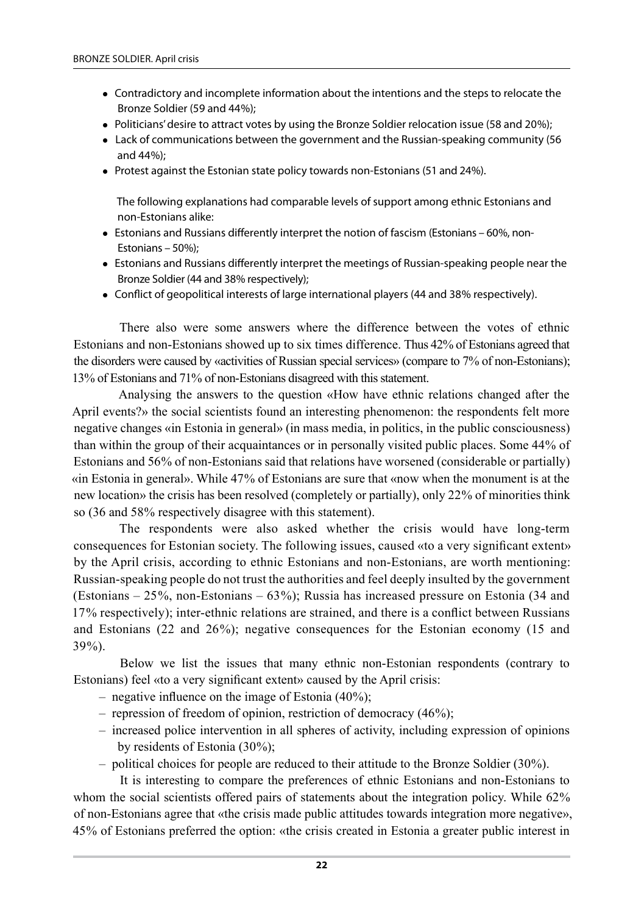- Contradictory and incomplete information about the intentions and the steps to relocate the Bronze Soldier (59 and 44%);
- Politicians' desire to attract votes by using the Bronze Soldier relocation issue (58 and 20%);
- Lack of communications between the government and the Russian-speaking community (56 and 44%);
- Protest against the Estonian state policy towards non-Estonians (51 and 24%).

The following explanations had comparable levels of support among ethnic Estonians and non-Estonians alike:

- Estonians and Russians differently interpret the notion of fascism (Estonians – 60%, non-Estonians – 50%);
- Estonians and Russians differently interpret the meetings of Russian-speaking people near the Bronze Soldier (44 and 38% respectively);
- Conflict of geopolitical interests of large international players (44 and 38% respectively).

There also were some answers where the difference between the votes of ethnic Estonians and non-Estonians showed up to six times difference. Thus 42% of Estonians agreed that the disorders were caused by «activities of Russian special services» (compare to 7% of non-Estonians); 13% of Estonians and 71% of non-Estonians disagreed with this statement.

Analysing the answers to the question «How have ethnic relations changed after the April events?» the social scientists found an interesting phenomenon: the respondents felt more negative changes «in Estonia in general» (in mass media, in politics, in the public consciousness) than within the group of their acquaintances or in personally visited public places. Some 44% of Estonians and 56% of non-Estonians said that relations have worsened (considerable or partially) «in Estonia in general». While 47% of Estonians are sure that «now when the monument is at the new location» the crisis has been resolved (completely or partially), only 22% of minorities think so (36 and 58% respectively disagree with this statement).

The respondents were also asked whether the crisis would have long-term consequences for Estonian society. The following issues, caused «to a very significant extent» by the April crisis, according to ethnic Estonians and non-Estonians, are worth mentioning: Russian-speaking people do not trust the authorities and feel deeply insulted by the government (Estonians – 25%, non-Estonians – 63%); Russia has increased pressure on Estonia (34 and 17% respectively); inter-ethnic relations are strained, and there is a conflict between Russians and Estonians (22 and 26%); negative consequences for the Estonian economy (15 and 39%).

Below we list the issues that many ethnic non-Estonian respondents (contrary to Estonians) feel «to a very significant extent» caused by the April crisis:

- negative influence on the image of Estonia (40%);
- repression of freedom of opinion, restriction of democracy (46%);
- increased police intervention in all spheres of activity, including expression of opinions by residents of Estonia (30%);
- political choices for people are reduced to their attitude to the Bronze Soldier (30%).

It is interesting to compare the preferences of ethnic Estonians and non-Estonians to whom the social scientists offered pairs of statements about the integration policy. While 62% of non-Estonians agree that «the crisis made public attitudes towards integration more negative», 45% of Estonians preferred the option: «the crisis created in Estonia a greater public interest in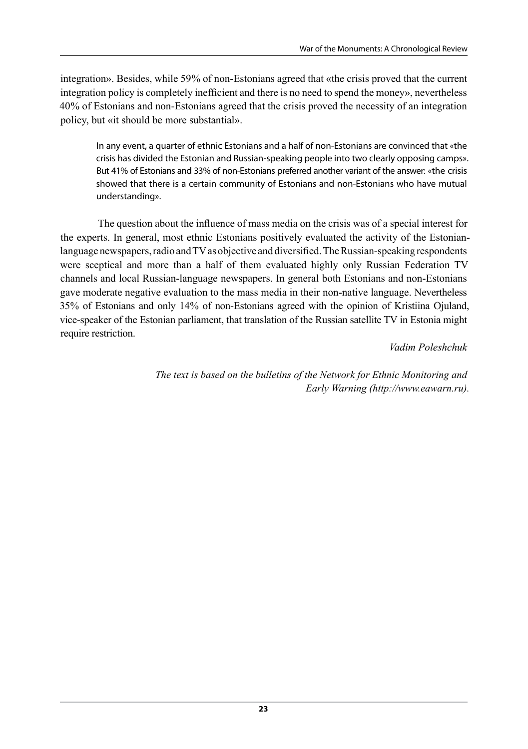integration». Besides, while 59% of non-Estonians agreed that «the crisis proved that the current integration policy is completely inefficient and there is no need to spend the money», nevertheless 40% of Estonians and non-Estonians agreed that the crisis proved the necessity of an integration policy, but «it should be more substantial».

> In any event, a quarter of ethnic Estonians and a half of non-Estonians are convinced that «the crisis has divided the Estonian and Russian-speaking people into two clearly opposing camps». But 41% of Estonians and 33% of non-Estonians preferred another variant of the answer: «the crisis showed that there is a certain community of Estonians and non-Estonians who have mutual understanding».

The question about the influence of mass media on the crisis was of a special interest for the experts. In general, most ethnic Estonians positively evaluated the activity of the Estonian-language newspapers, radio and TV as objective and diversified. The Russian-speaking respondents were sceptical and more than a half of them evaluated highly only Russian Federation TV channels and local Russian-language newspapers. In general both Estonians and non-Estonians gave moderate negative evaluation to the mass media in their non-native language. Nevertheless 35% of Estonians and only 14% of non-Estonians agreed with the opinion of Kristiina Ojuland, vice-speaker of the Estonian parliament, that translation of the Russian satellite TV in Estonia might require restriction.

*Vadim Poleshchuk*

*The text is based on the bulletins of the Network for Ethnic Monitoring and Early Warning (http://www.eawarn.ru).*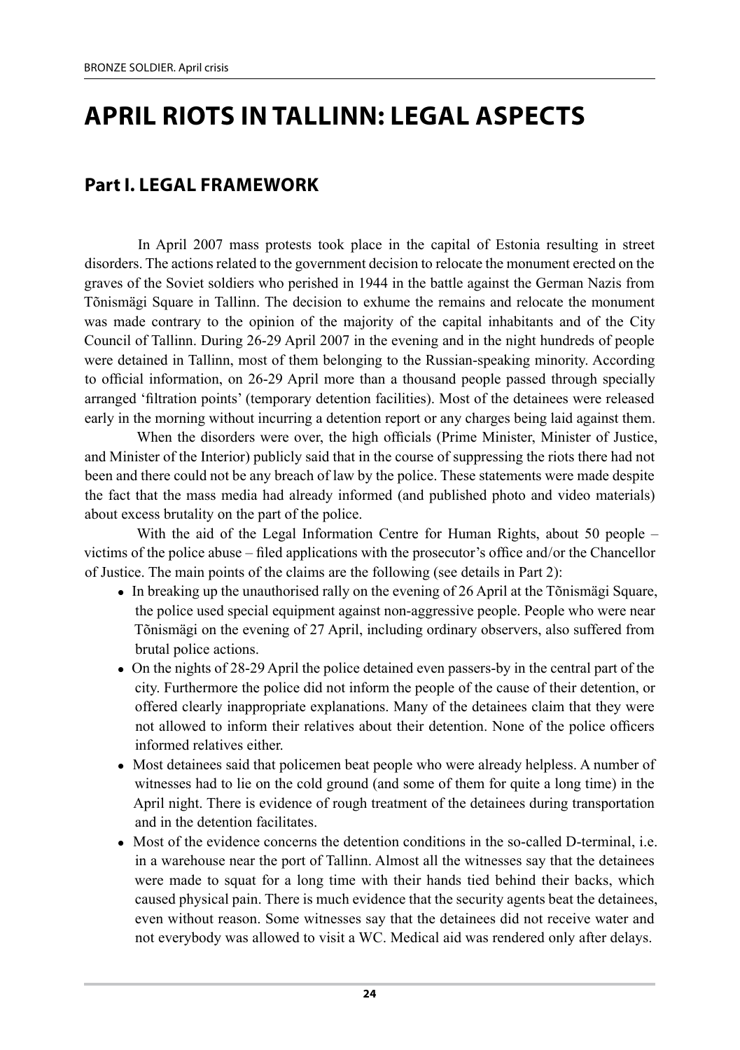# APRIL RIOTS IN TALLINN: LEGAL ASPECTS

## Part I. LEGAL FRAMEWORK

In April 2007 mass protests took place in the capital of Estonia resulting in street disorders. The actions related to the government decision to relocate the monument erected on the graves of the Soviet soldiers who perished in 1944 in the battle against the German Nazis from Tõnismägi Square in Tallinn. The decision to exhume the remains and relocate the monument was made contrary to the opinion of the majority of the capital inhabitants and of the City Council of Tallinn. During 26-29 April 2007 in the evening and in the night hundreds of people were detained in Tallinn, most of them belonging to the Russian-speaking minority. According to official information, on 26-29 April more than a thousand people passed through specially arranged 'filtration points' (temporary detention facilities). Most of the detainees were released early in the morning without incurring a detention report or any charges being laid against them.

When the disorders were over, the high officials (Prime Minister, Minister of Justice, and Minister of the Interior) publicly said that in the course of suppressing the riots there had not been and there could not be any breach of law by the police. These statements were made despite the fact that the mass media had already informed (and published photo and video materials) about excess brutality on the part of the police.

With the aid of the Legal Information Centre for Human Rights, about 50 people – victims of the police abuse – filed applications with the prosecutor's office and/or the Chancellor of Justice. The main points of the claims are the following (see details in Part 2):

- In breaking up the unauthorised rally on the evening of 26 April at the Tõnismägi Square, the police used special equipment against non-aggressive people. People who were near Tõnismägi on the evening of 27 April, including ordinary observers, also suffered from brutal police actions.
- On the nights of 28-29 April the police detained even passers-by in the central part of the city. Furthermore the police did not inform the people of the cause of their detention, or offered clearly inappropriate explanations. Many of the detainees claim that they were not allowed to inform their relatives about their detention. None of the police officers informed relatives either.
- Most detainees said that policemen beat people who were already helpless. A number of witnesses had to lie on the cold ground (and some of them for quite a long time) in the April night. There is evidence of rough treatment of the detainees during transportation and in the detention facilitates.
- Most of the evidence concerns the detention conditions in the so-called D-terminal, i.e. in a warehouse near the port of Tallinn. Almost all the witnesses say that the detainees were made to squat for a long time with their hands tied behind their backs, which caused physical pain. There is much evidence that the security agents beat the detainees, even without reason. Some witnesses say that the detainees did not receive water and not everybody was allowed to visit a WC. Medical aid was rendered only after delays.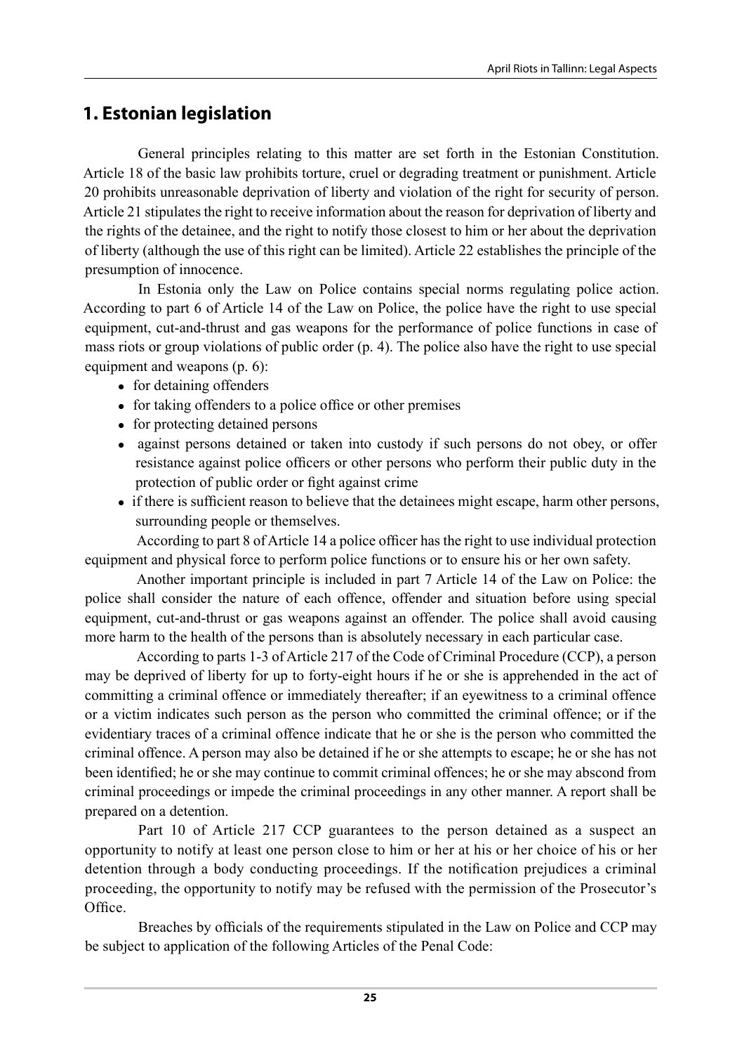## 1. Estonian legislation

General principles relating to this matter are set forth in the Estonian Constitution. Article 18 of the basic law prohibits torture, cruel or degrading treatment or punishment. Article 20 prohibits unreasonable deprivation of liberty and violation of the right for security of person. Article 21 stipulates the right to receive information about the reason for deprivation of liberty and the rights of the detainee, and the right to notify those closest to him or her about the deprivation of liberty (although the use of this right can be limited). Article 22 establishes the principle of the presumption of innocence.

In Estonia only the Law on Police contains special norms regulating police action. According to part 6 of Article 14 of the Law on Police, the police have the right to use special equipment, cut-and-thrust and gas weapons for the performance of police functions in case of mass riots or group violations of public order (p. 4). The police also have the right to use special equipment and weapons (p. 6):

- for detaining offenders
- for taking offenders to a police office or other premises
- for protecting detained persons
- against persons detained or taken into custody if such persons do not obey, or offer resistance against police officers or other persons who perform their public duty in the protection of public order or fight against crime
- if there is sufficient reason to believe that the detainees might escape, harm other persons, surrounding people or themselves.

According to part 8 of Article 14 a police officer has the right to use individual protection equipment and physical force to perform police functions or to ensure his or her own safety.

Another important principle is included in part 7 Article 14 of the Law on Police: the police shall consider the nature of each offence, offender and situation before using special equipment, cut-and-thrust or gas weapons against an offender. The police shall avoid causing more harm to the health of the persons than is absolutely necessary in each particular case.

According to parts 1-3 of Article 217 of the Code of Criminal Procedure (CCP), a person may be deprived of liberty for up to forty-eight hours if he or she is apprehended in the act of committing a criminal offence or immediately thereafter; if an eyewitness to a criminal offence or a victim indicates such person as the person who committed the criminal offence; or if the evidentiary traces of a criminal offence indicate that he or she is the person who committed the criminal offence. A person may also be detained if he or she attempts to escape; he or she has not been identified; he or she may continue to commit criminal offences; he or she may abscond from criminal proceedings or impede the criminal proceedings in any other manner. A report shall be prepared on a detention.

Part 10 of Article 217 CCP guarantees to the person detained as a suspect an opportunity to notify at least one person close to him or her at his or her choice of his or her detention through a body conducting proceedings. If the notification prejudices a criminal proceeding, the opportunity to notify may be refused with the permission of the Prosecutor's Office.

Breaches by officials of the requirements stipulated in the Law on Police and CCP may be subject to application of the following Articles of the Penal Code: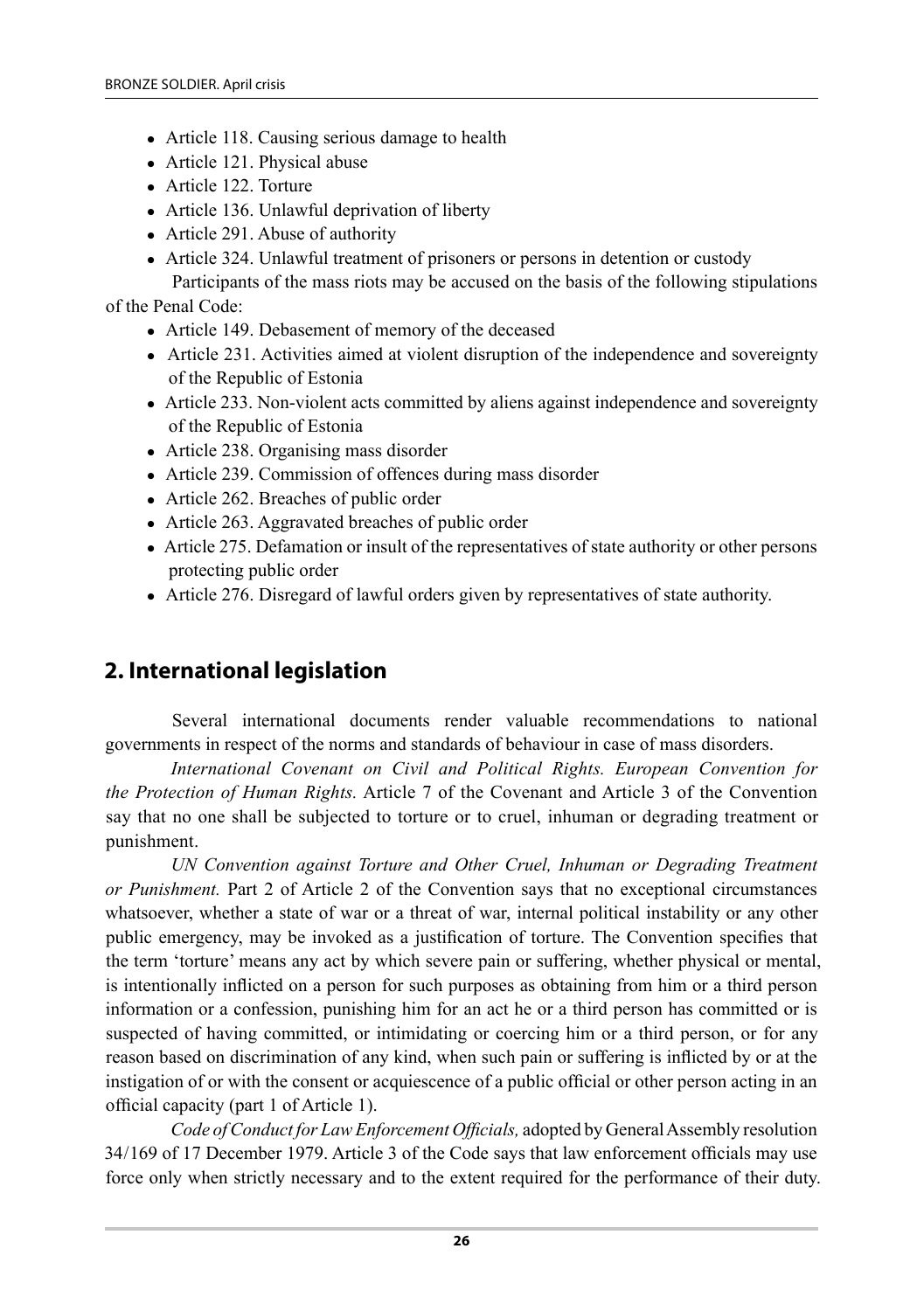- Article 118. Causing serious damage to health
- Article 121. Physical abuse
- Article 122. Torture
- Article 136. Unlawful deprivation of liberty
- Article 291. Abuse of authority
- Article 324. Unlawful treatment of prisoners or persons in detention or custody

Participants of the mass riots may be accused on the basis of the following stipulations of the Penal Code:

- Article 149. Debasement of memory of the deceased
- Article 231. Activities aimed at violent disruption of the independence and sovereignty of the Republic of Estonia
- Article 233. Non-violent acts committed by aliens against independence and sovereignty of the Republic of Estonia
- Article 238. Organising mass disorder
- Article 239. Commission of offences during mass disorder
- Article 262. Breaches of public order
- Article 263. Aggravated breaches of public order
- Article 275. Defamation or insult of the representatives of state authority or other persons protecting public order
- Article 276. Disregard of lawful orders given by representatives of state authority.

## 2. International legislation

Several international documents render valuable recommendations to national governments in respect of the norms and standards of behaviour in case of mass disorders.

*International Covenant on Civil and Political Rights. European Convention for the Protection of Human Rights.* Article 7 of the Covenant and Article 3 of the Convention say that no one shall be subjected to torture or to cruel, inhuman or degrading treatment or punishment.

*UN Convention against Torture and Other Cruel, Inhuman or Degrading Treatment or Punishment.* Part 2 of Article 2 of the Convention says that no exceptional circumstances whatsoever, whether a state of war or a threat of war, internal political instability or any other public emergency, may be invoked as a justification of torture. The Convention specifies that the term 'torture' means any act by which severe pain or suffering, whether physical or mental, is intentionally inflicted on a person for such purposes as obtaining from him or a third person information or a confession, punishing him for an act he or a third person has committed or is suspected of having committed, or intimidating or coercing him or a third person, or for any reason based on discrimination of any kind, when such pain or suffering is inflicted by or at the instigation of or with the consent or acquiescence of a public official or other person acting in an official capacity (part 1 of Article 1).

*Code of Conduct for Law Enforcement Officials,* adopted by General Assembly resolution 34/169 of 17 December 1979. Article 3 of the Code says that law enforcement officials may use force only when strictly necessary and to the extent required for the performance of their duty.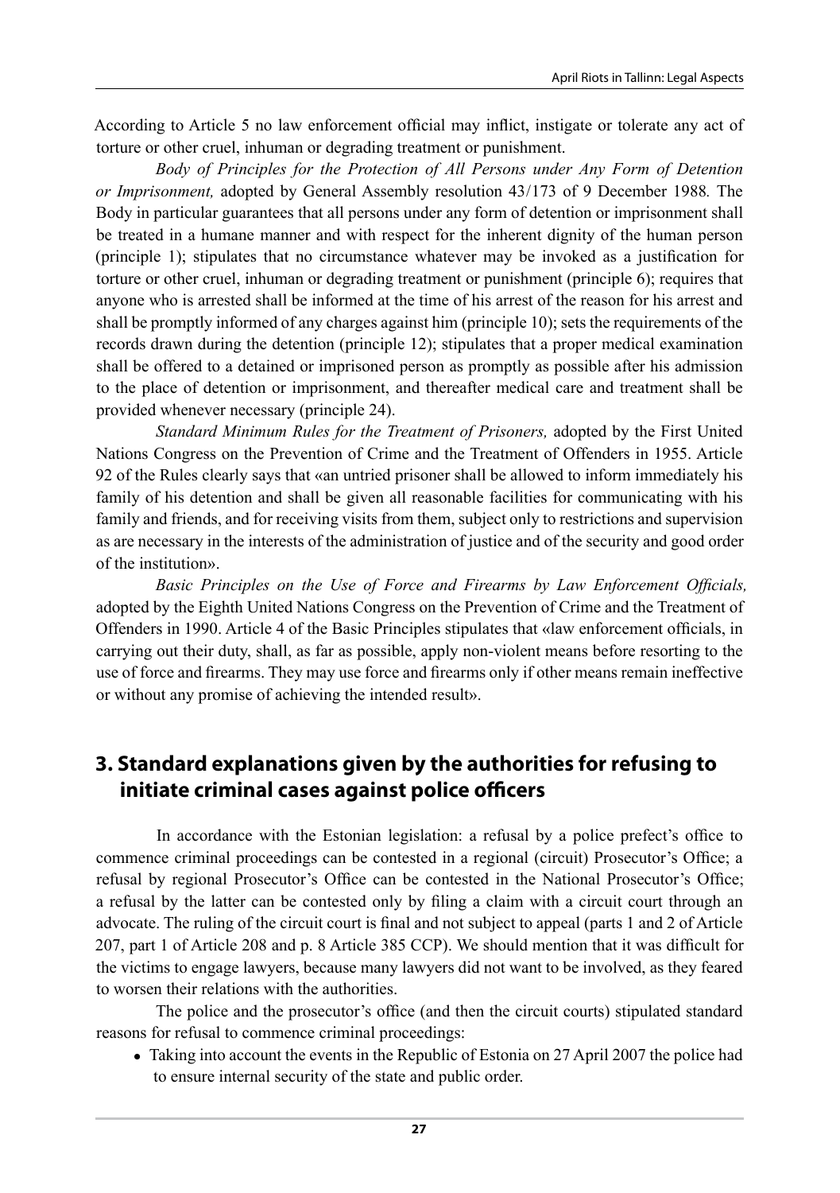According to Article 5 no law enforcement official may inflict, instigate or tolerate any act of torture or other cruel, inhuman or degrading treatment or punishment.

*Body of Principles for the Protection of All Persons under Any Form of Detention or Imprisonment,* adopted by General Assembly resolution 43/173 of 9 December 1988*.* The Body in particular guarantees that all persons under any form of detention or imprisonment shall be treated in a humane manner and with respect for the inherent dignity of the human person (principle 1); stipulates that no circumstance whatever may be invoked as a justification for torture or other cruel, inhuman or degrading treatment or punishment (principle 6); requires that anyone who is arrested shall be informed at the time of his arrest of the reason for his arrest and shall be promptly informed of any charges against him (principle 10); sets the requirements of the records drawn during the detention (principle 12); stipulates that a proper medical examination shall be offered to a detained or imprisoned person as promptly as possible after his admission to the place of detention or imprisonment, and thereafter medical care and treatment shall be provided whenever necessary (principle 24).

*Standard Minimum Rules for the Treatment of Prisoners,* adopted by the First United Nations Congress on the Prevention of Crime and the Treatment of Offenders in 1955. Article 92 of the Rules clearly says that «an untried prisoner shall be allowed to inform immediately his family of his detention and shall be given all reasonable facilities for communicating with his family and friends, and for receiving visits from them, subject only to restrictions and supervision as are necessary in the interests of the administration of justice and of the security and good order of the institution».

*Basic Principles on the Use of Force and Firearms by Law Enforcement Officials,* adopted by the Eighth United Nations Congress on the Prevention of Crime and the Treatment of Offenders in 1990. Article 4 of the Basic Principles stipulates that «law enforcement officials, in carrying out their duty, shall, as far as possible, apply non-violent means before resorting to the use of force and firearms. They may use force and firearms only if other means remain ineffective or without any promise of achieving the intended result».

## 3. Standard explanations given by the authorities for refusing to initiate criminal cases against police officers

In accordance with the Estonian legislation: a refusal by a police prefect's office to commence criminal proceedings can be contested in a regional (circuit) Prosecutor's Office; a refusal by regional Prosecutor's Office can be contested in the National Prosecutor's Office; a refusal by the latter can be contested only by filing a claim with a circuit court through an advocate. The ruling of the circuit court is final and not subject to appeal (parts 1 and 2 of Article 207, part 1 of Article 208 and p. 8 Article 385 CCP). We should mention that it was difficult for the victims to engage lawyers, because many lawyers did not want to be involved, as they feared to worsen their relations with the authorities.

The police and the prosecutor's office (and then the circuit courts) stipulated standard reasons for refusal to commence criminal proceedings:

- Taking into account the events in the Republic of Estonia on 27 April 2007 the police had to ensure internal security of the state and public order.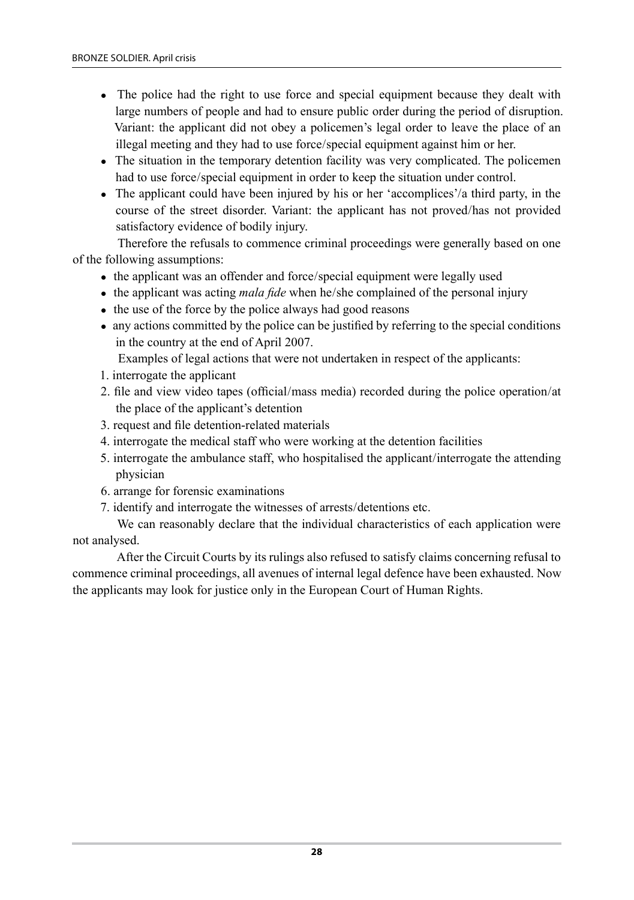- The police had the right to use force and special equipment because they dealt with large numbers of people and had to ensure public order during the period of disruption. Variant: the applicant did not obey a policemen's legal order to leave the place of an illegal meeting and they had to use force/special equipment against him or her.
- The situation in the temporary detention facility was very complicated. The policemen had to use force/special equipment in order to keep the situation under control.
- The applicant could have been injured by his or her 'accomplices'/a third party, in the course of the street disorder. Variant: the applicant has not proved/has not provided satisfactory evidence of bodily injury.

Therefore the refusals to commence criminal proceedings were generally based on one of the following assumptions:

- the applicant was an offender and force/special equipment were legally used
- the applicant was acting *mala fide* when he/she complained of the personal injury
- the use of the force by the police always had good reasons
- any actions committed by the police can be justified by referring to the special conditions in the country at the end of April 2007.

Examples of legal actions that were not undertaken in respect of the applicants:

1. interrogate the applicant
2. file and view video tapes (official/mass media) recorded during the police operation/at the place of the applicant's detention
3. request and file detention-related materials
4. interrogate the medical staff who were working at the detention facilities
5. interrogate the ambulance staff, who hospitalised the applicant/interrogate the attending physician
6. arrange for forensic examinations
7. identify and interrogate the witnesses of arrests/detentions etc.

We can reasonably declare that the individual characteristics of each application were not analysed.

After the Circuit Courts by its rulings also refused to satisfy claims concerning refusal to commence criminal proceedings, all avenues of internal legal defence have been exhausted. Now the applicants may look for justice only in the European Court of Human Rights.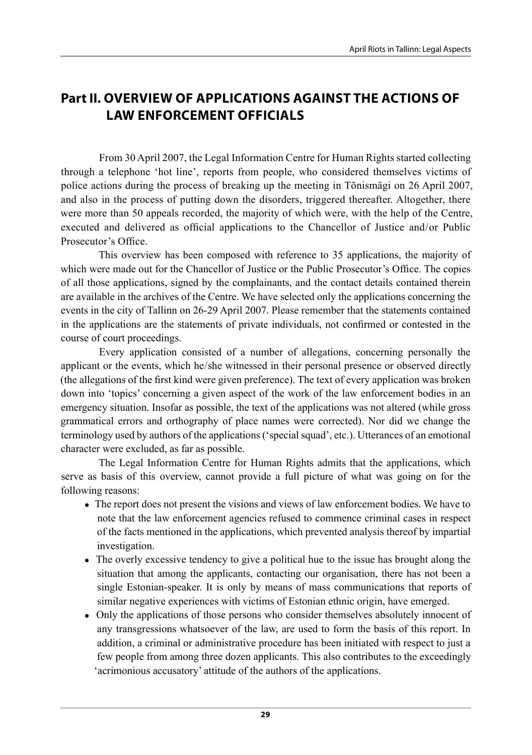## Part II. OVERVIEW OF APPLICATIONS AGAINST THE ACTIONS OF LAW ENFORCEMENT OFFICIALS

From 30 April 2007, the Legal Information Centre for Human Rights started collecting through a telephone 'hot line', reports from people, who considered themselves victims of police actions during the process of breaking up the meeting in Tõnismägi on 26 April 2007, and also in the process of putting down the disorders, triggered thereafter. Altogether, there were more than 50 appeals recorded, the majority of which were, with the help of the Centre, executed and delivered as official applications to the Chancellor of Justice and/or Public Prosecutor's Office.

This overview has been composed with reference to 35 applications, the majority of which were made out for the Chancellor of Justice or the Public Prosecutor's Office. The copies of all those applications, signed by the complainants, and the contact details contained therein are available in the archives of the Centre. We have selected only the applications concerning the events in the city of Tallinn on 26-29 April 2007. Please remember that the statements contained in the applications are the statements of private individuals, not confirmed or contested in the course of court proceedings.

Every application consisted of a number of allegations, concerning personally the applicant or the events, which he/she witnessed in their personal presence or observed directly (the allegations of the first kind were given preference). The text of every application was broken down into 'topics' concerning a given aspect of the work of the law enforcement bodies in an emergency situation. Insofar as possible, the text of the applications was not altered (while gross grammatical errors and orthography of place names were corrected). Nor did we change the terminology used by authors of the applications ('special squad', etc.). Utterances of an emotional character were excluded, as far as possible.

The Legal Information Centre for Human Rights admits that the applications, which serve as basis of this overview, cannot provide a full picture of what was going on for the following reasons:

- The report does not present the visions and views of law enforcement bodies. We have to note that the law enforcement agencies refused to commence criminal cases in respect of the facts mentioned in the applications, which prevented analysis thereof by impartial investigation.
- The overly excessive tendency to give a political hue to the issue has brought along the situation that among the applicants, contacting our organisation, there has not been a single Estonian-speaker. It is only by means of mass communications that reports of similar negative experiences with victims of Estonian ethnic origin, have emerged.
- Only the applications of those persons who consider themselves absolutely innocent of any transgressions whatsoever of the law, are used to form the basis of this report. In addition, a criminal or administrative procedure has been initiated with respect to just a few people from among three dozen applicants. This also contributes to the exceedingly 'acrimonious accusatory' attitude of the authors of the applications.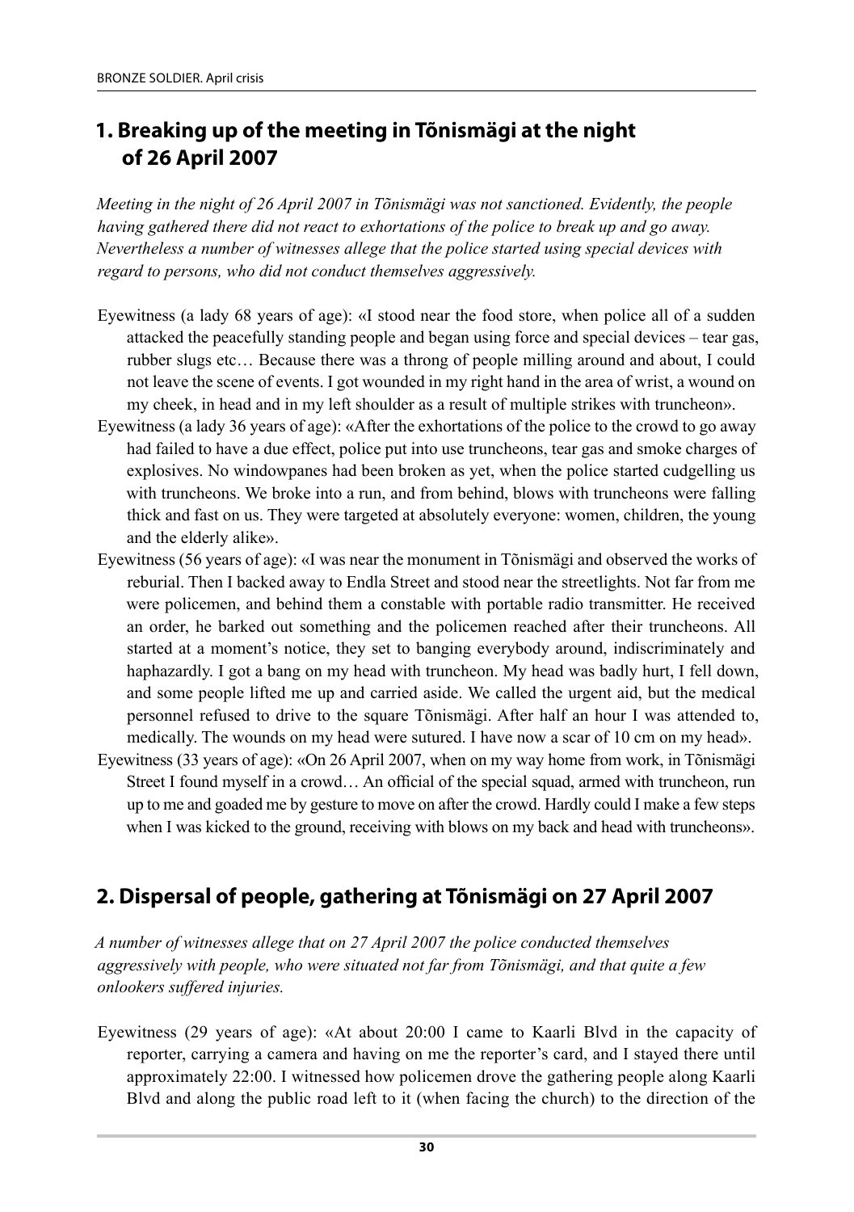## 1. Breaking up of the meeting in Tõnismägi at the night of 26 April 2007

*Meeting in the night of 26 April 2007 in Tõnismägi was not sanctioned. Evidently, the people having gathered there did not react to exhortations of the police to break up and go away. Nevertheless a number of witnesses allege that the police started using special devices with regard to persons, who did not conduct themselves aggressively.*

Eyewitness (a lady 68 years of age): «I stood near the food store, when police all of a sudden attacked the peacefully standing people and began using force and special devices – tear gas, rubber slugs etc… Because there was a throng of people milling around and about, I could not leave the scene of events. I got wounded in my right hand in the area of wrist, a wound on my cheek, in head and in my left shoulder as a result of multiple strikes with truncheon».

Eyewitness (a lady 36 years of age): «After the exhortations of the police to the crowd to go away had failed to have a due effect, police put into use truncheons, tear gas and smoke charges of explosives. No windowpanes had been broken as yet, when the police started cudgelling us with truncheons. We broke into a run, and from behind, blows with truncheons were falling thick and fast on us. They were targeted at absolutely everyone: women, children, the young and the elderly alike».

Eyewitness (56 years of age): «I was near the monument in Tõnismägi and observed the works of reburial. Then I backed away to Endla Street and stood near the streetlights. Not far from me were policemen, and behind them a constable with portable radio transmitter. He received an order, he barked out something and the policemen reached after their truncheons. All started at a moment's notice, they set to banging everybody around, indiscriminately and haphazardly. I got a bang on my head with truncheon. My head was badly hurt, I fell down, and some people lifted me up and carried aside. We called the urgent aid, but the medical personnel refused to drive to the square Tõnismägi. After half an hour I was attended to, medically. The wounds on my head were sutured. I have now a scar of 10 cm on my head».

Eyewitness (33 years of age): «On 26 April 2007, when on my way home from work, in Tõnismägi Street I found myself in a crowd… An official of the special squad, armed with truncheon, run up to me and goaded me by gesture to move on after the crowd. Hardly could I make a few steps when I was kicked to the ground, receiving with blows on my back and head with truncheons».

## 2. Dispersal of people, gathering at Tõnismägi on 27 April 2007

*A number of witnesses allege that on 27 April 2007 the police conducted themselves aggressively with people, who were situated not far from Tõnismägi, and that quite a few onlookers suffered injuries.*

Eyewitness (29 years of age): «At about 20:00 I came to Kaarli Blvd in the capacity of reporter, carrying a camera and having on me the reporter's card, and I stayed there until approximately 22:00. I witnessed how policemen drove the gathering people along Kaarli Blvd and along the public road left to it (when facing the church) to the direction of the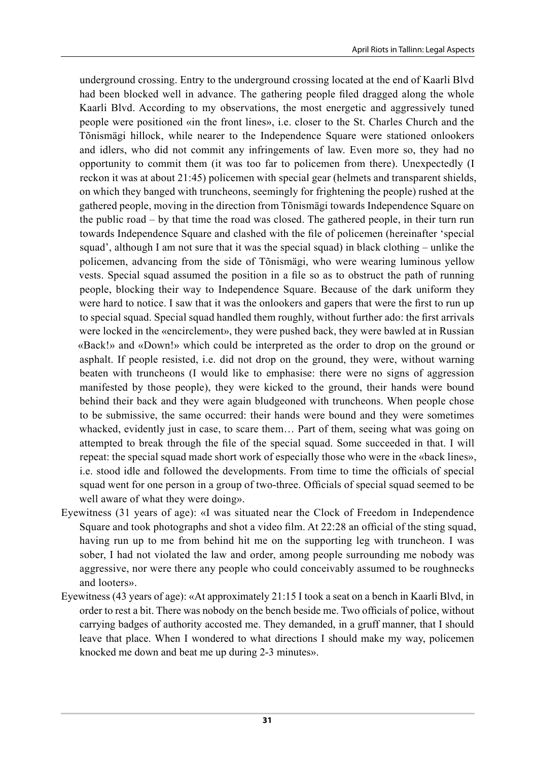underground crossing. Entry to the underground crossing located at the end of Kaarli Blvd had been blocked well in advance. The gathering people filed dragged along the whole Kaarli Blvd. According to my observations, the most energetic and aggressively tuned people were positioned «in the front lines», i.e. closer to the St. Charles Church and the Tõnismägi hillock, while nearer to the Independence Square were stationed onlookers and idlers, who did not commit any infringements of law. Even more so, they had no opportunity to commit them (it was too far to policemen from there). Unexpectedly (I reckon it was at about 21:45) policemen with special gear (helmets and transparent shields, on which they banged with truncheons, seemingly for frightening the people) rushed at the gathered people, moving in the direction from Tõnismägi towards Independence Square on the public road – by that time the road was closed. The gathered people, in their turn run towards Independence Square and clashed with the file of policemen (hereinafter 'special squad', although I am not sure that it was the special squad) in black clothing – unlike the policemen, advancing from the side of Tõnismägi, who were wearing luminous yellow vests. Special squad assumed the position in a file so as to obstruct the path of running people, blocking their way to Independence Square. Because of the dark uniform they were hard to notice. I saw that it was the onlookers and gapers that were the first to run up to special squad. Special squad handled them roughly, without further ado: the first arrivals were locked in the «encirclement», they were pushed back, they were bawled at in Russian «Back!» and «Down!» which could be interpreted as the order to drop on the ground or asphalt. If people resisted, i.e. did not drop on the ground, they were, without warning beaten with truncheons (I would like to emphasise: there were no signs of aggression manifested by those people), they were kicked to the ground, their hands were bound behind their back and they were again bludgeoned with truncheons. When people chose to be submissive, the same occurred: their hands were bound and they were sometimes whacked, evidently just in case, to scare them… Part of them, seeing what was going on attempted to break through the file of the special squad. Some succeeded in that. I will repeat: the special squad made short work of especially those who were in the «back lines», i.e. stood idle and followed the developments. From time to time the officials of special squad went for one person in a group of two-three. Officials of special squad seemed to be well aware of what they were doing».

Eyewitness (31 years of age): «I was situated near the Clock of Freedom in Independence Square and took photographs and shot a video film. At 22:28 an official of the sting squad, having run up to me from behind hit me on the supporting leg with truncheon. I was sober, I had not violated the law and order, among people surrounding me nobody was aggressive, nor were there any people who could conceivably assumed to be roughnecks and looters».

Eyewitness (43 years of age): «At approximately 21:15 I took a seat on a bench in Kaarli Blvd, in order to rest a bit. There was nobody on the bench beside me. Two officials of police, without carrying badges of authority accosted me. They demanded, in a gruff manner, that I should leave that place. When I wondered to what directions I should make my way, policemen knocked me down and beat me up during 2-3 minutes».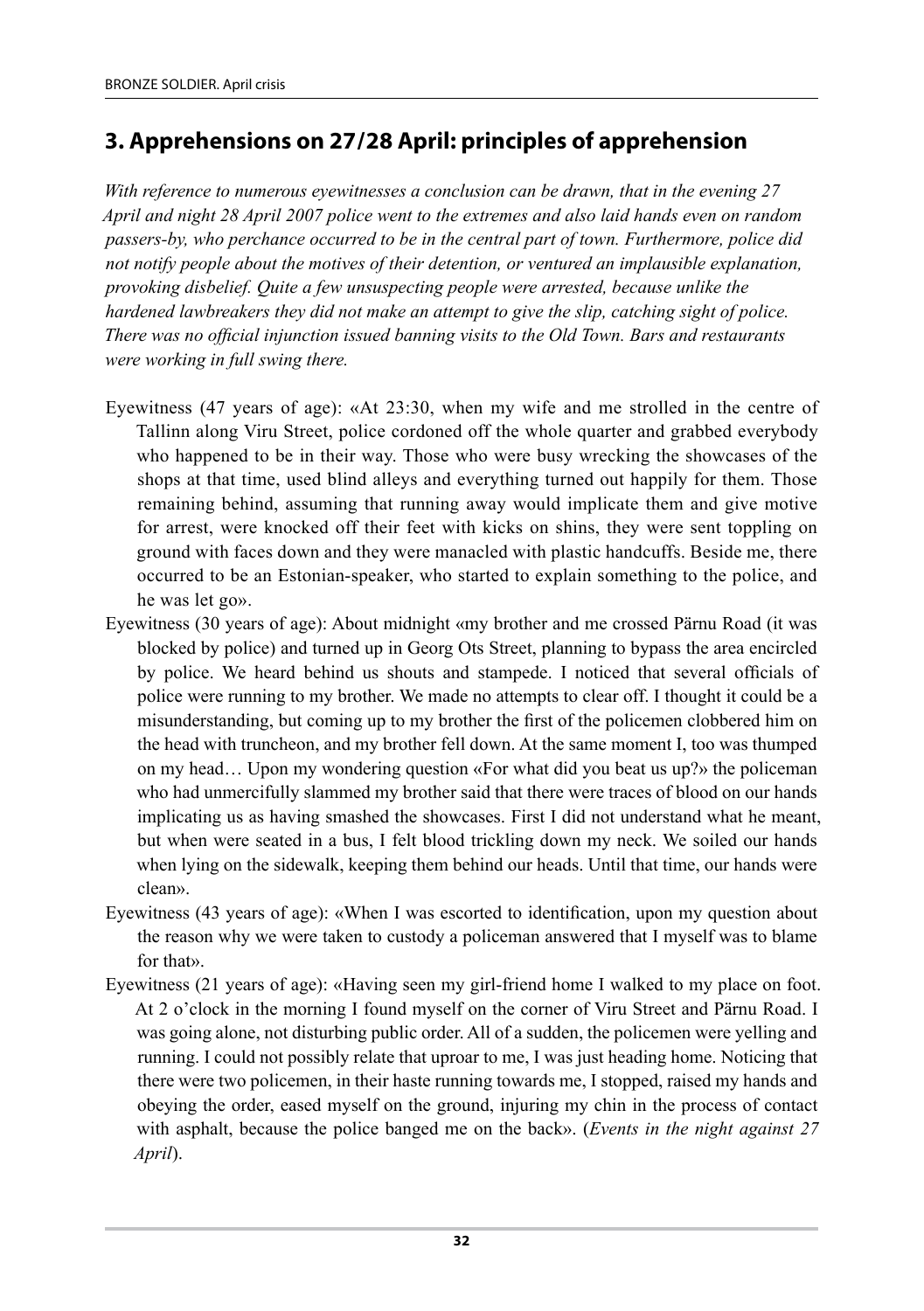## 3. Apprehensions on 27/28 April: principles of apprehension

*With reference to numerous eyewitnesses a conclusion can be drawn, that in the evening 27 April and night 28 April 2007 police went to the extremes and also laid hands even on random passers-by, who perchance occurred to be in the central part of town. Furthermore, police did not notify people about the motives of their detention, or ventured an implausible explanation, provoking disbelief. Quite a few unsuspecting people were arrested, because unlike the hardened lawbreakers they did not make an attempt to give the slip, catching sight of police. There was no official injunction issued banning visits to the Old Town. Bars and restaurants were working in full swing there.*

Eyewitness (47 years of age): «At 23:30, when my wife and me strolled in the centre of Tallinn along Viru Street, police cordoned off the whole quarter and grabbed everybody who happened to be in their way. Those who were busy wrecking the showcases of the shops at that time, used blind alleys and everything turned out happily for them. Those remaining behind, assuming that running away would implicate them and give motive for arrest, were knocked off their feet with kicks on shins, they were sent toppling on ground with faces down and they were manacled with plastic handcuffs. Beside me, there occurred to be an Estonian-speaker, who started to explain something to the police, and he was let go».

Eyewitness (30 years of age): About midnight «my brother and me crossed Pärnu Road (it was blocked by police) and turned up in Georg Ots Street, planning to bypass the area encircled by police. We heard behind us shouts and stampede. I noticed that several officials of police were running to my brother. We made no attempts to clear off. I thought it could be a misunderstanding, but coming up to my brother the first of the policemen clobbered him on the head with truncheon, and my brother fell down. At the same moment I, too was thumped on my head… Upon my wondering question «For what did you beat us up?» the policeman who had unmercifully slammed my brother said that there were traces of blood on our hands implicating us as having smashed the showcases. First I did not understand what he meant, but when were seated in a bus, I felt blood trickling down my neck. We soiled our hands when lying on the sidewalk, keeping them behind our heads. Until that time, our hands were clean».

Eyewitness (43 years of age): «When I was escorted to identification, upon my question about the reason why we were taken to custody a policeman answered that I myself was to blame for that».

Eyewitness (21 years of age): «Having seen my girl-friend home I walked to my place on foot. At 2 o'clock in the morning I found myself on the corner of Viru Street and Pärnu Road. I was going alone, not disturbing public order. All of a sudden, the policemen were yelling and running. I could not possibly relate that uproar to me, I was just heading home. Noticing that there were two policemen, in their haste running towards me, I stopped, raised my hands and obeying the order, eased myself on the ground, injuring my chin in the process of contact with asphalt, because the police banged me on the back». (*Events in the night against 27 April*).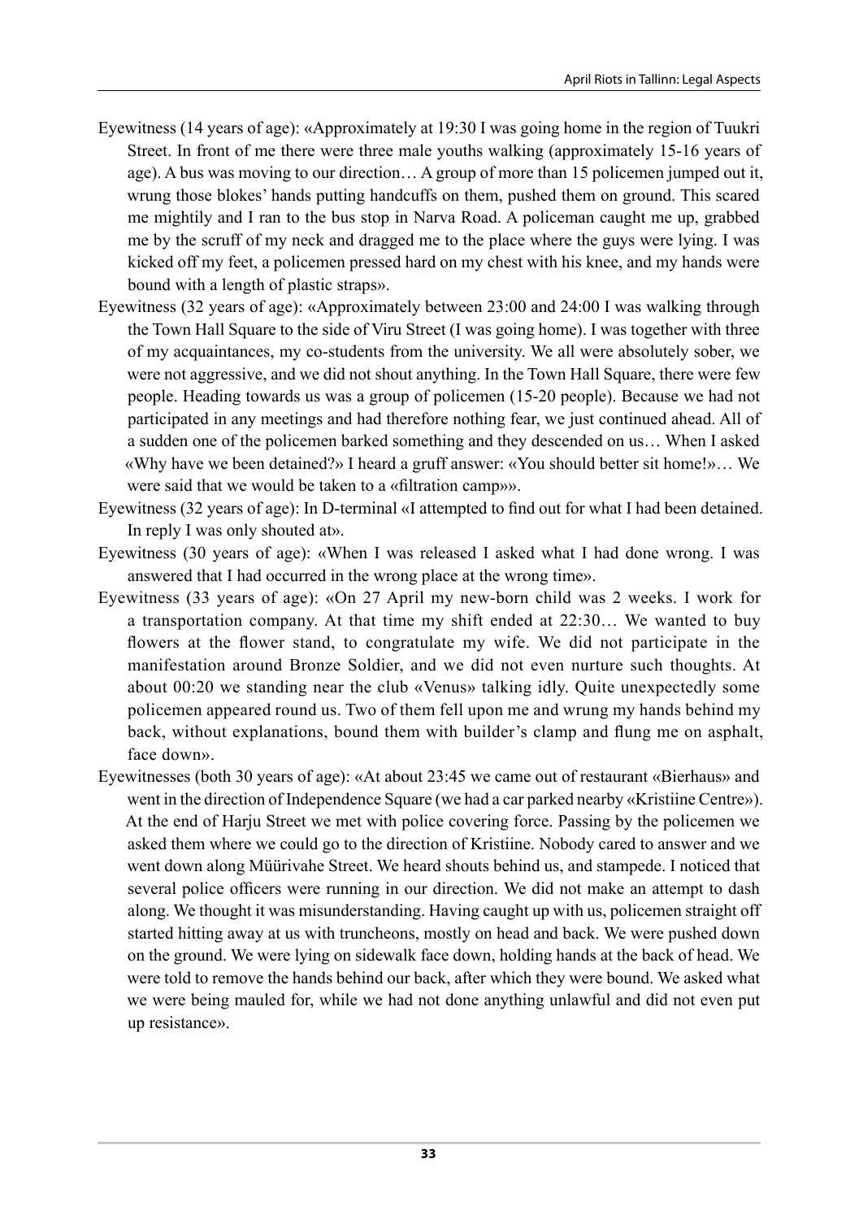Eyewitness (14 years of age): «Approximately at 19:30 I was going home in the region of Tuukri Street. In front of me there were three male youths walking (approximately 15-16 years of age). A bus was moving to our direction… A group of more than 15 policemen jumped out it, wrung those blokes' hands putting handcuffs on them, pushed them on ground. This scared me mightily and I ran to the bus stop in Narva Road. A policeman caught me up, grabbed me by the scruff of my neck and dragged me to the place where the guys were lying. I was kicked off my feet, a policemen pressed hard on my chest with his knee, and my hands were bound with a length of plastic straps».

Eyewitness (32 years of age): «Approximately between 23:00 and 24:00 I was walking through the Town Hall Square to the side of Viru Street (I was going home). I was together with three of my acquaintances, my co-students from the university. We all were absolutely sober, we were not aggressive, and we did not shout anything. In the Town Hall Square, there were few people. Heading towards us was a group of policemen (15-20 people). Because we had not participated in any meetings and had therefore nothing fear, we just continued ahead. All of a sudden one of the policemen barked something and they descended on us… When I asked «Why have we been detained?» I heard a gruff answer: «You should better sit home!»… We were said that we would be taken to a «filtration camp»».

Eyewitness (32 years of age): In D-terminal «I attempted to find out for what I had been detained. In reply I was only shouted at».

Eyewitness (30 years of age): «When I was released I asked what I had done wrong. I was answered that I had occurred in the wrong place at the wrong time».

Eyewitness (33 years of age): «On 27 April my new-born child was 2 weeks. I work for a transportation company. At that time my shift ended at 22:30… We wanted to buy flowers at the flower stand, to congratulate my wife. We did not participate in the manifestation around Bronze Soldier, and we did not even nurture such thoughts. At about 00:20 we standing near the club «Venus» talking idly. Quite unexpectedly some policemen appeared round us. Two of them fell upon me and wrung my hands behind my back, without explanations, bound them with builder's clamp and flung me on asphalt, face down».

Eyewitnesses (both 30 years of age): «At about 23:45 we came out of restaurant «Bierhaus» and went in the direction of Independence Square (we had a car parked nearby «Kristiine Centre»). At the end of Harju Street we met with police covering force. Passing by the policemen we asked them where we could go to the direction of Kristiine. Nobody cared to answer and we went down along Müürivahe Street. We heard shouts behind us, and stampede. I noticed that several police officers were running in our direction. We did not make an attempt to dash along. We thought it was misunderstanding. Having caught up with us, policemen straight off started hitting away at us with truncheons, mostly on head and back. We were pushed down on the ground. We were lying on sidewalk face down, holding hands at the back of head. We were told to remove the hands behind our back, after which they were bound. We asked what we were being mauled for, while we had not done anything unlawful and did not even put up resistance».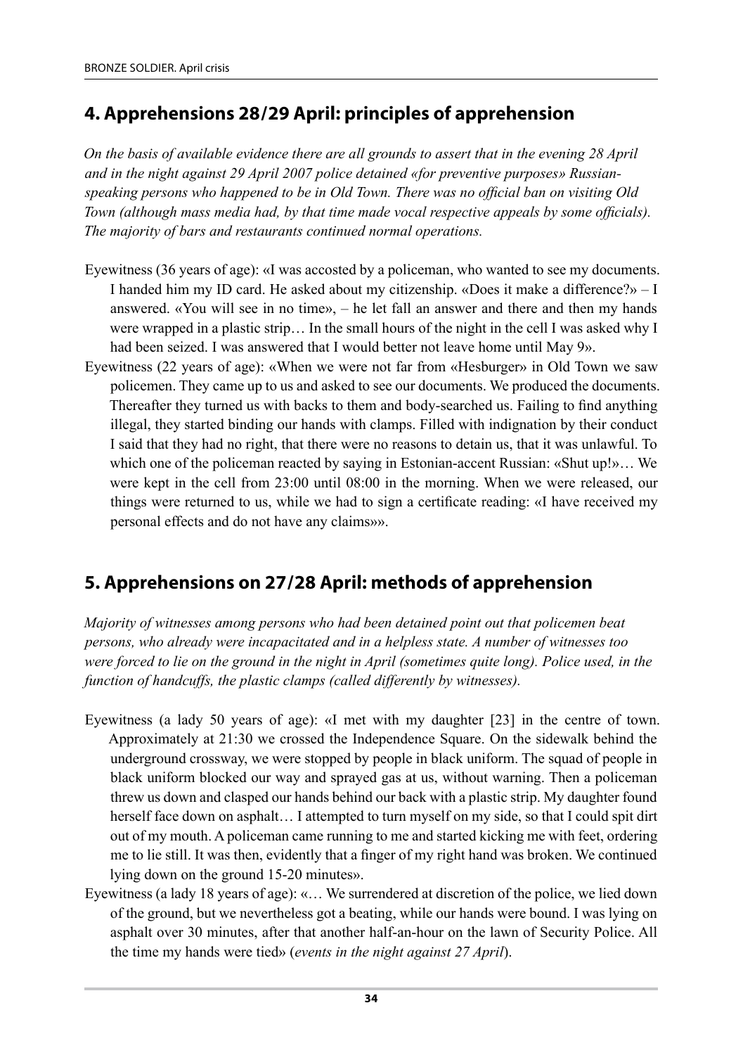## 4. Apprehensions 28/29 April: principles of apprehension

*On the basis of available evidence there are all grounds to assert that in the evening 28 April and in the night against 29 April 2007 police detained «for preventive purposes» Russian-speaking persons who happened to be in Old Town. There was no official ban on visiting Old Town (although mass media had, by that time made vocal respective appeals by some officials). The majority of bars and restaurants continued normal operations.*

Eyewitness (36 years of age): «I was accosted by a policeman, who wanted to see my documents. I handed him my ID card. He asked about my citizenship. «Does it make a difference?» – I answered. «You will see in no time», – he let fall an answer and there and then my hands were wrapped in a plastic strip… In the small hours of the night in the cell I was asked why I had been seized. I was answered that I would better not leave home until May 9».

Eyewitness (22 years of age): «When we were not far from «Hesburger» in Old Town we saw policemen. They came up to us and asked to see our documents. We produced the documents. Thereafter they turned us with backs to them and body-searched us. Failing to find anything illegal, they started binding our hands with clamps. Filled with indignation by their conduct I said that they had no right, that there were no reasons to detain us, that it was unlawful. To which one of the policeman reacted by saying in Estonian-accent Russian: «Shut up!»… We were kept in the cell from 23:00 until 08:00 in the morning. When we were released, our things were returned to us, while we had to sign a certificate reading: «I have received my personal effects and do not have any claims»».

## 5. Apprehensions on 27/28 April: methods of apprehension

*Majority of witnesses among persons who had been detained point out that policemen beat persons, who already were incapacitated and in a helpless state. A number of witnesses too were forced to lie on the ground in the night in April (sometimes quite long). Police used, in the function of handcuffs, the plastic clamps (called differently by witnesses).*

Eyewitness (a lady 50 years of age): «I met with my daughter [23] in the centre of town. Approximately at 21:30 we crossed the Independence Square. On the sidewalk behind the underground crossway, we were stopped by people in black uniform. The squad of people in black uniform blocked our way and sprayed gas at us, without warning. Then a policeman threw us down and clasped our hands behind our back with a plastic strip. My daughter found herself face down on asphalt… I attempted to turn myself on my side, so that I could spit dirt out of my mouth. A policeman came running to me and started kicking me with feet, ordering me to lie still. It was then, evidently that a finger of my right hand was broken. We continued lying down on the ground 15-20 minutes».

Eyewitness (a lady 18 years of age): «… We surrendered at discretion of the police, we lied down of the ground, but we nevertheless got a beating, while our hands were bound. I was lying on asphalt over 30 minutes, after that another half-an-hour on the lawn of Security Police. All the time my hands were tied» (*events in the night against 27 April*).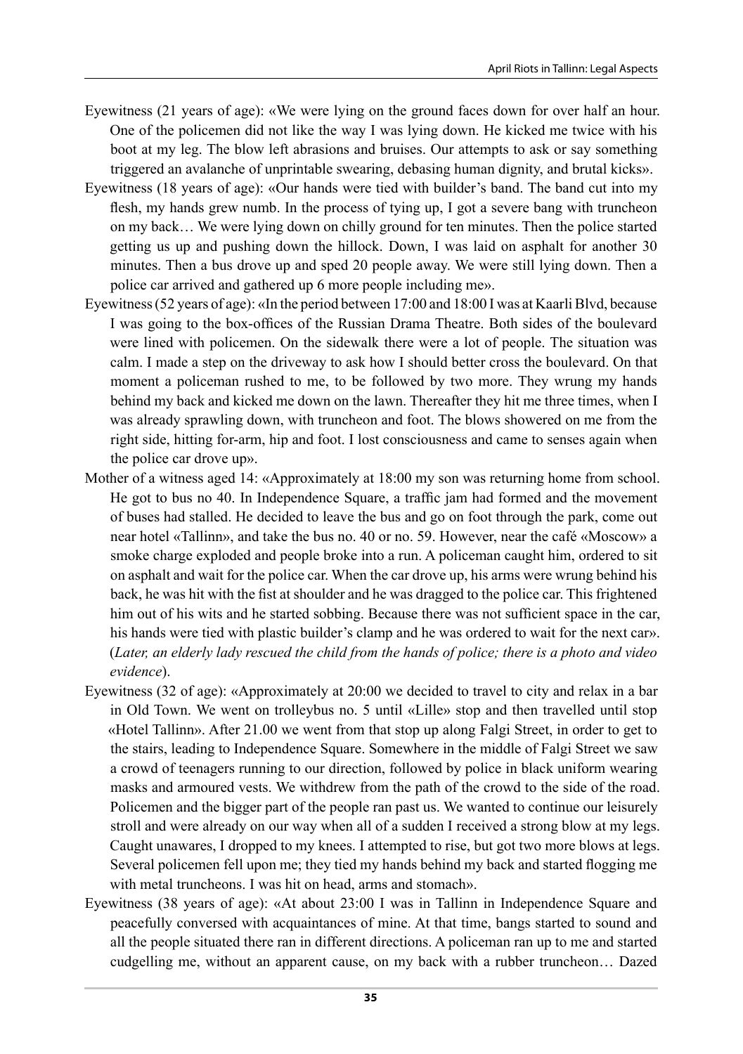Eyewitness (21 years of age): «We were lying on the ground faces down for over half an hour. One of the policemen did not like the way I was lying down. He kicked me twice with his boot at my leg. The blow left abrasions and bruises. Our attempts to ask or say something triggered an avalanche of unprintable swearing, debasing human dignity, and brutal kicks».

Eyewitness (18 years of age): «Our hands were tied with builder's band. The band cut into my flesh, my hands grew numb. In the process of tying up, I got a severe bang with truncheon on my back… We were lying down on chilly ground for ten minutes. Then the police started getting us up and pushing down the hillock. Down, I was laid on asphalt for another 30 minutes. Then a bus drove up and sped 20 people away. We were still lying down. Then a police car arrived and gathered up 6 more people including me».

Eyewitness (52 years of age): «In the period between 17:00 and 18:00 I was at Kaarli Blvd, because I was going to the box-offices of the Russian Drama Theatre. Both sides of the boulevard were lined with policemen. On the sidewalk there were a lot of people. The situation was calm. I made a step on the driveway to ask how I should better cross the boulevard. On that moment a policeman rushed to me, to be followed by two more. They wrung my hands behind my back and kicked me down on the lawn. Thereafter they hit me three times, when I was already sprawling down, with truncheon and foot. The blows showered on me from the right side, hitting for-arm, hip and foot. I lost consciousness and came to senses again when the police car drove up».

Mother of a witness aged 14: «Approximately at 18:00 my son was returning home from school. He got to bus no 40. In Independence Square, a traffic jam had formed and the movement of buses had stalled. He decided to leave the bus and go on foot through the park, come out near hotel «Tallinn», and take the bus no. 40 or no. 59. However, near the café «Moscow» a smoke charge exploded and people broke into a run. A policeman caught him, ordered to sit on asphalt and wait for the police car. When the car drove up, his arms were wrung behind his back, he was hit with the fist at shoulder and he was dragged to the police car. This frightened him out of his wits and he started sobbing. Because there was not sufficient space in the car, his hands were tied with plastic builder's clamp and he was ordered to wait for the next car». (*Later, an elderly lady rescued the child from the hands of police; there is a photo and video evidence*).

Eyewitness (32 of age): «Approximately at 20:00 we decided to travel to city and relax in a bar in Old Town. We went on trolleybus no. 5 until «Lille» stop and then travelled until stop «Hotel Tallinn». After 21.00 we went from that stop up along Falgi Street, in order to get to the stairs, leading to Independence Square. Somewhere in the middle of Falgi Street we saw a crowd of teenagers running to our direction, followed by police in black uniform wearing masks and armoured vests. We withdrew from the path of the crowd to the side of the road. Policemen and the bigger part of the people ran past us. We wanted to continue our leisurely stroll and were already on our way when all of a sudden I received a strong blow at my legs. Caught unawares, I dropped to my knees. I attempted to rise, but got two more blows at legs. Several policemen fell upon me; they tied my hands behind my back and started flogging me with metal truncheons. I was hit on head, arms and stomach».

Eyewitness (38 years of age): «At about 23:00 I was in Tallinn in Independence Square and peacefully conversed with acquaintances of mine. At that time, bangs started to sound and all the people situated there ran in different directions. A policeman ran up to me and started cudgelling me, without an apparent cause, on my back with a rubber truncheon… Dazed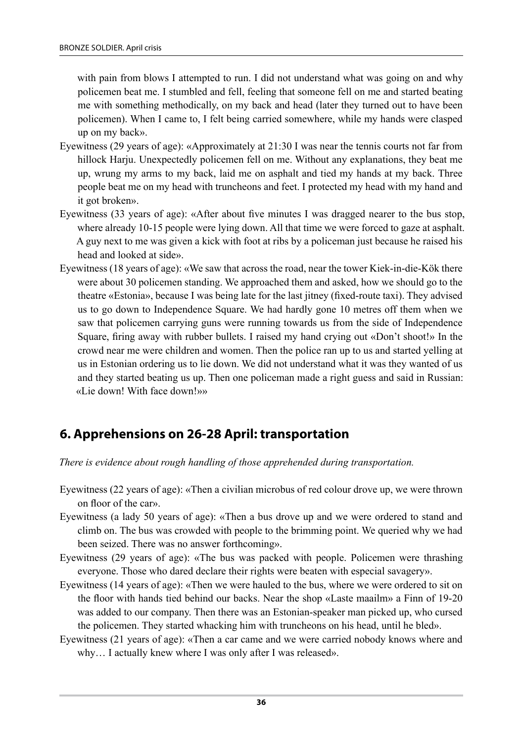with pain from blows I attempted to run. I did not understand what was going on and why policemen beat me. I stumbled and fell, feeling that someone fell on me and started beating me with something methodically, on my back and head (later they turned out to have been policemen). When I came to, I felt being carried somewhere, while my hands were clasped up on my back».

Eyewitness (29 years of age): «Approximately at 21:30 I was near the tennis courts not far from hillock Harju. Unexpectedly policemen fell on me. Without any explanations, they beat me up, wrung my arms to my back, laid me on asphalt and tied my hands at my back. Three people beat me on my head with truncheons and feet. I protected my head with my hand and it got broken».

Eyewitness (33 years of age): «After about five minutes I was dragged nearer to the bus stop, where already 10-15 people were lying down. All that time we were forced to gaze at asphalt. A guy next to me was given a kick with foot at ribs by a policeman just because he raised his head and looked at side».

Eyewitness (18 years of age): «We saw that across the road, near the tower Kiek-in-die-Kök there were about 30 policemen standing. We approached them and asked, how we should go to the theatre «Estonia», because I was being late for the last jitney (fixed-route taxi). They advised us to go down to Independence Square. We had hardly gone 10 metres off them when we saw that policemen carrying guns were running towards us from the side of Independence Square, firing away with rubber bullets. I raised my hand crying out «Don't shoot!» In the crowd near me were children and women. Then the police ran up to us and started yelling at us in Estonian ordering us to lie down. We did not understand what it was they wanted of us and they started beating us up. Then one policeman made a right guess and said in Russian: «Lie down! With face down!»»

## 6. Apprehensions on 26-28 April: transportation

*There is evidence about rough handling of those apprehended during transportation.*

Eyewitness (22 years of age): «Then a civilian microbus of red colour drove up, we were thrown on floor of the car».

Eyewitness (a lady 50 years of age): «Then a bus drove up and we were ordered to stand and climb on. The bus was crowded with people to the brimming point. We queried why we had been seized. There was no answer forthcoming».

Eyewitness (29 years of age): «The bus was packed with people. Policemen were thrashing everyone. Those who dared declare their rights were beaten with especial savagery».

Eyewitness (14 years of age): «Then we were hauled to the bus, where we were ordered to sit on the floor with hands tied behind our backs. Near the shop «Laste maailm» a Finn of 19-20 was added to our company. Then there was an Estonian-speaker man picked up, who cursed the policemen. They started whacking him with truncheons on his head, until he bled».

Eyewitness (21 years of age): «Then a car came and we were carried nobody knows where and why… I actually knew where I was only after I was released».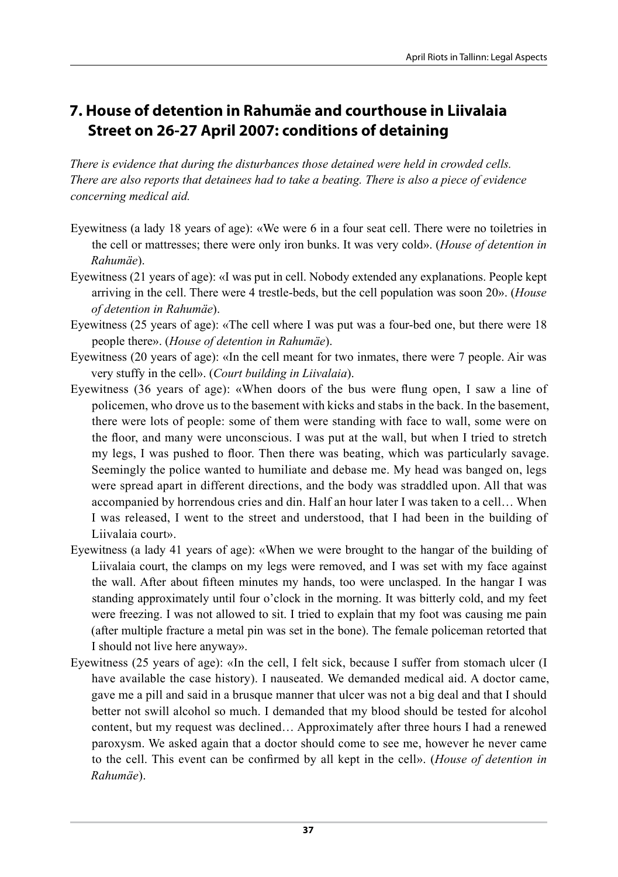## 7. House of detention in Rahumäe and courthouse in Liivalaia Street on 26-27 April 2007: conditions of detaining

*There is evidence that during the disturbances those detained were held in crowded cells. There are also reports that detainees had to take a beating. There is also a piece of evidence concerning medical aid.*

Eyewitness (a lady 18 years of age): «We were 6 in a four seat cell. There were no toiletries in the cell or mattresses; there were only iron bunks. It was very cold». (*House of detention in Rahumäe*).

Eyewitness (21 years of age): «I was put in cell. Nobody extended any explanations. People kept arriving in the cell. There were 4 trestle-beds, but the cell population was soon 20». (*House of detention in Rahumäe*).

Eyewitness (25 years of age): «The cell where I was put was a four-bed one, but there were 18 people there». (*House of detention in Rahumäe*).

Eyewitness (20 years of age): «In the cell meant for two inmates, there were 7 people. Air was very stuffy in the cell». (*Court building in Liivalaia*).

Eyewitness (36 years of age): «When doors of the bus were flung open, I saw a line of policemen, who drove us to the basement with kicks and stabs in the back. In the basement, there were lots of people: some of them were standing with face to wall, some were on the floor, and many were unconscious. I was put at the wall, but when I tried to stretch my legs, I was pushed to floor. Then there was beating, which was particularly savage. Seemingly the police wanted to humiliate and debase me. My head was banged on, legs were spread apart in different directions, and the body was straddled upon. All that was accompanied by horrendous cries and din. Half an hour later I was taken to a cell… When I was released, I went to the street and understood, that I had been in the building of Liivalaia court».

Eyewitness (a lady 41 years of age): «When we were brought to the hangar of the building of Liivalaia court, the clamps on my legs were removed, and I was set with my face against the wall. After about fifteen minutes my hands, too were unclasped. In the hangar I was standing approximately until four o'clock in the morning. It was bitterly cold, and my feet were freezing. I was not allowed to sit. I tried to explain that my foot was causing me pain (after multiple fracture a metal pin was set in the bone). The female policeman retorted that I should not live here anyway».

Eyewitness (25 years of age): «In the cell, I felt sick, because I suffer from stomach ulcer (I have available the case history). I nauseated. We demanded medical aid. A doctor came, gave me a pill and said in a brusque manner that ulcer was not a big deal and that I should better not swill alcohol so much. I demanded that my blood should be tested for alcohol content, but my request was declined… Approximately after three hours I had a renewed paroxysm. We asked again that a doctor should come to see me, however he never came to the cell. This event can be confirmed by all kept in the cell». (*House of detention in Rahumäe*).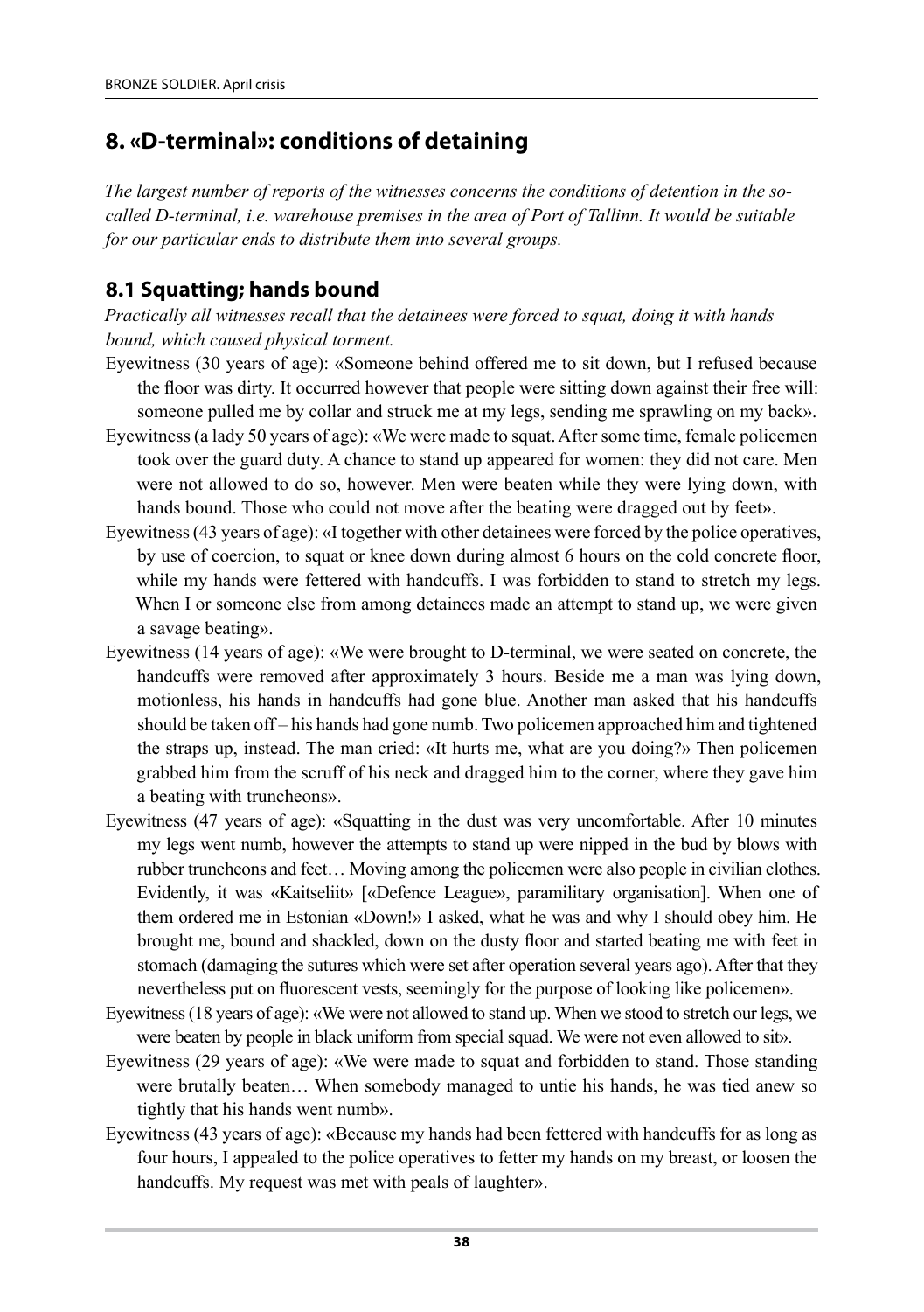## 8. «D-terminal»: conditions of detaining

*The largest number of reports of the witnesses concerns the conditions of detention in the so-called D-terminal, i.e. warehouse premises in the area of Port of Tallinn. It would be suitable for our particular ends to distribute them into several groups.*

### 8.1 Squatting; hands bound

*Practically all witnesses recall that the detainees were forced to squat, doing it with hands bound, which caused physical torment.*

Eyewitness (30 years of age): «Someone behind offered me to sit down, but I refused because the floor was dirty. It occurred however that people were sitting down against their free will: someone pulled me by collar and struck me at my legs, sending me sprawling on my back».

Eyewitness (a lady 50 years of age): «We were made to squat. After some time, female policemen took over the guard duty. A chance to stand up appeared for women: they did not care. Men were not allowed to do so, however. Men were beaten while they were lying down, with hands bound. Those who could not move after the beating were dragged out by feet».

Eyewitness (43 years of age): «I together with other detainees were forced by the police operatives, by use of coercion, to squat or knee down during almost 6 hours on the cold concrete floor, while my hands were fettered with handcuffs. I was forbidden to stand to stretch my legs. When I or someone else from among detainees made an attempt to stand up, we were given a savage beating».

Eyewitness (14 years of age): «We were brought to D-terminal, we were seated on concrete, the handcuffs were removed after approximately 3 hours. Beside me a man was lying down, motionless, his hands in handcuffs had gone blue. Another man asked that his handcuffs should be taken off – his hands had gone numb. Two policemen approached him and tightened the straps up, instead. The man cried: «It hurts me, what are you doing?» Then policemen grabbed him from the scruff of his neck and dragged him to the corner, where they gave him a beating with truncheons».

Eyewitness (47 years of age): «Squatting in the dust was very uncomfortable. After 10 minutes my legs went numb, however the attempts to stand up were nipped in the bud by blows with rubber truncheons and feet… Moving among the policemen were also people in civilian clothes. Evidently, it was «Kaitseliit» [«Defence League», paramilitary organisation]. When one of them ordered me in Estonian «Down!» I asked, what he was and why I should obey him. He brought me, bound and shackled, down on the dusty floor and started beating me with feet in stomach (damaging the sutures which were set after operation several years ago). After that they nevertheless put on fluorescent vests, seemingly for the purpose of looking like policemen».

Eyewitness (18 years of age): «We were not allowed to stand up. When we stood to stretch our legs, we were beaten by people in black uniform from special squad. We were not even allowed to sit».

Eyewitness (29 years of age): «We were made to squat and forbidden to stand. Those standing were brutally beaten… When somebody managed to untie his hands, he was tied anew so tightly that his hands went numb».

Eyewitness (43 years of age): «Because my hands had been fettered with handcuffs for as long as four hours, I appealed to the police operatives to fetter my hands on my breast, or loosen the handcuffs. My request was met with peals of laughter».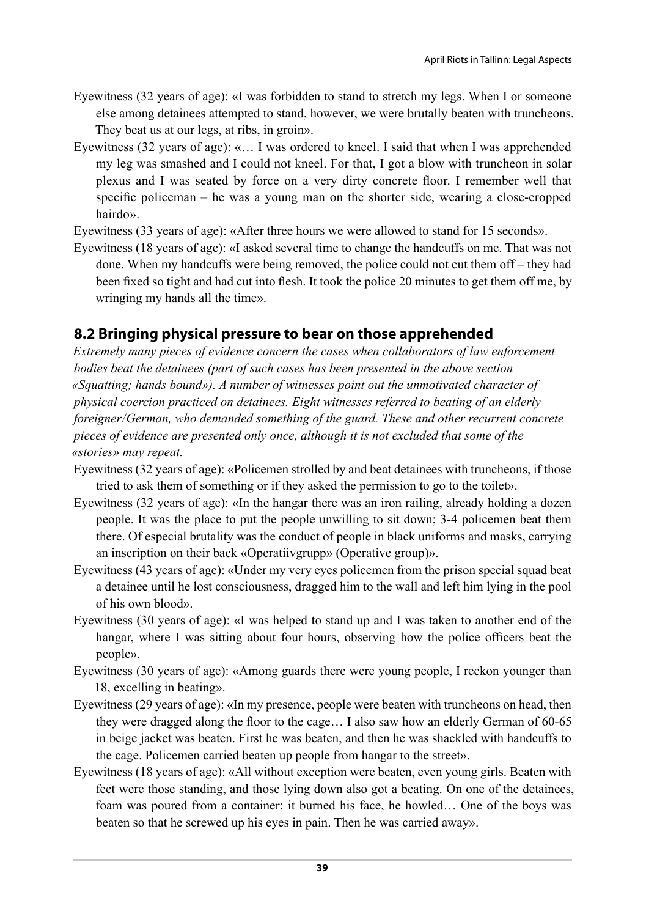Eyewitness (32 years of age): «I was forbidden to stand to stretch my legs. When I or someone else among detainees attempted to stand, however, we were brutally beaten with truncheons. They beat us at our legs, at ribs, in groin».

Eyewitness (32 years of age): «… I was ordered to kneel. I said that when I was apprehended my leg was smashed and I could not kneel. For that, I got a blow with truncheon in solar plexus and I was seated by force on a very dirty concrete floor. I remember well that specific policeman – he was a young man on the shorter side, wearing a close-cropped hairdo».

Eyewitness (33 years of age): «After three hours we were allowed to stand for 15 seconds».

Eyewitness (18 years of age): «I asked several time to change the handcuffs on me. That was not done. When my handcuffs were being removed, the police could not cut them off – they had been fixed so tight and had cut into flesh. It took the police 20 minutes to get them off me, by wringing my hands all the time».

## 8.2 Bringing physical pressure to bear on those apprehended

*Extremely many pieces of evidence concern the cases when collaborators of law enforcement bodies beat the detainees (part of such cases has been presented in the above section «Squatting; hands bound»). A number of witnesses point out the unmotivated character of physical coercion practiced on detainees. Eight witnesses referred to beating of an elderly foreigner/German, who demanded something of the guard. These and other recurrent concrete pieces of evidence are presented only once, although it is not excluded that some of the «stories» may repeat.*

Eyewitness (32 years of age): «Policemen strolled by and beat detainees with truncheons, if those tried to ask them of something or if they asked the permission to go to the toilet».

Eyewitness (32 years of age): «In the hangar there was an iron railing, already holding a dozen people. It was the place to put the people unwilling to sit down; 3-4 policemen beat them there. Of especial brutality was the conduct of people in black uniforms and masks, carrying an inscription on their back «Operatiivgrupp» (Operative group)».

Eyewitness (43 years of age): «Under my very eyes policemen from the prison special squad beat a detainee until he lost consciousness, dragged him to the wall and left him lying in the pool of his own blood».

Eyewitness (30 years of age): «I was helped to stand up and I was taken to another end of the hangar, where I was sitting about four hours, observing how the police officers beat the people».

Eyewitness (30 years of age): «Among guards there were young people, I reckon younger than 18, excelling in beating».

Eyewitness (29 years of age): «In my presence, people were beaten with truncheons on head, then they were dragged along the floor to the cage… I also saw how an elderly German of 60-65 in beige jacket was beaten. First he was beaten, and then he was shackled with handcuffs to the cage. Policemen carried beaten up people from hangar to the street».

Eyewitness (18 years of age): «All without exception were beaten, even young girls. Beaten with feet were those standing, and those lying down also got a beating. On one of the detainees, foam was poured from a container; it burned his face, he howled… One of the boys was beaten so that he screwed up his eyes in pain. Then he was carried away».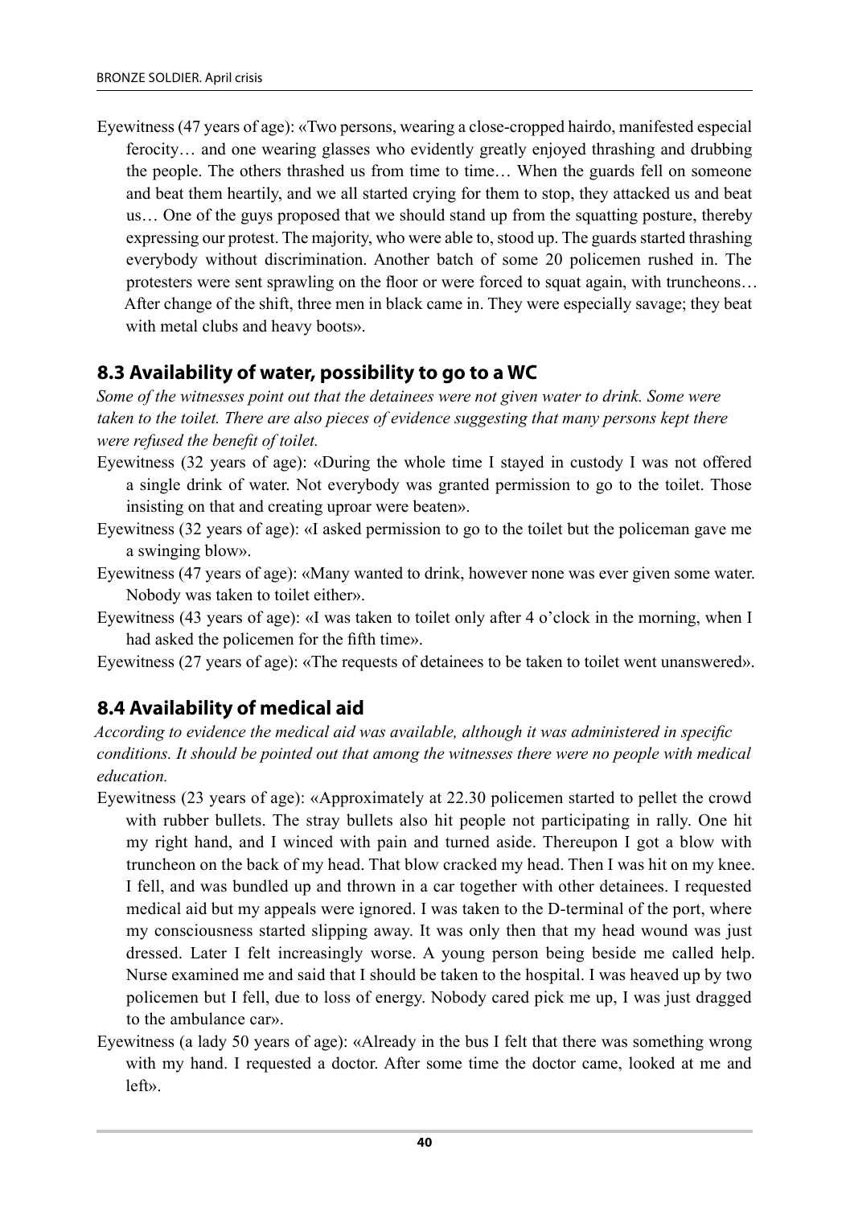Eyewitness (47 years of age): «Two persons, wearing a close-cropped hairdo, manifested especial ferocity… and one wearing glasses who evidently greatly enjoyed thrashing and drubbing the people. The others thrashed us from time to time… When the guards fell on someone and beat them heartily, and we all started crying for them to stop, they attacked us and beat us… One of the guys proposed that we should stand up from the squatting posture, thereby expressing our protest. The majority, who were able to, stood up. The guards started thrashing everybody without discrimination. Another batch of some 20 policemen rushed in. The protesters were sent sprawling on the floor or were forced to squat again, with truncheons… After change of the shift, three men in black came in. They were especially savage; they beat with metal clubs and heavy boots».

## 8.3 Availability of water, possibility to go to a WC

*Some of the witnesses point out that the detainees were not given water to drink. Some were taken to the toilet. There are also pieces of evidence suggesting that many persons kept there were refused the benefit of toilet.*

Eyewitness (32 years of age): «During the whole time I stayed in custody I was not offered a single drink of water. Not everybody was granted permission to go to the toilet. Those insisting on that and creating uproar were beaten».

Eyewitness (32 years of age): «I asked permission to go to the toilet but the policeman gave me a swinging blow».

Eyewitness (47 years of age): «Many wanted to drink, however none was ever given some water. Nobody was taken to toilet either».

Eyewitness (43 years of age): «I was taken to toilet only after 4 o'clock in the morning, when I had asked the policemen for the fifth time».

Eyewitness (27 years of age): «The requests of detainees to be taken to toilet went unanswered».

## 8.4 Availability of medical aid

*According to evidence the medical aid was available, although it was administered in specific conditions. It should be pointed out that among the witnesses there were no people with medical education.*

Eyewitness (23 years of age): «Approximately at 22.30 policemen started to pellet the crowd with rubber bullets. The stray bullets also hit people not participating in rally. One hit my right hand, and I winced with pain and turned aside. Thereupon I got a blow with truncheon on the back of my head. That blow cracked my head. Then I was hit on my knee. I fell, and was bundled up and thrown in a car together with other detainees. I requested medical aid but my appeals were ignored. I was taken to the D-terminal of the port, where my consciousness started slipping away. It was only then that my head wound was just dressed. Later I felt increasingly worse. A young person being beside me called help. Nurse examined me and said that I should be taken to the hospital. I was heaved up by two policemen but I fell, due to loss of energy. Nobody cared pick me up, I was just dragged to the ambulance car».

Eyewitness (a lady 50 years of age): «Already in the bus I felt that there was something wrong with my hand. I requested a doctor. After some time the doctor came, looked at me and left».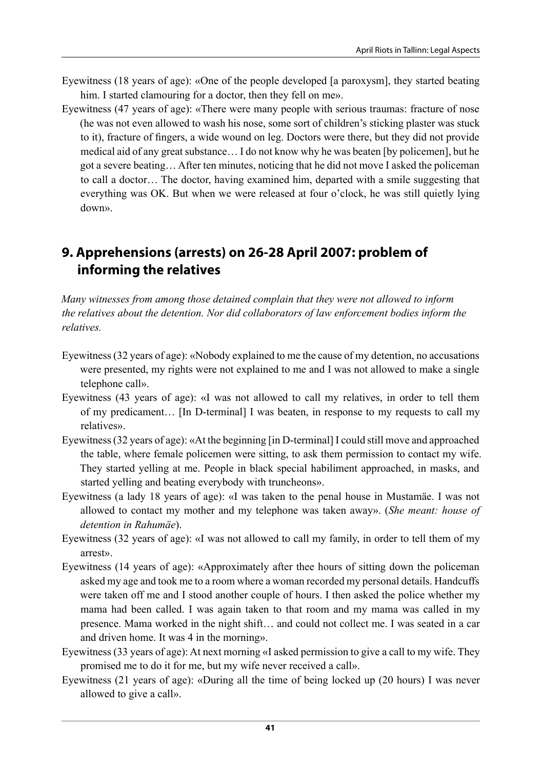Eyewitness (18 years of age): «One of the people developed [a paroxysm], they started beating him. I started clamouring for a doctor, then they fell on me».

Eyewitness (47 years of age): «There were many people with serious traumas: fracture of nose (he was not even allowed to wash his nose, some sort of children's sticking plaster was stuck to it), fracture of fingers, a wide wound on leg. Doctors were there, but they did not provide medical aid of any great substance… I do not know why he was beaten [by policemen], but he got a severe beating… After ten minutes, noticing that he did not move I asked the policeman to call a doctor… The doctor, having examined him, departed with a smile suggesting that everything was OK. But when we were released at four o'clock, he was still quietly lying down».

## 9. Apprehensions (arrests) on 26-28 April 2007: problem of informing the relatives

*Many witnesses from among those detained complain that they were not allowed to inform the relatives about the detention. Nor did collaborators of law enforcement bodies inform the relatives.*

Eyewitness (32 years of age): «Nobody explained to me the cause of my detention, no accusations were presented, my rights were not explained to me and I was not allowed to make a single telephone call».

Eyewitness (43 years of age): «I was not allowed to call my relatives, in order to tell them of my predicament… [In D-terminal] I was beaten, in response to my requests to call my relatives».

Eyewitness (32 years of age): «At the beginning [in D-terminal] I could still move and approached the table, where female policemen were sitting, to ask them permission to contact my wife. They started yelling at me. People in black special habiliment approached, in masks, and started yelling and beating everybody with truncheons».

Eyewitness (a lady 18 years of age): «I was taken to the penal house in Mustamäe. I was not allowed to contact my mother and my telephone was taken away». (*She meant: house of detention in Rahumäe*).

Eyewitness (32 years of age): «I was not allowed to call my family, in order to tell them of my arrest».

Eyewitness (14 years of age): «Approximately after thee hours of sitting down the policeman asked my age and took me to a room where a woman recorded my personal details. Handcuffs were taken off me and I stood another couple of hours. I then asked the police whether my mama had been called. I was again taken to that room and my mama was called in my presence. Mama worked in the night shift… and could not collect me. I was seated in a car and driven home. It was 4 in the morning».

Eyewitness (33 years of age): At next morning «I asked permission to give a call to my wife. They promised me to do it for me, but my wife never received a call».

Eyewitness (21 years of age): «During all the time of being locked up (20 hours) I was never allowed to give a call».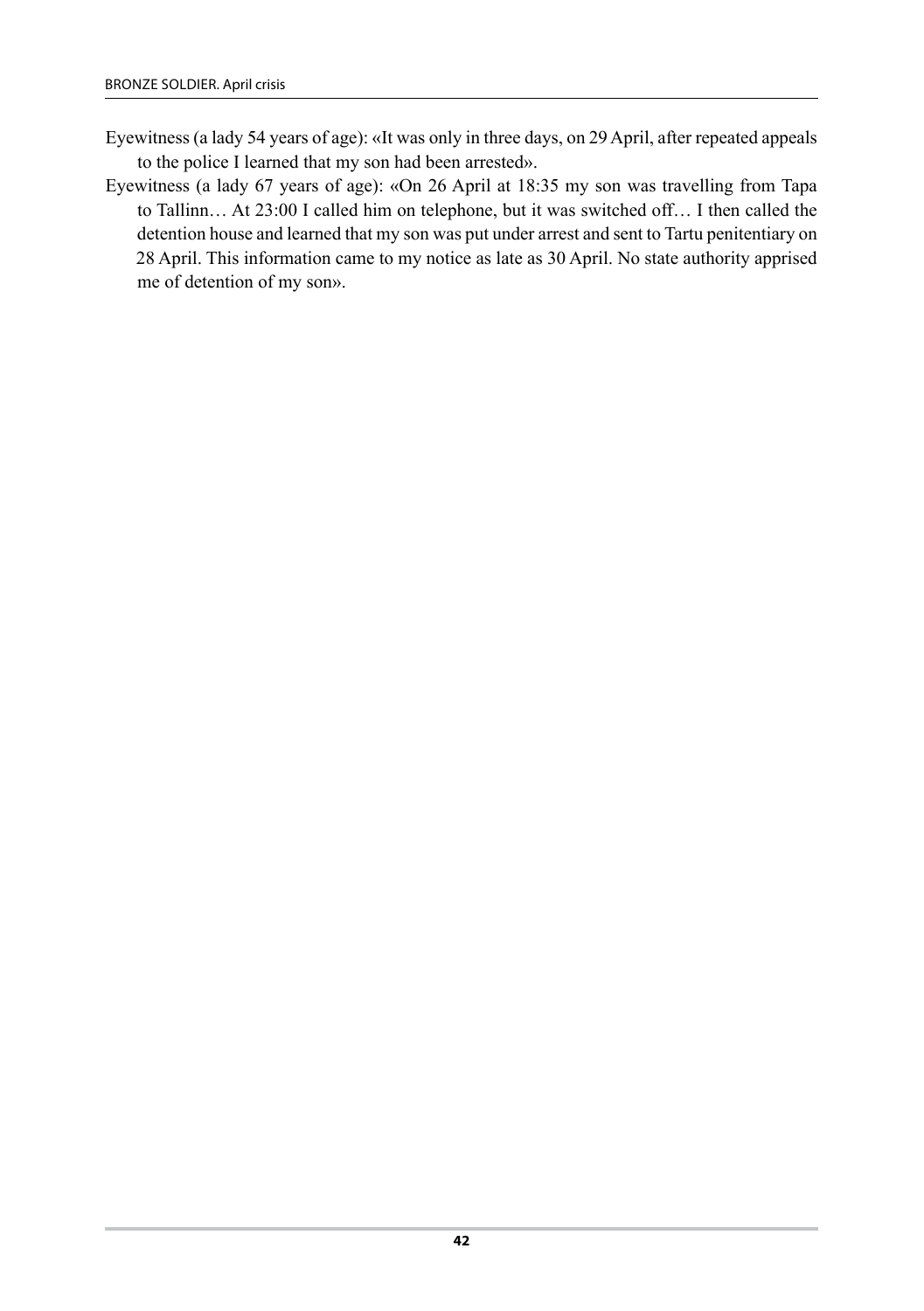Eyewitness (a lady 54 years of age): «It was only in three days, on 29 April, after repeated appeals to the police I learned that my son had been arrested».

Eyewitness (a lady 67 years of age): «On 26 April at 18:35 my son was travelling from Tapa to Tallinn… At 23:00 I called him on telephone, but it was switched off… I then called the detention house and learned that my son was put under arrest and sent to Tartu penitentiary on 28 April. This information came to my notice as late as 30 April. No state authority apprised me of detention of my son».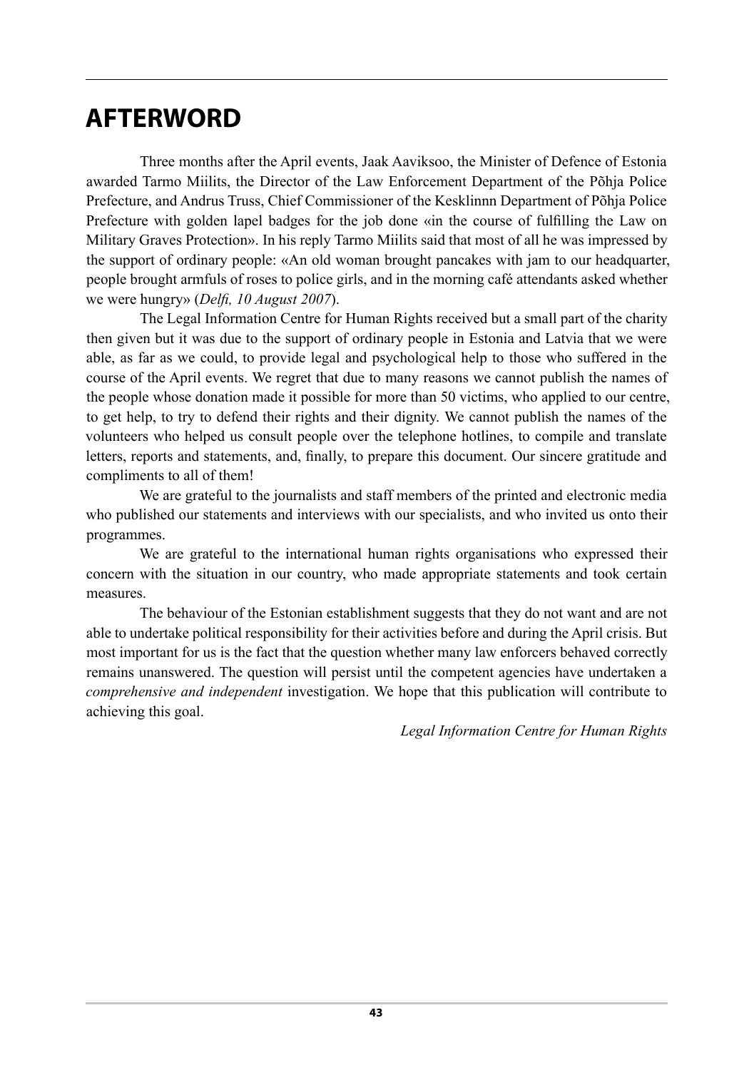# AFTERWORD

Three months after the April events, Jaak Aaviksoo, the Minister of Defence of Estonia awarded Tarmo Miilits, the Director of the Law Enforcement Department of the Põhja Police Prefecture, and Andrus Truss, Chief Commissioner of the Kesklinnn Department of Põhja Police Prefecture with golden lapel badges for the job done «in the course of fulfilling the Law on Military Graves Protection». In his reply Tarmo Miilits said that most of all he was impressed by the support of ordinary people: «An old woman brought pancakes with jam to our headquarter, people brought armfuls of roses to police girls, and in the morning café attendants asked whether we were hungry» (*Delfi, 10 August 2007*).

The Legal Information Centre for Human Rights received but a small part of the charity then given but it was due to the support of ordinary people in Estonia and Latvia that we were able, as far as we could, to provide legal and psychological help to those who suffered in the course of the April events. We regret that due to many reasons we cannot publish the names of the people whose donation made it possible for more than 50 victims, who applied to our centre, to get help, to try to defend their rights and their dignity. We cannot publish the names of the volunteers who helped us consult people over the telephone hotlines, to compile and translate letters, reports and statements, and, finally, to prepare this document. Our sincere gratitude and compliments to all of them!

We are grateful to the journalists and staff members of the printed and electronic media who published our statements and interviews with our specialists, and who invited us onto their programmes.

We are grateful to the international human rights organisations who expressed their concern with the situation in our country, who made appropriate statements and took certain measures.

The behaviour of the Estonian establishment suggests that they do not want and are not able to undertake political responsibility for their activities before and during the April crisis. But most important for us is the fact that the question whether many law enforcers behaved correctly remains unanswered. The question will persist until the competent agencies have undertaken a *comprehensive and independent* investigation. We hope that this publication will contribute to achieving this goal.

*Legal Information Centre for Human Rights*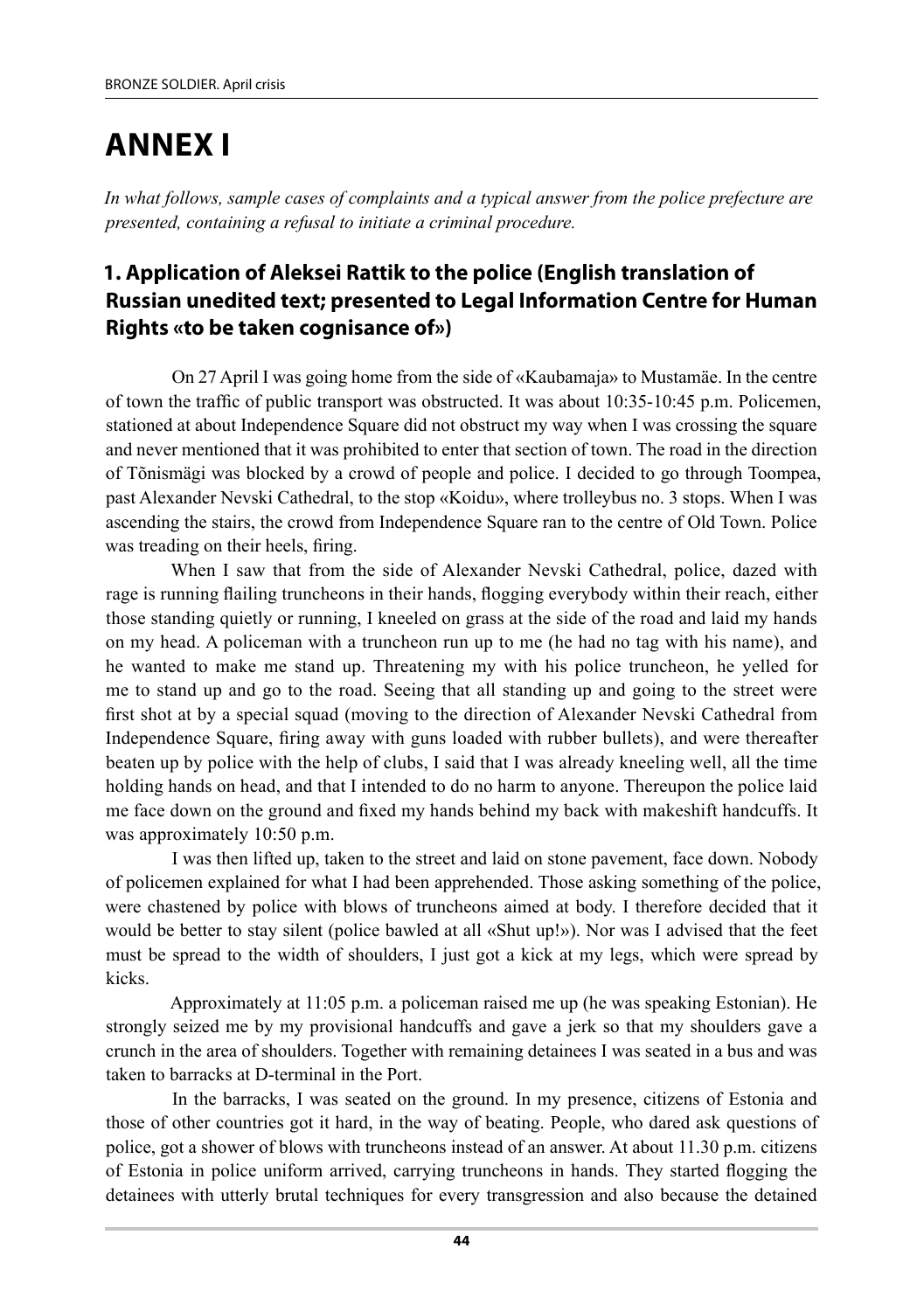# ANNEX I

*In what follows, sample cases of complaints and a typical answer from the police prefecture are presented, containing a refusal to initiate a criminal procedure.*

## 1. Application of Aleksei Rattik to the police (English translation of Russian unedited text; presented to Legal Information Centre for Human Rights «to be taken cognisance of»)

On 27 April I was going home from the side of «Kaubamaja» to Mustamäe. In the centre of town the traffic of public transport was obstructed. It was about 10:35-10:45 p.m. Policemen, stationed at about Independence Square did not obstruct my way when I was crossing the square and never mentioned that it was prohibited to enter that section of town. The road in the direction of Tõnismägi was blocked by a crowd of people and police. I decided to go through Toompea, past Alexander Nevski Cathedral, to the stop «Koidu», where trolleybus no. 3 stops. When I was ascending the stairs, the crowd from Independence Square ran to the centre of Old Town. Police was treading on their heels, firing.

When I saw that from the side of Alexander Nevski Cathedral, police, dazed with rage is running flailing truncheons in their hands, flogging everybody within their reach, either those standing quietly or running, I kneeled on grass at the side of the road and laid my hands on my head. A policeman with a truncheon run up to me (he had no tag with his name), and he wanted to make me stand up. Threatening my with his police truncheon, he yelled for me to stand up and go to the road. Seeing that all standing up and going to the street were first shot at by a special squad (moving to the direction of Alexander Nevski Cathedral from Independence Square, firing away with guns loaded with rubber bullets), and were thereafter beaten up by police with the help of clubs, I said that I was already kneeling well, all the time holding hands on head, and that I intended to do no harm to anyone. Thereupon the police laid me face down on the ground and fixed my hands behind my back with makeshift handcuffs. It was approximately 10:50 p.m.

I was then lifted up, taken to the street and laid on stone pavement, face down. Nobody of policemen explained for what I had been apprehended. Those asking something of the police, were chastened by police with blows of truncheons aimed at body. I therefore decided that it would be better to stay silent (police bawled at all «Shut up!»). Nor was I advised that the feet must be spread to the width of shoulders, I just got a kick at my legs, which were spread by kicks.

Approximately at 11:05 p.m. a policeman raised me up (he was speaking Estonian). He strongly seized me by my provisional handcuffs and gave a jerk so that my shoulders gave a crunch in the area of shoulders. Together with remaining detainees I was seated in a bus and was taken to barracks at D-terminal in the Port.

In the barracks, I was seated on the ground. In my presence, citizens of Estonia and those of other countries got it hard, in the way of beating. People, who dared ask questions of police, got a shower of blows with truncheons instead of an answer. At about 11.30 p.m. citizens of Estonia in police uniform arrived, carrying truncheons in hands. They started flogging the detainees with utterly brutal techniques for every transgression and also because the detained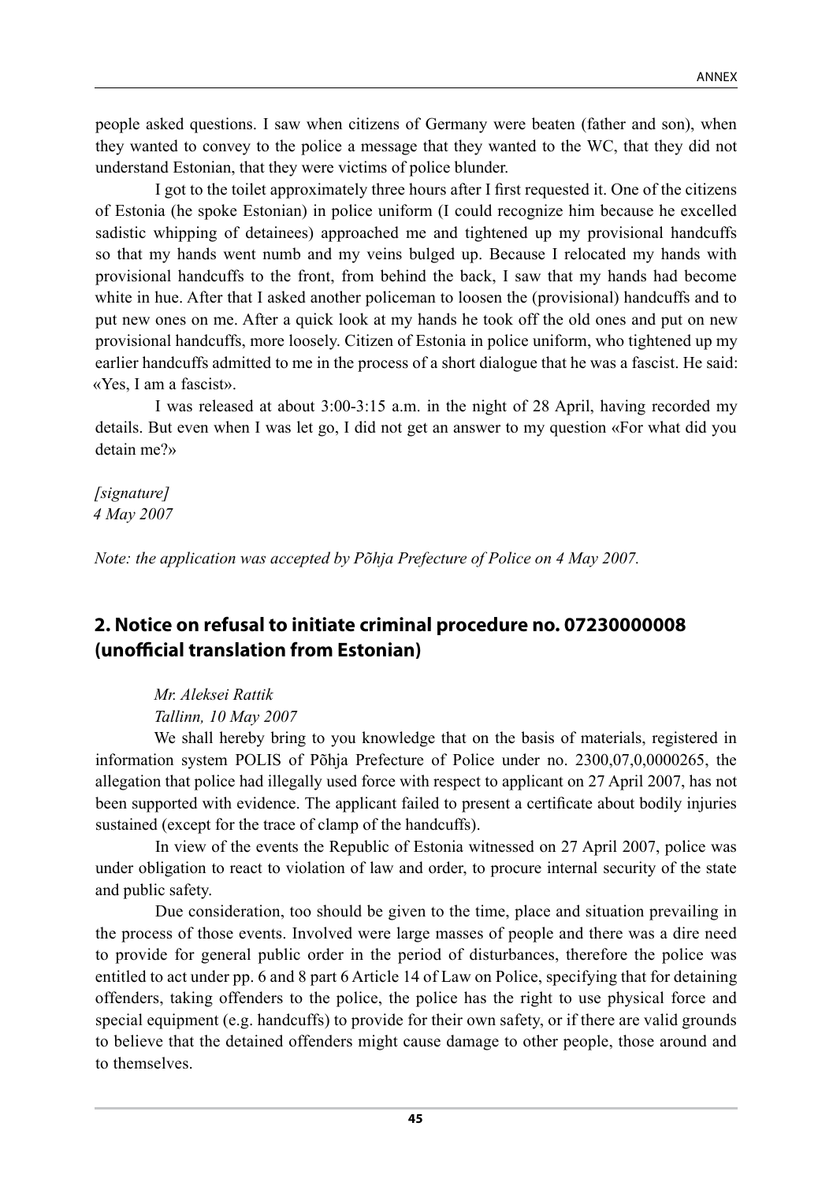people asked questions. I saw when citizens of Germany were beaten (father and son), when they wanted to convey to the police a message that they wanted to the WC, that they did not understand Estonian, that they were victims of police blunder.

I got to the toilet approximately three hours after I first requested it. One of the citizens of Estonia (he spoke Estonian) in police uniform (I could recognize him because he excelled sadistic whipping of detainees) approached me and tightened up my provisional handcuffs so that my hands went numb and my veins bulged up. Because I relocated my hands with provisional handcuffs to the front, from behind the back, I saw that my hands had become white in hue. After that I asked another policeman to loosen the (provisional) handcuffs and to put new ones on me. After a quick look at my hands he took off the old ones and put on new provisional handcuffs, more loosely. Citizen of Estonia in police uniform, who tightened up my earlier handcuffs admitted to me in the process of a short dialogue that he was a fascist. He said: «Yes, I am a fascist».

I was released at about 3:00-3:15 a.m. in the night of 28 April, having recorded my details. But even when I was let go, I did not get an answer to my question «For what did you detain me?»

*[signature]*
*4 May 2007*

*Note: the application was accepted by Põhja Prefecture of Police on 4 May 2007.*

## 2. Notice on refusal to initiate criminal procedure no. 07230000008 (unofficial translation from Estonian)

*Mr. Aleksei Rattik*
*Tallinn, 10 May 2007*

We shall hereby bring to you knowledge that on the basis of materials, registered in information system POLIS of Põhja Prefecture of Police under no. 2300,07,0,0000265, the allegation that police had illegally used force with respect to applicant on 27 April 2007, has not been supported with evidence. The applicant failed to present a certificate about bodily injuries sustained (except for the trace of clamp of the handcuffs).

In view of the events the Republic of Estonia witnessed on 27 April 2007, police was under obligation to react to violation of law and order, to procure internal security of the state and public safety.

Due consideration, too should be given to the time, place and situation prevailing in the process of those events. Involved were large masses of people and there was a dire need to provide for general public order in the period of disturbances, therefore the police was entitled to act under pp. 6 and 8 part 6 Article 14 of Law on Police, specifying that for detaining offenders, taking offenders to the police, the police has the right to use physical force and special equipment (e.g. handcuffs) to provide for their own safety, or if there are valid grounds to believe that the detained offenders might cause damage to other people, those around and to themselves.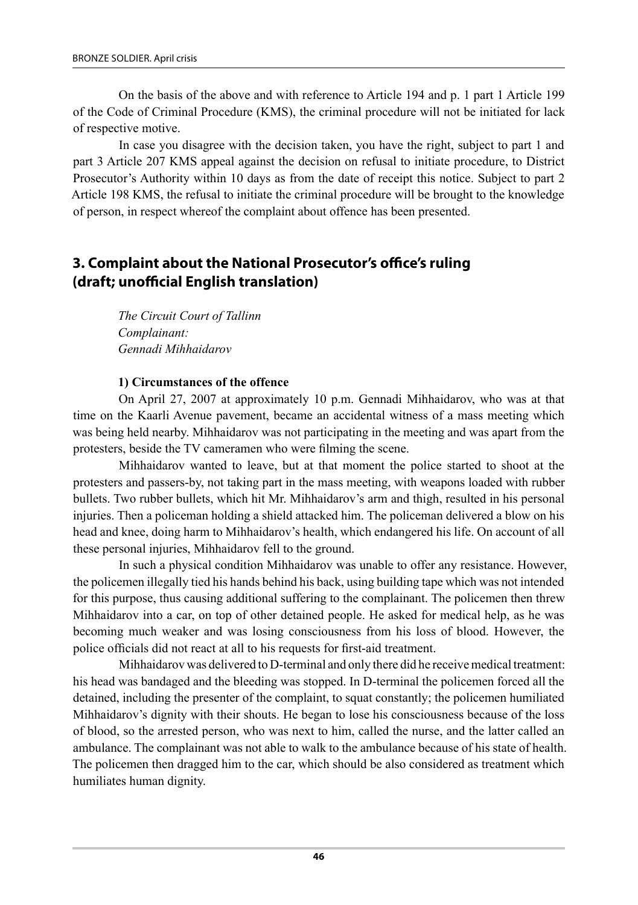On the basis of the above and with reference to Article 194 and p. 1 part 1 Article 199 of the Code of Criminal Procedure (KMS), the criminal procedure will not be initiated for lack of respective motive.

In case you disagree with the decision taken, you have the right, subject to part 1 and part 3 Article 207 KMS appeal against the decision on refusal to initiate procedure, to District Prosecutor's Authority within 10 days as from the date of receipt this notice. Subject to part 2 Article 198 KMS, the refusal to initiate the criminal procedure will be brought to the knowledge of person, in respect whereof the complaint about offence has been presented.

## 3. Complaint about the National Prosecutor's office's ruling (draft; unofficial English translation)

*The Circuit Court of Tallinn*
*Complainant:*
*Gennadi Mihhaidarov*

**1) Circumstances of the offence**

On April 27, 2007 at approximately 10 p.m. Gennadi Mihhaidarov, who was at that time on the Kaarli Avenue pavement, became an accidental witness of a mass meeting which was being held nearby. Mihhaidarov was not participating in the meeting and was apart from the protesters, beside the TV cameramen who were filming the scene.

Mihhaidarov wanted to leave, but at that moment the police started to shoot at the protesters and passers-by, not taking part in the mass meeting, with weapons loaded with rubber bullets. Two rubber bullets, which hit Mr. Mihhaidarov's arm and thigh, resulted in his personal injuries. Then a policeman holding a shield attacked him. The policeman delivered a blow on his head and knee, doing harm to Mihhaidarov's health, which endangered his life. On account of all these personal injuries, Mihhaidarov fell to the ground.

In such a physical condition Mihhaidarov was unable to offer any resistance. However, the policemen illegally tied his hands behind his back, using building tape which was not intended for this purpose, thus causing additional suffering to the complainant. The policemen then threw Mihhaidarov into a car, on top of other detained people. He asked for medical help, as he was becoming much weaker and was losing consciousness from his loss of blood. However, the police officials did not react at all to his requests for first-aid treatment.

Mihhaidarov was delivered to D-terminal and only there did he receive medical treatment: his head was bandaged and the bleeding was stopped. In D-terminal the policemen forced all the detained, including the presenter of the complaint, to squat constantly; the policemen humiliated Mihhaidarov's dignity with their shouts. He began to lose his consciousness because of the loss of blood, so the arrested person, who was next to him, called the nurse, and the latter called an ambulance. The complainant was not able to walk to the ambulance because of his state of health. The policemen then dragged him to the car, which should be also considered as treatment which humiliates human dignity.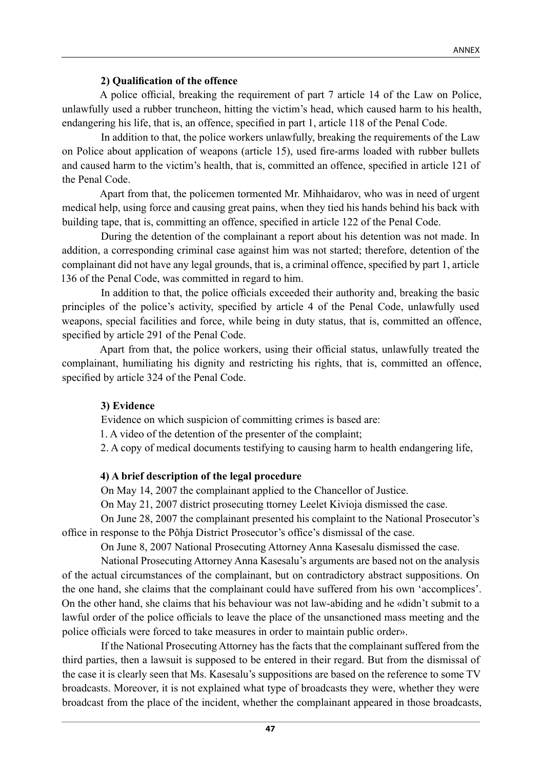**2) Qualification of the offence**

A police official, breaking the requirement of part 7 article 14 of the Law on Police, unlawfully used a rubber truncheon, hitting the victim's head, which caused harm to his health, endangering his life, that is, an offence, specified in part 1, article 118 of the Penal Code.

In addition to that, the police workers unlawfully, breaking the requirements of the Law on Police about application of weapons (article 15), used fire-arms loaded with rubber bullets and caused harm to the victim's health, that is, committed an offence, specified in article 121 of the Penal Code.

Apart from that, the policemen tormented Mr. Mihhaidarov, who was in need of urgent medical help, using force and causing great pains, when they tied his hands behind his back with building tape, that is, committing an offence, specified in article 122 of the Penal Code.

During the detention of the complainant a report about his detention was not made. In addition, a corresponding criminal case against him was not started; therefore, detention of the complainant did not have any legal grounds, that is, a criminal offence, specified by part 1, article 136 of the Penal Code, was committed in regard to him.

In addition to that, the police officials exceeded their authority and, breaking the basic principles of the police's activity, specified by article 4 of the Penal Code, unlawfully used weapons, special facilities and force, while being in duty status, that is, committed an offence, specified by article 291 of the Penal Code.

Apart from that, the police workers, using their official status, unlawfully treated the complainant, humiliating his dignity and restricting his rights, that is, committed an offence, specified by article 324 of the Penal Code.

**3) Evidence**

Evidence on which suspicion of committing crimes is based are:

1. A video of the detention of the presenter of the complaint;
2. A copy of medical documents testifying to causing harm to health endangering life,

**4) A brief description of the legal procedure**

On May 14, 2007 the complainant applied to the Chancellor of Justice.

On May 21, 2007 district prosecuting ttorney Leelet Kivioja dismissed the case.

On June 28, 2007 the complainant presented his complaint to the National Prosecutor's office in response to the Põhja District Prosecutor's office's dismissal of the case.

On June 8, 2007 National Prosecuting Attorney Anna Kasesalu dismissed the case.

National Prosecuting Attorney Anna Kasesalu's arguments are based not on the analysis of the actual circumstances of the complainant, but on contradictory abstract suppositions. On the one hand, she claims that the complainant could have suffered from his own 'accomplices'. On the other hand, she claims that his behaviour was not law-abiding and he «didn't submit to a lawful order of the police officials to leave the place of the unsanctioned mass meeting and the police officials were forced to take measures in order to maintain public order».

If the National Prosecuting Attorney has the facts that the complainant suffered from the third parties, then a lawsuit is supposed to be entered in their regard. But from the dismissal of the case it is clearly seen that Ms. Kasesalu's suppositions are based on the reference to some TV broadcasts. Moreover, it is not explained what type of broadcasts they were, whether they were broadcast from the place of the incident, whether the complainant appeared in those broadcasts,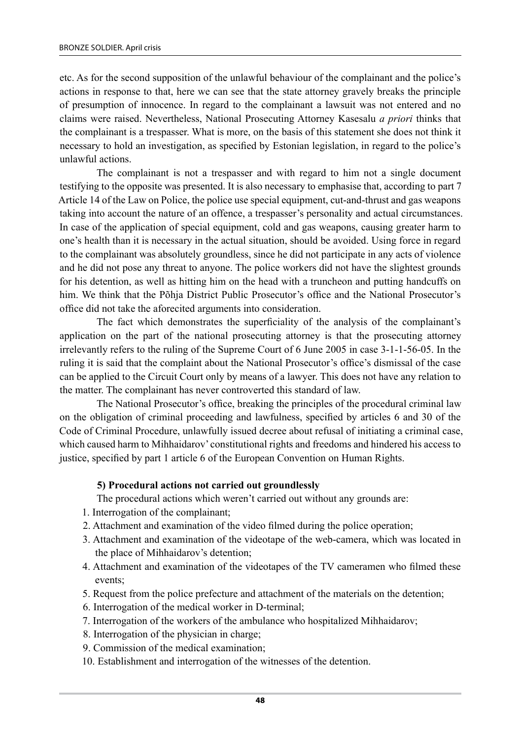etc. As for the second supposition of the unlawful behaviour of the complainant and the police's actions in response to that, here we can see that the state attorney gravely breaks the principle of presumption of innocence. In regard to the complainant a lawsuit was not entered and no claims were raised. Nevertheless, National Prosecuting Attorney Kasesalu *a priori* thinks that the complainant is a trespasser. What is more, on the basis of this statement she does not think it necessary to hold an investigation, as specified by Estonian legislation, in regard to the police's unlawful actions.

The complainant is not a trespasser and with regard to him not a single document testifying to the opposite was presented. It is also necessary to emphasise that, according to part 7 Article 14 of the Law on Police, the police use special equipment, cut-and-thrust and gas weapons taking into account the nature of an offence, a trespasser's personality and actual circumstances. In case of the application of special equipment, cold and gas weapons, causing greater harm to one's health than it is necessary in the actual situation, should be avoided. Using force in regard to the complainant was absolutely groundless, since he did not participate in any acts of violence and he did not pose any threat to anyone. The police workers did not have the slightest grounds for his detention, as well as hitting him on the head with a truncheon and putting handcuffs on him. We think that the Põhja District Public Prosecutor's office and the National Prosecutor's office did not take the aforecited arguments into consideration.

The fact which demonstrates the superficiality of the analysis of the complainant's application on the part of the national prosecuting attorney is that the prosecuting attorney irrelevantly refers to the ruling of the Supreme Court of 6 June 2005 in case 3-1-1-56-05. In the ruling it is said that the complaint about the National Prosecutor's office's dismissal of the case can be applied to the Circuit Court only by means of a lawyer. This does not have any relation to the matter. The complainant has never controverted this standard of law.

The National Prosecutor's office, breaking the principles of the procedural criminal law on the obligation of criminal proceeding and lawfulness, specified by articles 6 and 30 of the Code of Criminal Procedure, unlawfully issued decree about refusal of initiating a criminal case, which caused harm to Mihhaidarov' constitutional rights and freedoms and hindered his access to justice, specified by part 1 article 6 of the European Convention on Human Rights.

**5) Procedural actions not carried out groundlessly**

The procedural actions which weren't carried out without any grounds are:

1. Interrogation of the complainant;
2. Attachment and examination of the video filmed during the police operation;
3. Attachment and examination of the videotape of the web-camera, which was located in the place of Mihhaidarov's detention;
4. Attachment and examination of the videotapes of the TV cameramen who filmed these events;
5. Request from the police prefecture and attachment of the materials on the detention;
6. Interrogation of the medical worker in D-terminal;
7. Interrogation of the workers of the ambulance who hospitalized Mihhaidarov;
8. Interrogation of the physician in charge;
9. Commission of the medical examination;
10. Establishment and interrogation of the witnesses of the detention.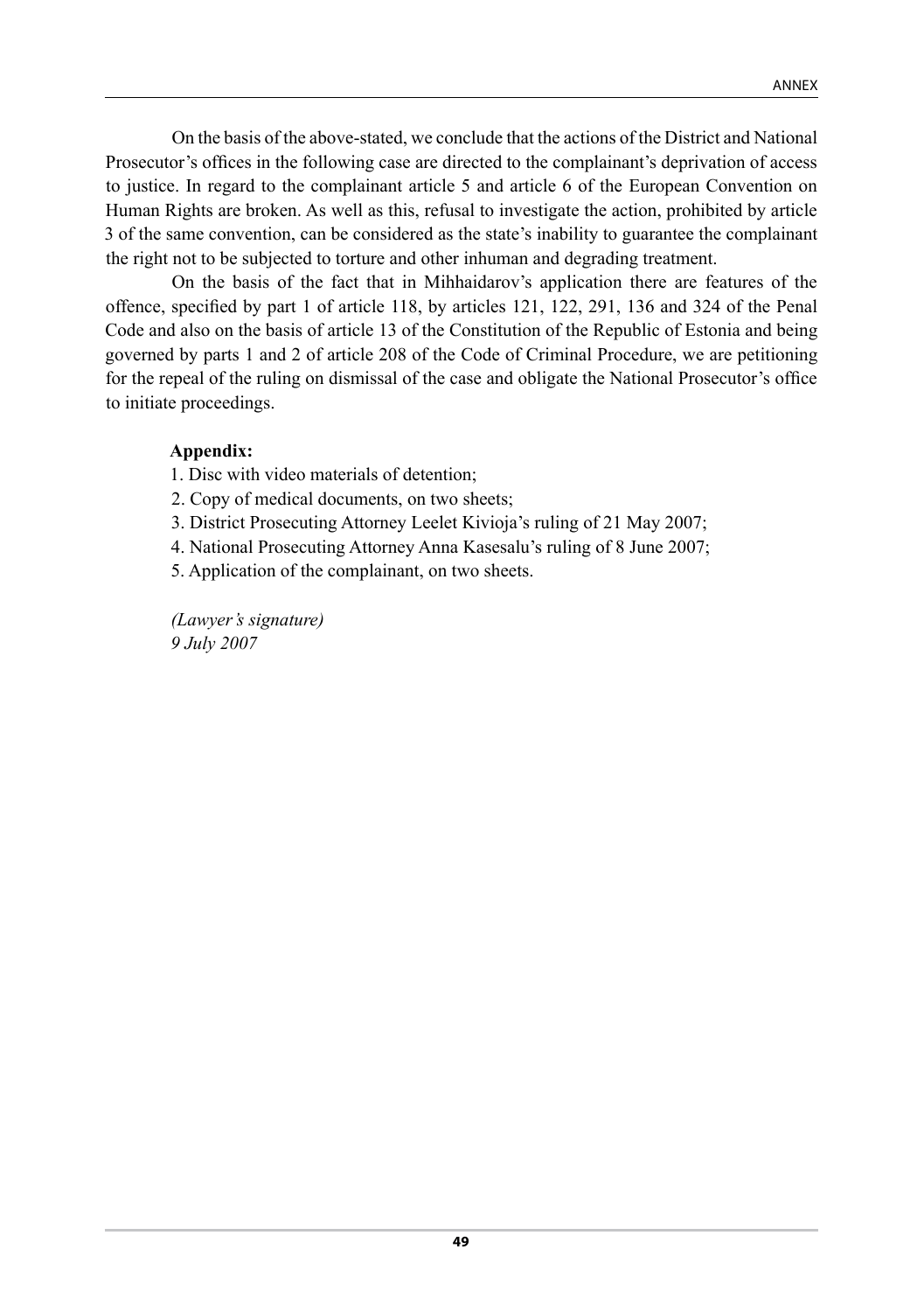On the basis of the above-stated, we conclude that the actions of the District and National Prosecutor's offices in the following case are directed to the complainant's deprivation of access to justice. In regard to the complainant article 5 and article 6 of the European Convention on Human Rights are broken. As well as this, refusal to investigate the action, prohibited by article 3 of the same convention, can be considered as the state's inability to guarantee the complainant the right not to be subjected to torture and other inhuman and degrading treatment.

On the basis of the fact that in Mihhaidarov's application there are features of the offence, specified by part 1 of article 118, by articles 121, 122, 291, 136 and 324 of the Penal Code and also on the basis of article 13 of the Constitution of the Republic of Estonia and being governed by parts 1 and 2 of article 208 of the Code of Criminal Procedure, we are petitioning for the repeal of the ruling on dismissal of the case and obligate the National Prosecutor's office to initiate proceedings.

**Appendix:**

1. Disc with video materials of detention;
2. Copy of medical documents, on two sheets;
3. District Prosecuting Attorney Leelet Kivioja's ruling of 21 May 2007;
4. National Prosecuting Attorney Anna Kasesalu's ruling of 8 June 2007;
5. Application of the complainant, on two sheets.

*(Lawyer's signature)*
*9 July 2007*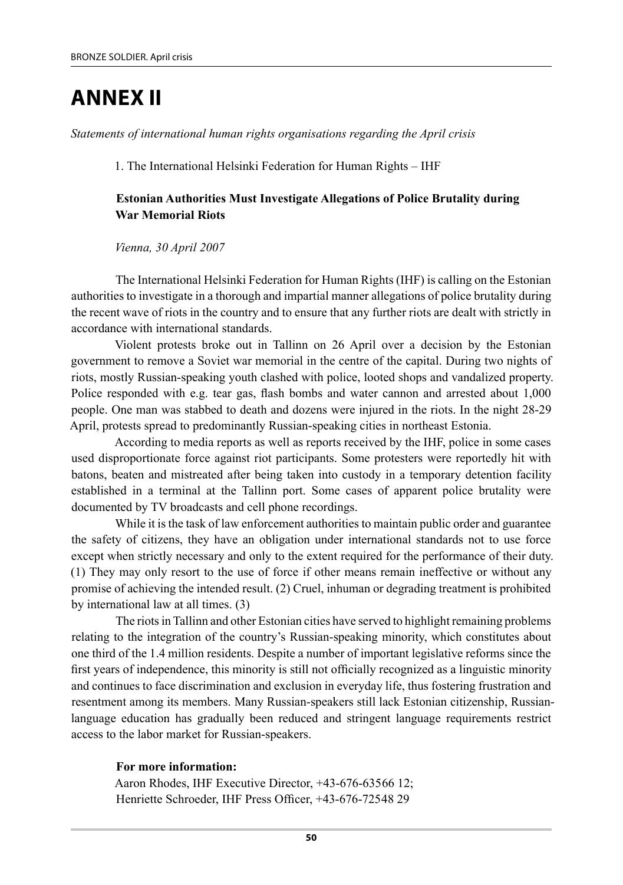# ANNEX II

*Statements of international human rights organisations regarding the April crisis*

1. The International Helsinki Federation for Human Rights – IHF

**Estonian Authorities Must Investigate Allegations of Police Brutality during War Memorial Riots**

*Vienna, 30 April 2007*

The International Helsinki Federation for Human Rights (IHF) is calling on the Estonian authorities to investigate in a thorough and impartial manner allegations of police brutality during the recent wave of riots in the country and to ensure that any further riots are dealt with strictly in accordance with international standards.

Violent protests broke out in Tallinn on 26 April over a decision by the Estonian government to remove a Soviet war memorial in the centre of the capital. During two nights of riots, mostly Russian-speaking youth clashed with police, looted shops and vandalized property. Police responded with e.g. tear gas, flash bombs and water cannon and arrested about 1,000 people. One man was stabbed to death and dozens were injured in the riots. In the night 28-29 April, protests spread to predominantly Russian-speaking cities in northeast Estonia.

According to media reports as well as reports received by the IHF, police in some cases used disproportionate force against riot participants. Some protesters were reportedly hit with batons, beaten and mistreated after being taken into custody in a temporary detention facility established in a terminal at the Tallinn port. Some cases of apparent police brutality were documented by TV broadcasts and cell phone recordings.

While it is the task of law enforcement authorities to maintain public order and guarantee the safety of citizens, they have an obligation under international standards not to use force except when strictly necessary and only to the extent required for the performance of their duty. (1) They may only resort to the use of force if other means remain ineffective or without any promise of achieving the intended result. (2) Cruel, inhuman or degrading treatment is prohibited by international law at all times. (3)

The riots in Tallinn and other Estonian cities have served to highlight remaining problems relating to the integration of the country's Russian-speaking minority, which constitutes about one third of the 1.4 million residents. Despite a number of important legislative reforms since the first years of independence, this minority is still not officially recognized as a linguistic minority and continues to face discrimination and exclusion in everyday life, thus fostering frustration and resentment among its members. Many Russian-speakers still lack Estonian citizenship, Russian-language education has gradually been reduced and stringent language requirements restrict access to the labor market for Russian-speakers.

**For more information:**

Aaron Rhodes, IHF Executive Director, +43-676-63566 12;
Henriette Schroeder, IHF Press Officer, +43-676-72548 29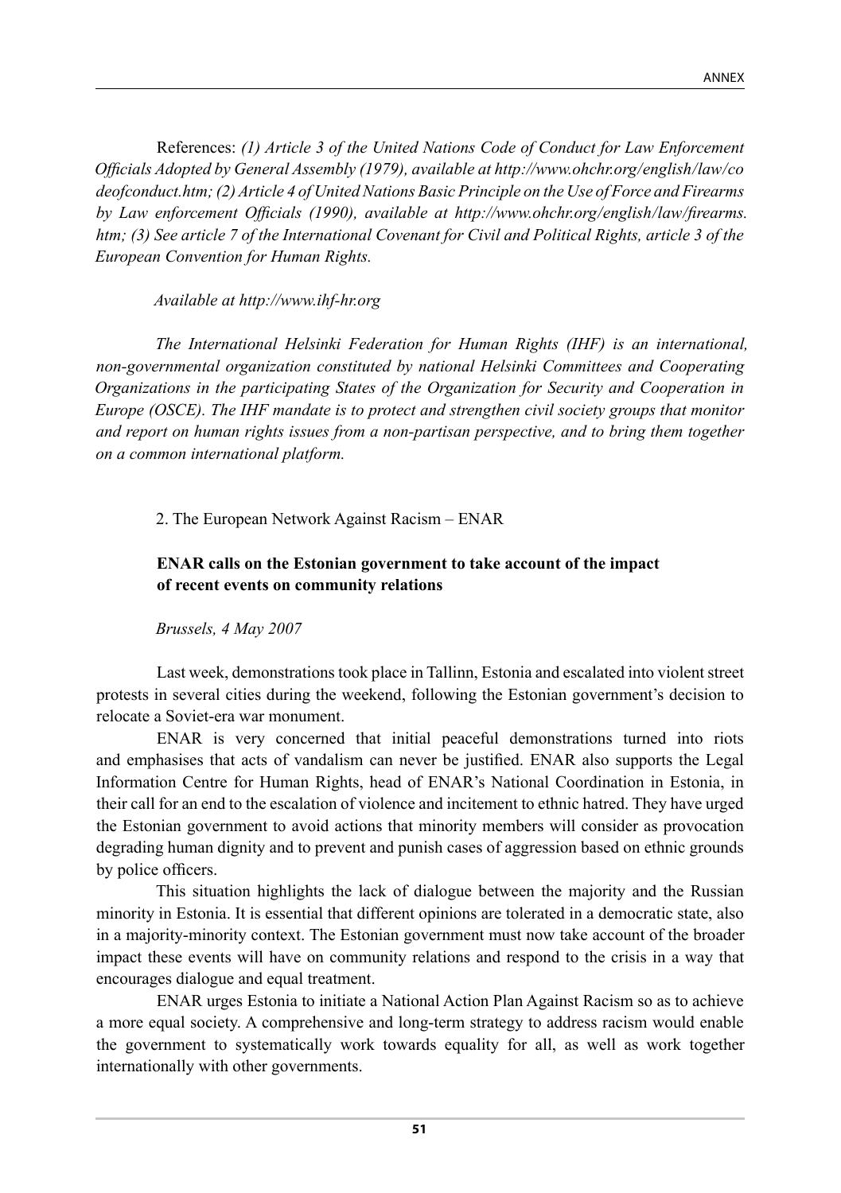References: *(1) Article 3 of the United Nations Code of Conduct for Law Enforcement Officials Adopted by General Assembly (1979), available at http://www.ohchr.org/english/law/codeofconduct.htm; (2) Article 4 of United Nations Basic Principle on the Use of Force and Firearms by Law enforcement Officials (1990), available at http://www.ohchr.org/english/law/firearms.htm; (3) See article 7 of the International Covenant for Civil and Political Rights, article 3 of the European Convention for Human Rights.*

*Available at http://www.ihf-hr.org*

*The International Helsinki Federation for Human Rights (IHF) is an international, non-governmental organization constituted by national Helsinki Committees and Cooperating Organizations in the participating States of the Organization for Security and Cooperation in Europe (OSCE). The IHF mandate is to protect and strengthen civil society groups that monitor and report on human rights issues from a non-partisan perspective, and to bring them together on a common international platform.*

2. The European Network Against Racism – ENAR

**ENAR calls on the Estonian government to take account of the impact of recent events on community relations**

*Brussels, 4 May 2007*

Last week, demonstrations took place in Tallinn, Estonia and escalated into violent street protests in several cities during the weekend, following the Estonian government's decision to relocate a Soviet-era war monument.

ENAR is very concerned that initial peaceful demonstrations turned into riots and emphasises that acts of vandalism can never be justified. ENAR also supports the Legal Information Centre for Human Rights, head of ENAR's National Coordination in Estonia, in their call for an end to the escalation of violence and incitement to ethnic hatred. They have urged the Estonian government to avoid actions that minority members will consider as provocation degrading human dignity and to prevent and punish cases of aggression based on ethnic grounds by police officers.

This situation highlights the lack of dialogue between the majority and the Russian minority in Estonia. It is essential that different opinions are tolerated in a democratic state, also in a majority-minority context. The Estonian government must now take account of the broader impact these events will have on community relations and respond to the crisis in a way that encourages dialogue and equal treatment.

ENAR urges Estonia to initiate a National Action Plan Against Racism so as to achieve a more equal society. A comprehensive and long-term strategy to address racism would enable the government to systematically work towards equality for all, as well as work together internationally with other governments.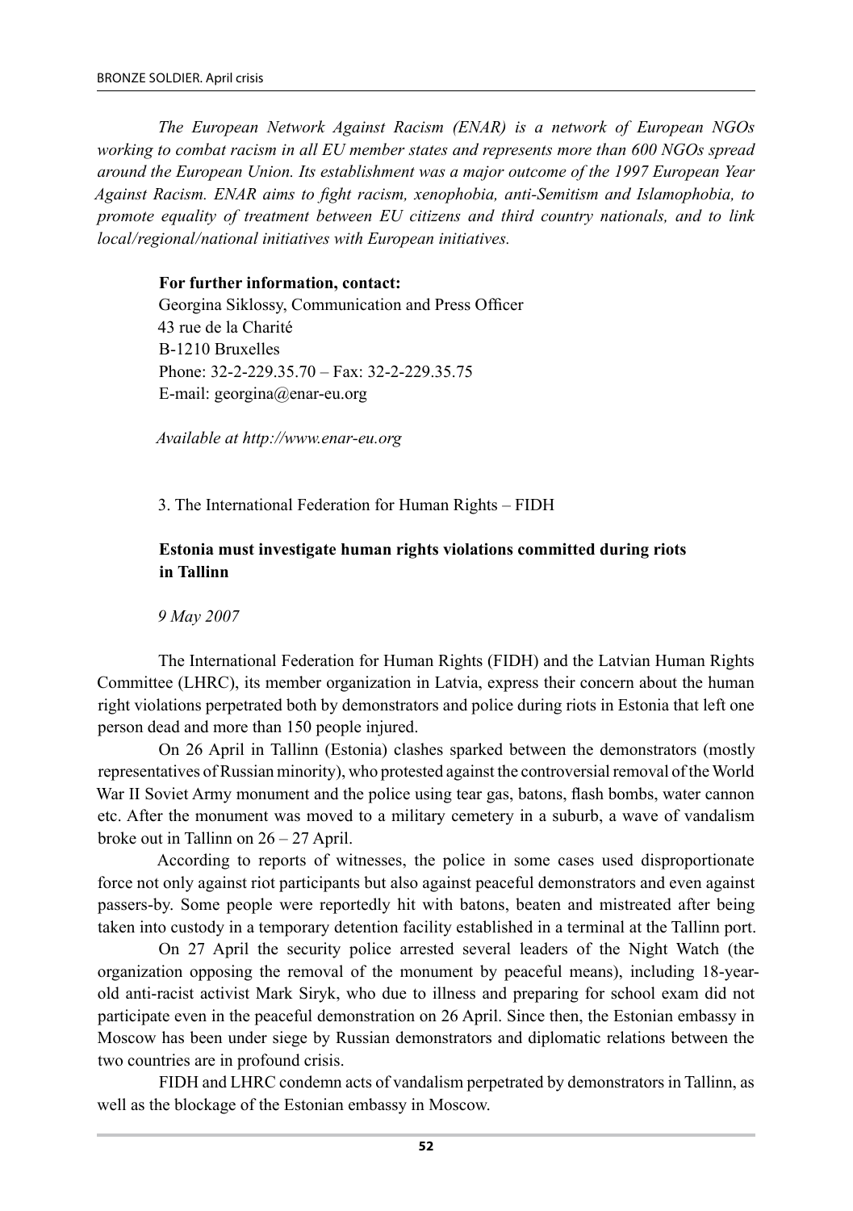*The European Network Against Racism (ENAR) is a network of European NGOs working to combat racism in all EU member states and represents more than 600 NGOs spread around the European Union. Its establishment was a major outcome of the 1997 European Year Against Racism. ENAR aims to fight racism, xenophobia, anti-Semitism and Islamophobia, to promote equality of treatment between EU citizens and third country nationals, and to link local/regional/national initiatives with European initiatives.*

**For further information, contact:**
Georgina Siklossy, Communication and Press Officer
43 rue de la Charité
B-1210 Bruxelles
Phone: 32-2-229.35.70 – Fax: 32-2-229.35.75
E-mail: georgina@enar-eu.org

*Available at http://www.enar-eu.org*

3. The International Federation for Human Rights – FIDH

**Estonia must investigate human rights violations committed during riots in Tallinn**

*9 May 2007*

The International Federation for Human Rights (FIDH) and the Latvian Human Rights Committee (LHRC), its member organization in Latvia, express their concern about the human right violations perpetrated both by demonstrators and police during riots in Estonia that left one person dead and more than 150 people injured.

On 26 April in Tallinn (Estonia) clashes sparked between the demonstrators (mostly representatives of Russian minority), who protested against the controversial removal of the World War II Soviet Army monument and the police using tear gas, batons, flash bombs, water cannon etc. After the monument was moved to a military cemetery in a suburb, a wave of vandalism broke out in Tallinn on 26 – 27 April.

According to reports of witnesses, the police in some cases used disproportionate force not only against riot participants but also against peaceful demonstrators and even against passers-by. Some people were reportedly hit with batons, beaten and mistreated after being taken into custody in a temporary detention facility established in a terminal at the Tallinn port.

On 27 April the security police arrested several leaders of the Night Watch (the organization opposing the removal of the monument by peaceful means), including 18-year-old anti-racist activist Mark Siryk, who due to illness and preparing for school exam did not participate even in the peaceful demonstration on 26 April. Since then, the Estonian embassy in Moscow has been under siege by Russian demonstrators and diplomatic relations between the two countries are in profound crisis.

FIDH and LHRC condemn acts of vandalism perpetrated by demonstrators in Tallinn, as well as the blockage of the Estonian embassy in Moscow.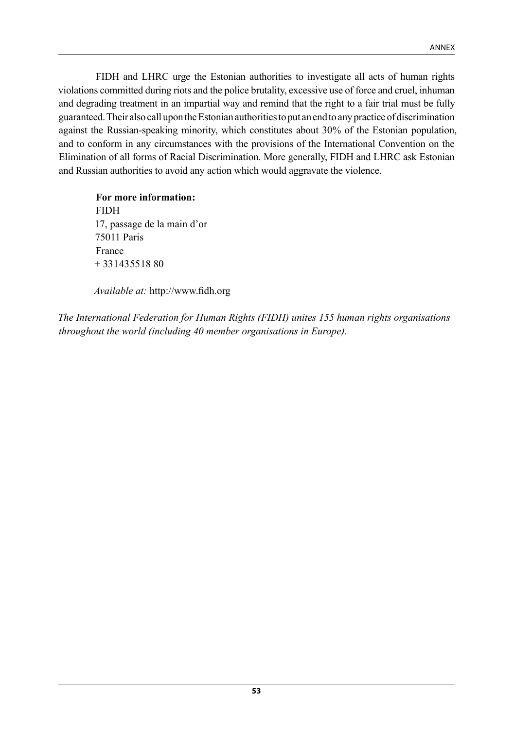FIDH and LHRC urge the Estonian authorities to investigate all acts of human rights violations committed during riots and the police brutality, excessive use of force and cruel, inhuman and degrading treatment in an impartial way and remind that the right to a fair trial must be fully guaranteed. Their also call upon the Estonian authorities to put an end to any practice of discrimination against the Russian-speaking minority, which constitutes about 30% of the Estonian population, and to conform in any circumstances with the provisions of the International Convention on the Elimination of all forms of Racial Discrimination. More generally, FIDH and LHRC ask Estonian and Russian authorities to avoid any action which would aggravate the violence.

**For more information:**
FIDH
17, passage de la main d'or
75011 Paris
France
+ 331435518 80

*Available at:* http://www.fidh.org

*The International Federation for Human Rights (FIDH) unites 155 human rights organisations throughout the world (including 40 member organisations in Europe).*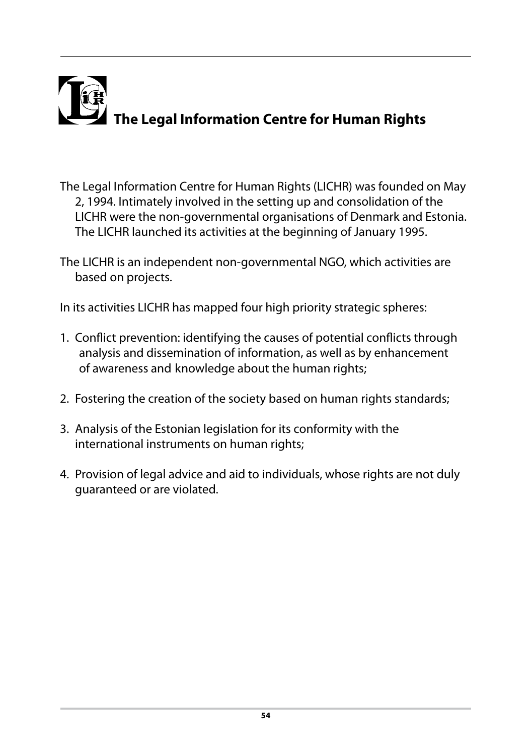# The Legal Information Centre for Human Rights

The Legal Information Centre for Human Rights (LICHR) was founded on May 2, 1994. Intimately involved in the setting up and consolidation of the LICHR were the non-governmental organisations of Denmark and Estonia. The LICHR launched its activities at the beginning of January 1995.

The LICHR is an independent non-governmental NGO, which activities are based on projects.

In its activities LICHR has mapped four high priority strategic spheres:

1. Conflict prevention: identifying the causes of potential conflicts through analysis and dissemination of information, as well as by enhancement of awareness and knowledge about the human rights;

2. Fostering the creation of the society based on human rights standards;

3. Analysis of the Estonian legislation for its conformity with the international instruments on human rights;

4. Provision of legal advice and aid to individuals, whose rights are not duly guaranteed or are violated.